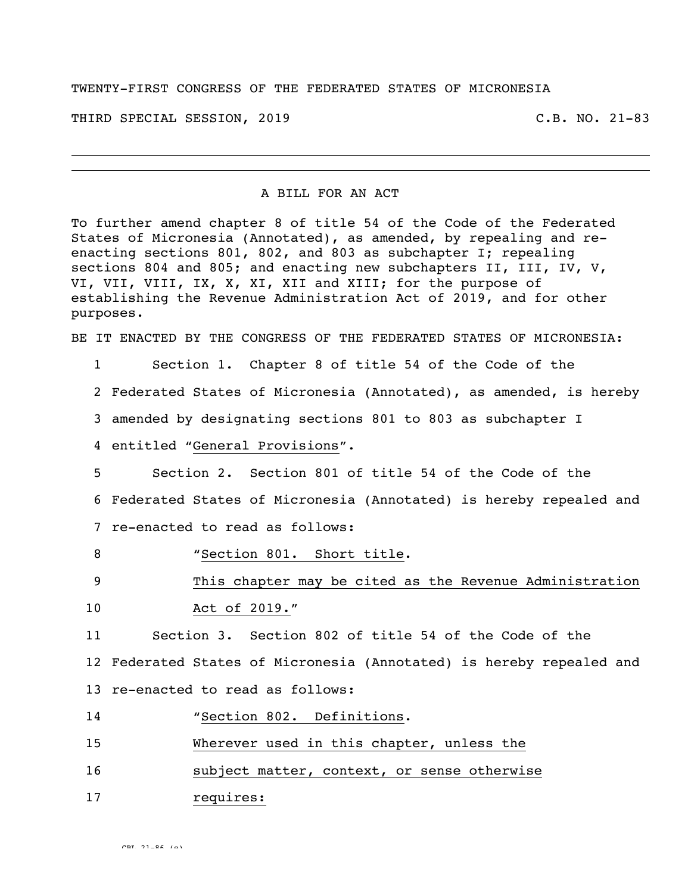TWENTY-FIRST CONGRESS OF THE FEDERATED STATES OF MICRONESIA

THIRD SPECIAL SESSION, 2019 C.B. NO. 21-83

---

A BILL FOR AN ACT

To further amend chapter 8 of title 54 of the Code of the Federated States of Micronesia (Annotated), as amended, by repealing and re-enacting sections 801, 802, and 803 as subchapter I; repealing sections 804 and 805; and enacting new subchapters II, III, IV, V, VI, VII, VIII, IX, X, XI, XII and XIII; for the purpose of establishing the Revenue Administration Act of 2019, and for other purposes.

BE IT ENACTED BY THE CONGRESS OF THE FEDERATED STATES OF MICRONESIA:

1 Section 1. Chapter 8 of title 54 of the Code of the
2 Federated States of Micronesia (Annotated), as amended, is hereby
3 amended by designating sections 801 to 803 as subchapter I
4 entitled "General Provisions".
5 Section 2. Section 801 of title 54 of the Code of the
6 Federated States of Micronesia (Annotated) is hereby repealed and
7 re-enacted to read as follows:
8 "Section 801. Short title.
9 This chapter may be cited as the Revenue Administration
10 Act of 2019."
11 Section 3. Section 802 of title 54 of the Code of the
12 Federated States of Micronesia (Annotated) is hereby repealed and
13 re-enacted to read as follows:
14 "Section 802. Definitions.
15 Wherever used in this chapter, unless the
16 subject matter, context, or sense otherwise
17 requires: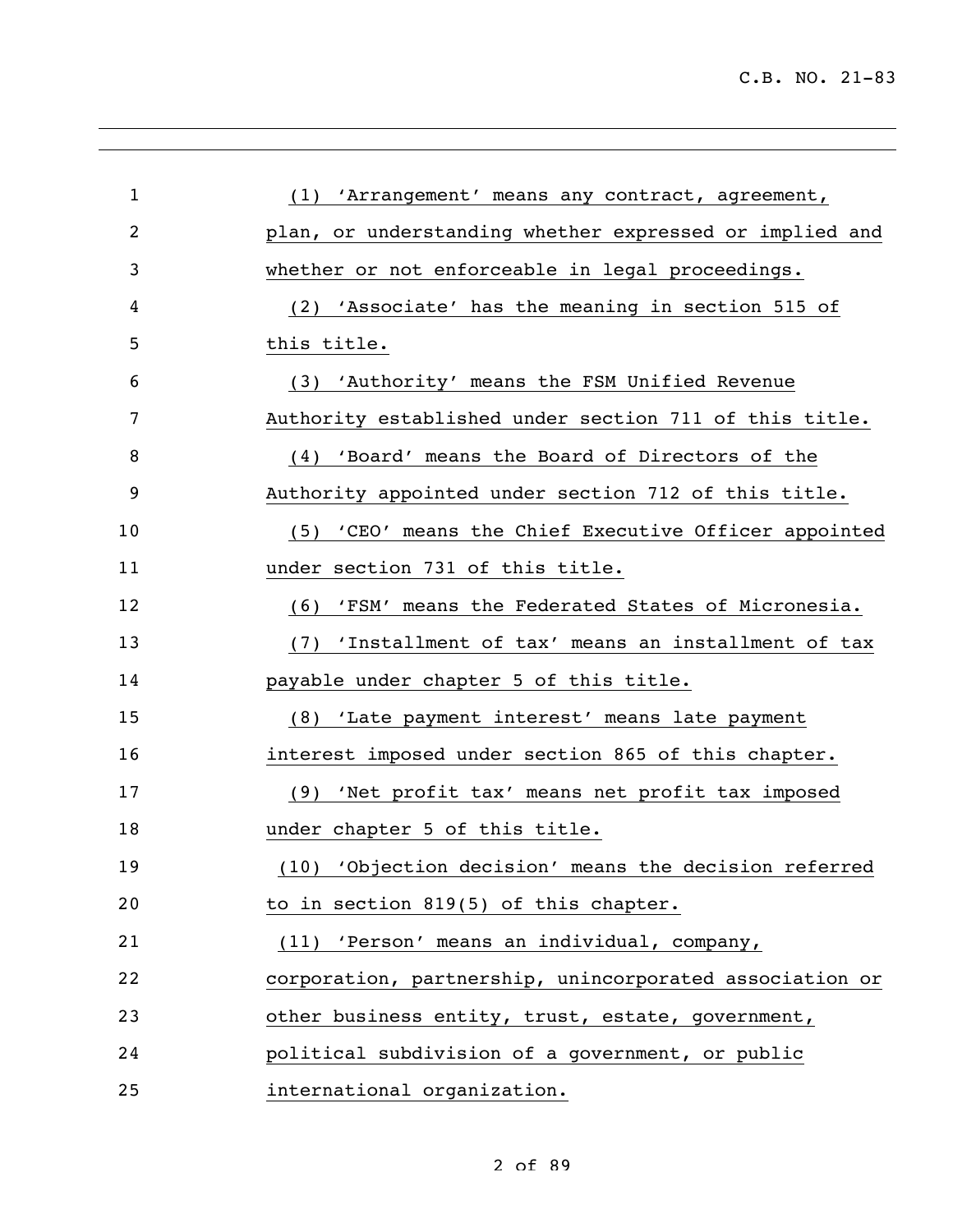(1) 'Arrangement' means any contract, agreement, plan, or understanding whether expressed or implied and whether or not enforceable in legal proceedings.

(2) 'Associate' has the meaning in section 515 of this title.

(3) 'Authority' means the FSM Unified Revenue Authority established under section 711 of this title.

(4) 'Board' means the Board of Directors of the Authority appointed under section 712 of this title.

(5) 'CEO' means the Chief Executive Officer appointed under section 731 of this title.

(6) 'FSM' means the Federated States of Micronesia.

(7) 'Installment of tax' means an installment of tax payable under chapter 5 of this title.

(8) 'Late payment interest' means late payment interest imposed under section 865 of this chapter.

(9) 'Net profit tax' means net profit tax imposed under chapter 5 of this title.

(10) 'Objection decision' means the decision referred to in section 819(5) of this chapter.

(11) 'Person' means an individual, company, corporation, partnership, unincorporated association or other business entity, trust, estate, government, political subdivision of a government, or public international organization.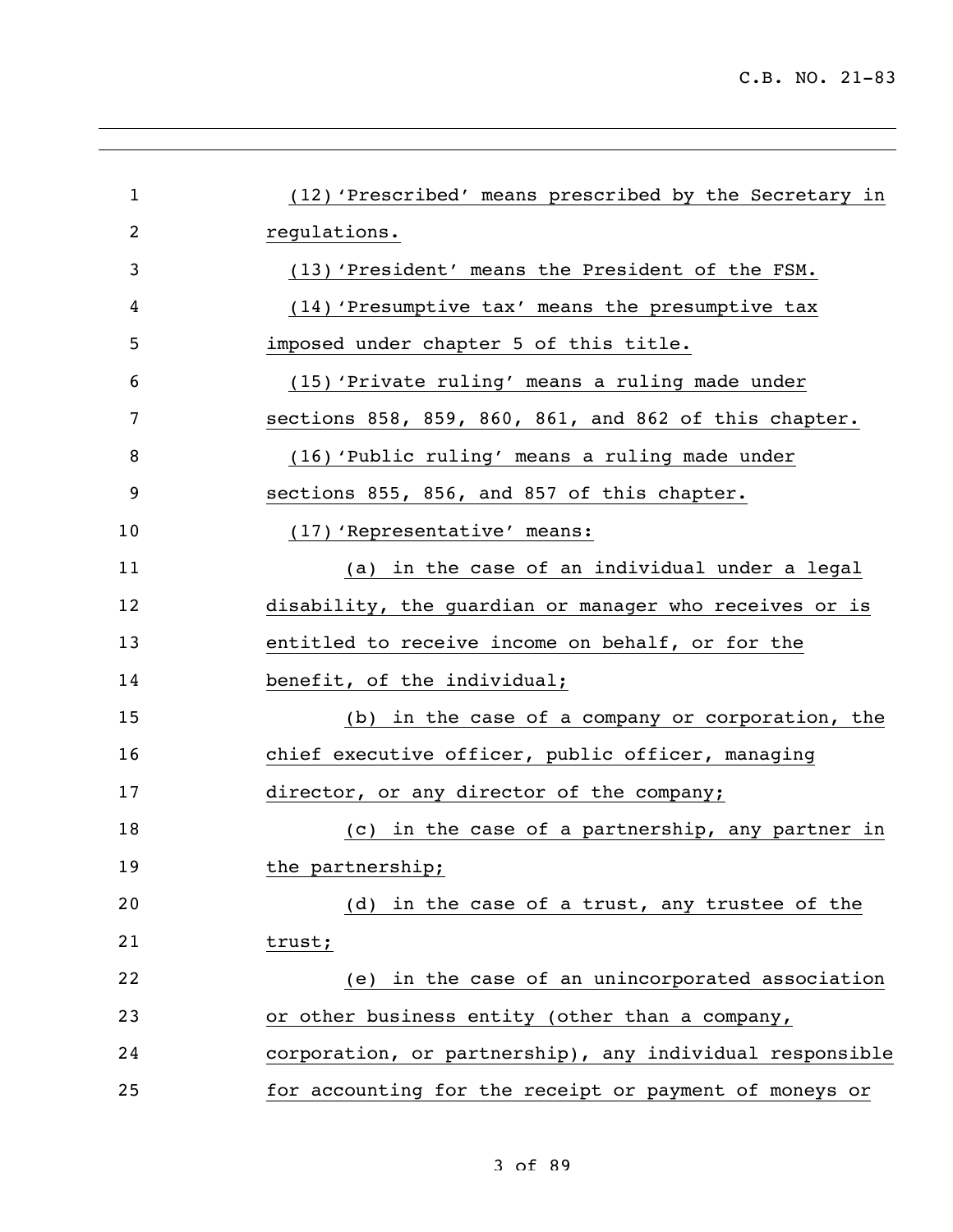(12) 'Prescribed' means prescribed by the Secretary in regulations.

(13) 'President' means the President of the FSM.

(14) 'Presumptive tax' means the presumptive tax imposed under chapter 5 of this title.

(15) 'Private ruling' means a ruling made under sections 858, 859, 860, 861, and 862 of this chapter.

(16) 'Public ruling' means a ruling made under sections 855, 856, and 857 of this chapter.

(17) 'Representative' means:

(a) in the case of an individual under a legal disability, the guardian or manager who receives or is entitled to receive income on behalf, or for the benefit, of the individual;

(b) in the case of a company or corporation, the chief executive officer, public officer, managing director, or any director of the company;

(c) in the case of a partnership, any partner in the partnership;

(d) in the case of a trust, any trustee of the trust;

(e) in the case of an unincorporated association or other business entity (other than a company, corporation, or partnership), any individual responsible for accounting for the receipt or payment of moneys or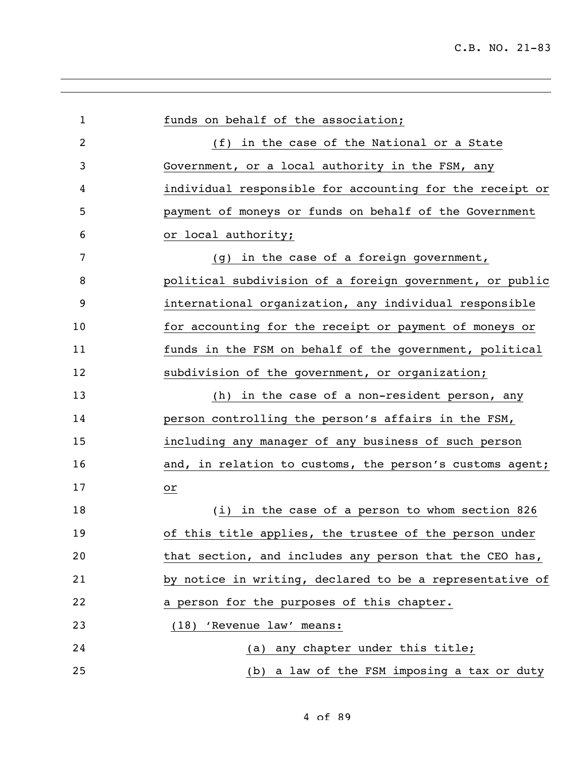funds on behalf of the association;

(f) in the case of the National or a State Government, or a local authority in the FSM, any individual responsible for accounting for the receipt or payment of moneys or funds on behalf of the Government or local authority;

(g) in the case of a foreign government, political subdivision of a foreign government, or public international organization, any individual responsible for accounting for the receipt or payment of moneys or funds in the FSM on behalf of the government, political subdivision of the government, or organization;

(h) in the case of a non-resident person, any person controlling the person's affairs in the FSM, including any manager of any business of such person and, in relation to customs, the person's customs agent; or

(i) in the case of a person to whom section 826 of this title applies, the trustee of the person under that section, and includes any person that the CEO has, by notice in writing, declared to be a representative of a person for the purposes of this chapter.

(18) 'Revenue law' means:

(a) any chapter under this title;

(b) a law of the FSM imposing a tax or duty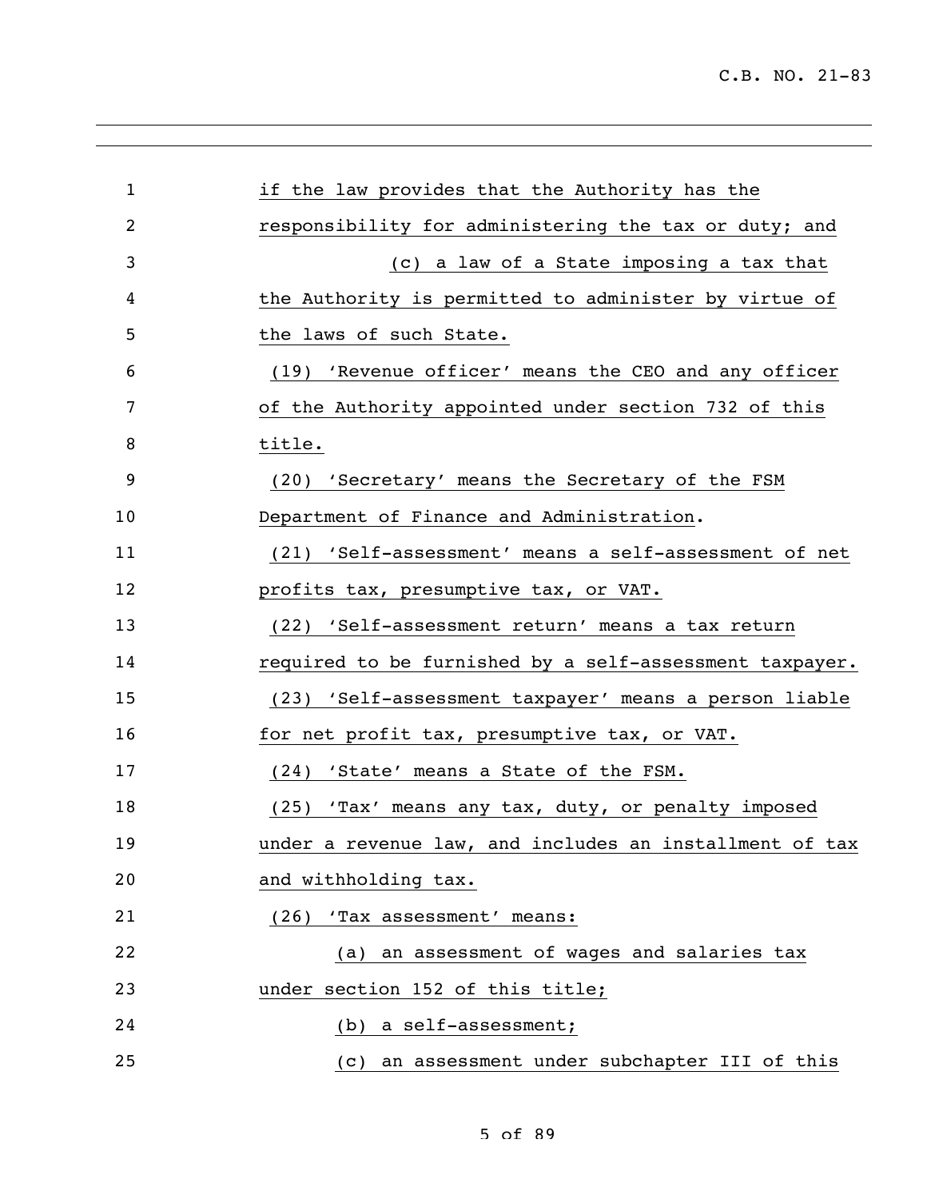if the law provides that the Authority has the responsibility for administering the tax or duty; and

(c) a law of a State imposing a tax that the Authority is permitted to administer by virtue of the laws of such State.

(19) 'Revenue officer' means the CEO and any officer of the Authority appointed under section 732 of this title.

(20) 'Secretary' means the Secretary of the FSM Department of Finance and Administration.

(21) 'Self-assessment' means a self-assessment of net profits tax, presumptive tax, or VAT.

(22) 'Self-assessment return' means a tax return required to be furnished by a self-assessment taxpayer.

(23) 'Self-assessment taxpayer' means a person liable for net profit tax, presumptive tax, or VAT.

(24) 'State' means a State of the FSM.

(25) 'Tax' means any tax, duty, or penalty imposed under a revenue law, and includes an installment of tax and withholding tax.

(26) 'Tax assessment' means:

(a) an assessment of wages and salaries tax under section 152 of this title;

(b) a self-assessment;

(c) an assessment under subchapter III of this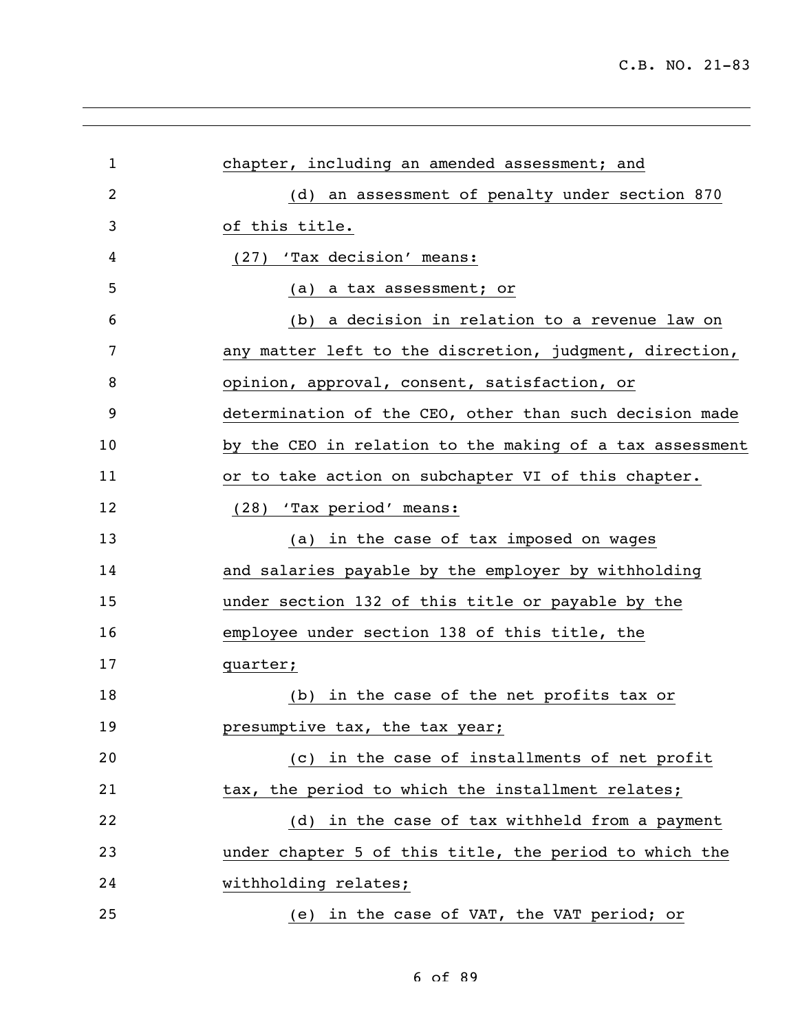chapter, including an amended assessment; and

(d) an assessment of penalty under section 870 of this title.

(27) 'Tax decision' means:

(a) a tax assessment; or

(b) a decision in relation to a revenue law on any matter left to the discretion, judgment, direction, opinion, approval, consent, satisfaction, or determination of the CEO, other than such decision made by the CEO in relation to the making of a tax assessment or to take action on subchapter VI of this chapter.

(28) 'Tax period' means:

(a) in the case of tax imposed on wages and salaries payable by the employer by withholding under section 132 of this title or payable by the employee under section 138 of this title, the quarter;

(b) in the case of the net profits tax or presumptive tax, the tax year;

(c) in the case of installments of net profit tax, the period to which the installment relates;

(d) in the case of tax withheld from a payment under chapter 5 of this title, the period to which the withholding relates;

(e) in the case of VAT, the VAT period; or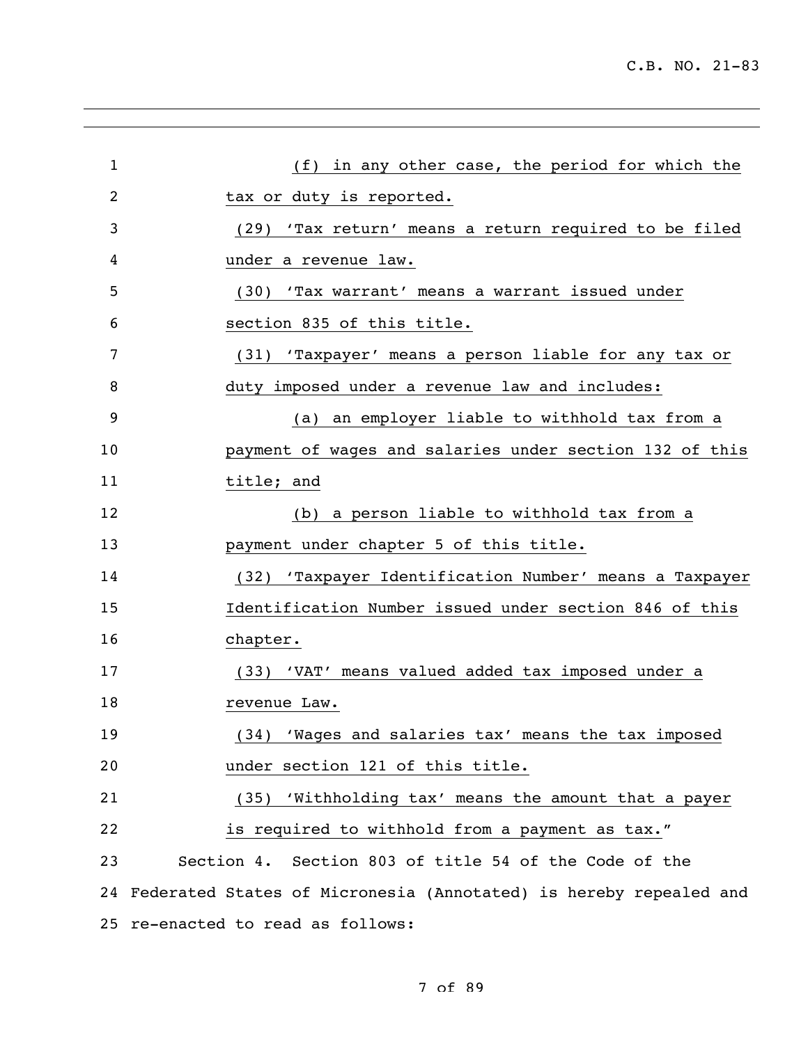(f) in any other case, the period for which the tax or duty is reported.

(29) 'Tax return' means a return required to be filed under a revenue law.

(30) 'Tax warrant' means a warrant issued under section 835 of this title.

(31) 'Taxpayer' means a person liable for any tax or duty imposed under a revenue law and includes:

(a) an employer liable to withhold tax from a payment of wages and salaries under section 132 of this title; and

(b) a person liable to withhold tax from a payment under chapter 5 of this title.

(32) 'Taxpayer Identification Number' means a Taxpayer Identification Number issued under section 846 of this chapter.

(33) 'VAT' means valued added tax imposed under a revenue Law.

(34) 'Wages and salaries tax' means the tax imposed under section 121 of this title.

(35) 'Withholding tax' means the amount that a payer is required to withhold from a payment as tax."

Section 4. Section 803 of title 54 of the Code of the Federated States of Micronesia (Annotated) is hereby repealed and re-enacted to read as follows: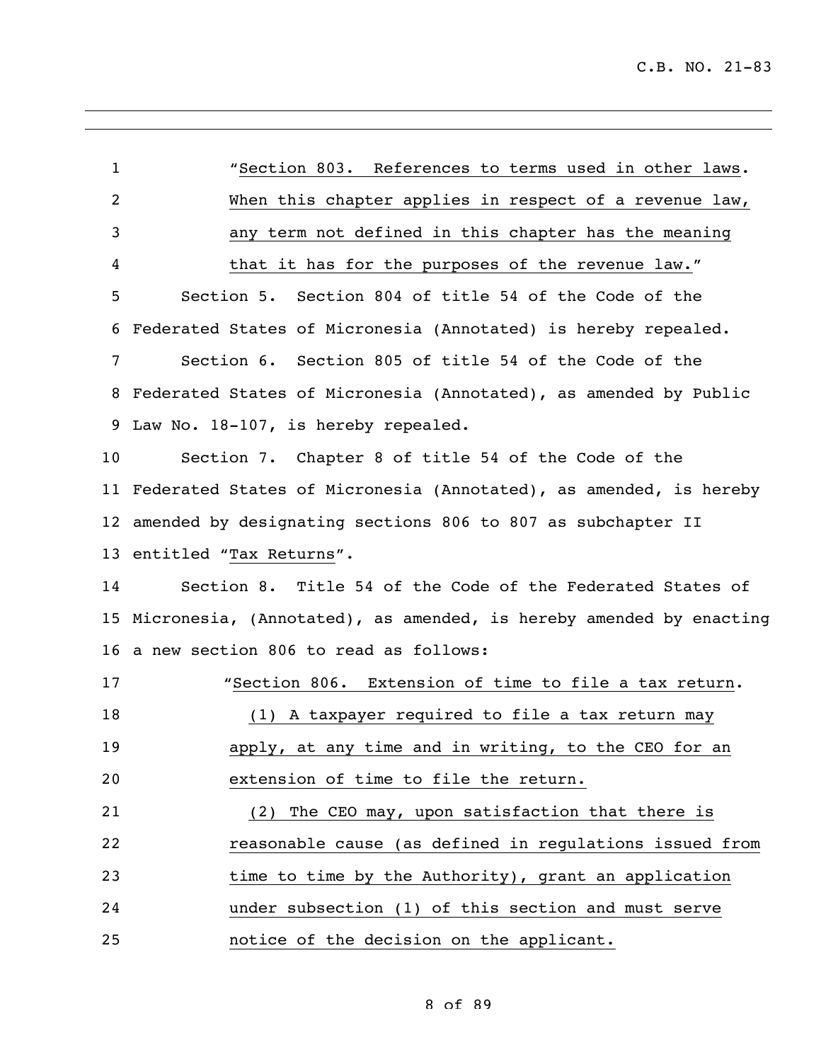"Section 803. References to terms used in other laws. When this chapter applies in respect of a revenue law, any term not defined in this chapter has the meaning that it has for the purposes of the revenue law."

Section 5. Section 804 of title 54 of the Code of the Federated States of Micronesia (Annotated) is hereby repealed.

Section 6. Section 805 of title 54 of the Code of the Federated States of Micronesia (Annotated), as amended by Public Law No. 18-107, is hereby repealed.

Section 7. Chapter 8 of title 54 of the Code of the Federated States of Micronesia (Annotated), as amended, is hereby amended by designating sections 806 to 807 as subchapter II entitled "Tax Returns".

Section 8. Title 54 of the Code of the Federated States of Micronesia, (Annotated), as amended, is hereby amended by enacting a new section 806 to read as follows:

"Section 806. Extension of time to file a tax return.

(1) A taxpayer required to file a tax return may apply, at any time and in writing, to the CEO for an extension of time to file the return.

(2) The CEO may, upon satisfaction that there is reasonable cause (as defined in regulations issued from time to time by the Authority), grant an application under subsection (1) of this section and must serve notice of the decision on the applicant.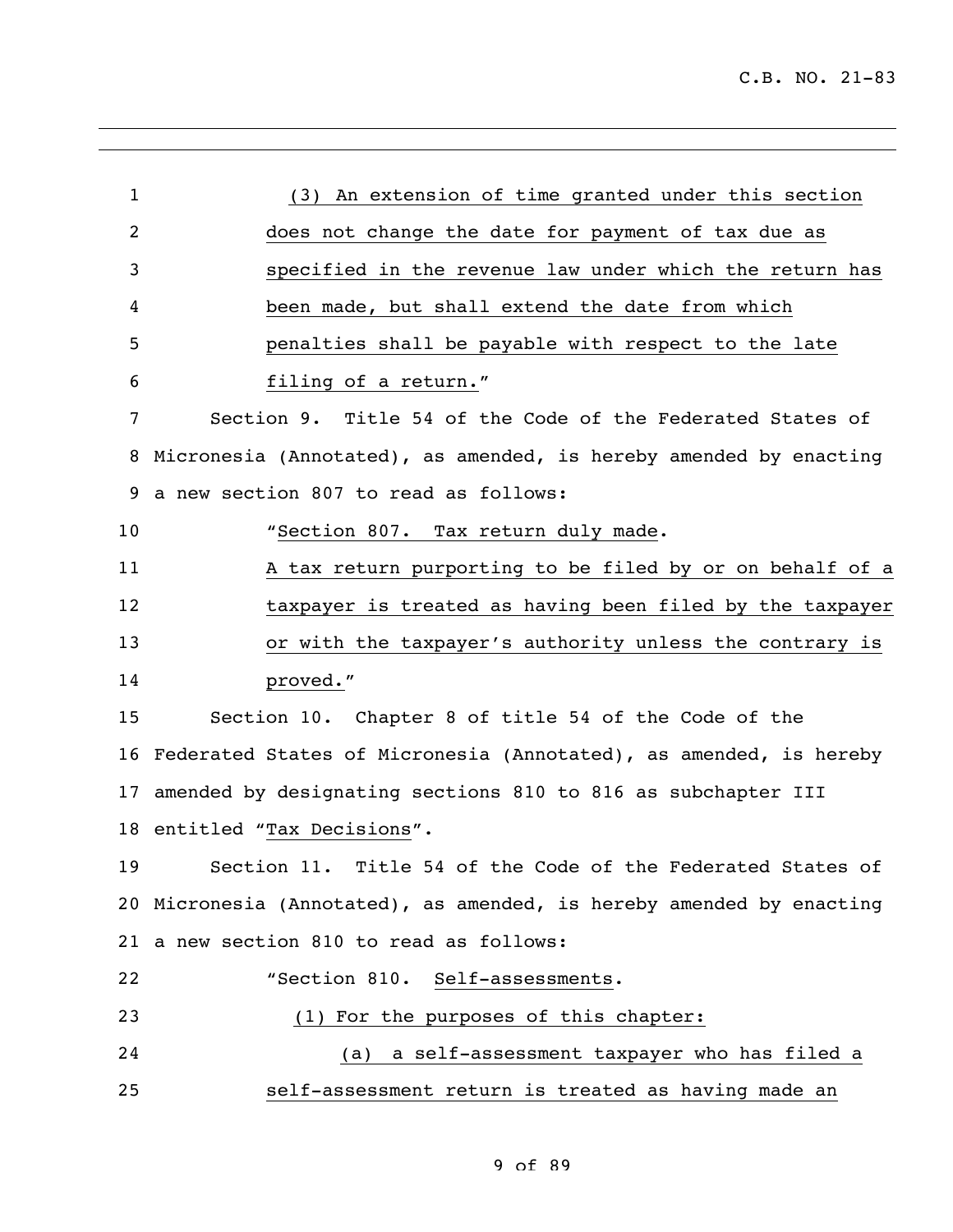(3) An extension of time granted under this section does not change the date for payment of tax due as specified in the revenue law under which the return has been made, but shall extend the date from which penalties shall be payable with respect to the late filing of a return."

Section 9. Title 54 of the Code of the Federated States of Micronesia (Annotated), as amended, is hereby amended by enacting a new section 807 to read as follows:

"Section 807. Tax return duly made.

A tax return purporting to be filed by or on behalf of a taxpayer is treated as having been filed by the taxpayer or with the taxpayer's authority unless the contrary is proved."

Section 10. Chapter 8 of title 54 of the Code of the Federated States of Micronesia (Annotated), as amended, is hereby amended by designating sections 810 to 816 as subchapter III entitled "Tax Decisions".

Section 11. Title 54 of the Code of the Federated States of Micronesia (Annotated), as amended, is hereby amended by enacting a new section 810 to read as follows:

"Section 810. Self-assessments.

(1) For the purposes of this chapter:

(a) a self-assessment taxpayer who has filed a self-assessment return is treated as having made an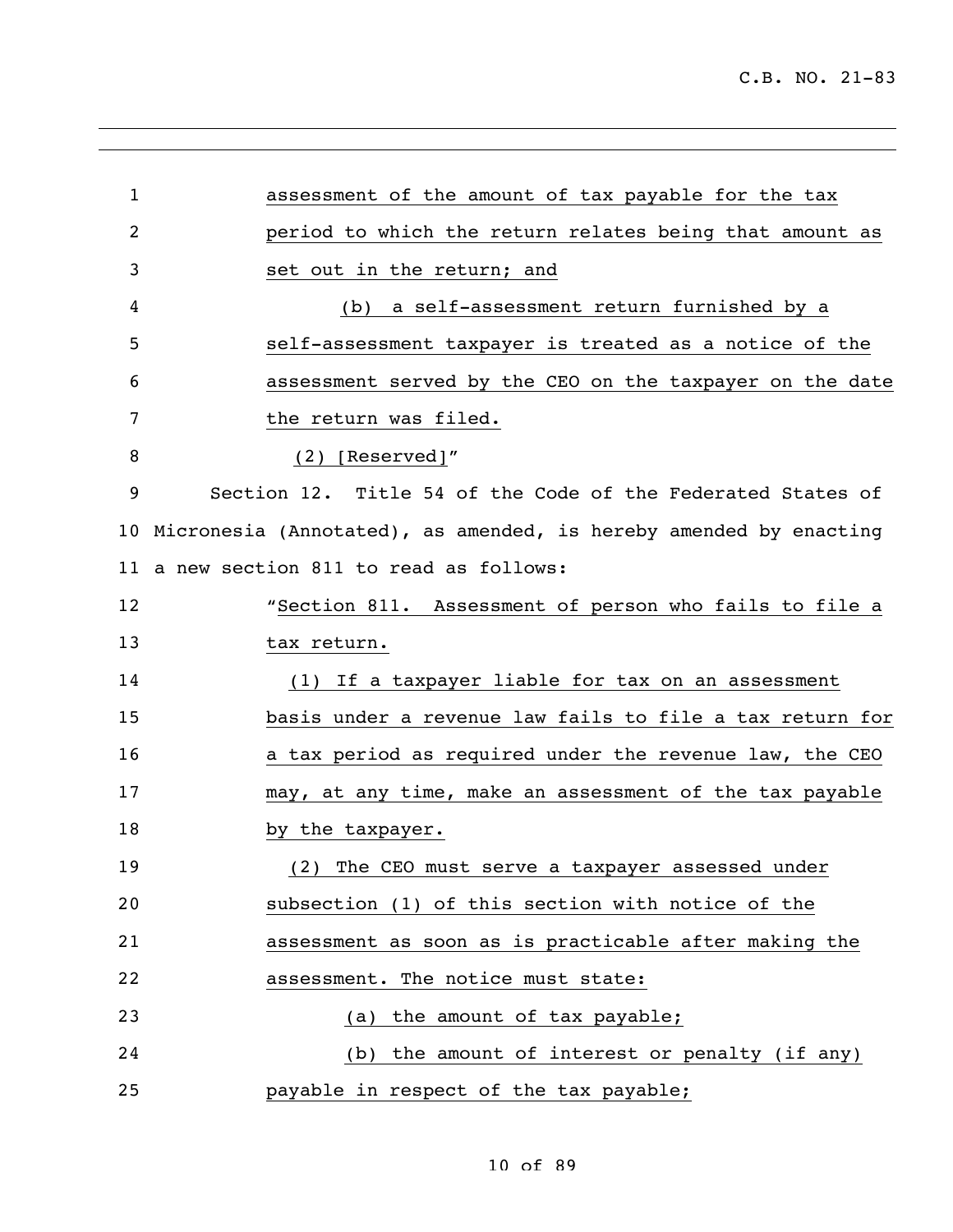assessment of the amount of tax payable for the tax period to which the return relates being that amount as set out in the return; and

(b) a self-assessment return furnished by a self-assessment taxpayer is treated as a notice of the assessment served by the CEO on the taxpayer on the date the return was filed.

(2) [Reserved]"

Section 12. Title 54 of the Code of the Federated States of Micronesia (Annotated), as amended, is hereby amended by enacting a new section 811 to read as follows:

"Section 811. Assessment of person who fails to file a tax return.

(1) If a taxpayer liable for tax on an assessment basis under a revenue law fails to file a tax return for a tax period as required under the revenue law, the CEO may, at any time, make an assessment of the tax payable by the taxpayer.

(2) The CEO must serve a taxpayer assessed under subsection (1) of this section with notice of the assessment as soon as is practicable after making the assessment. The notice must state:

(a) the amount of tax payable;

(b) the amount of interest or penalty (if any) payable in respect of the tax payable;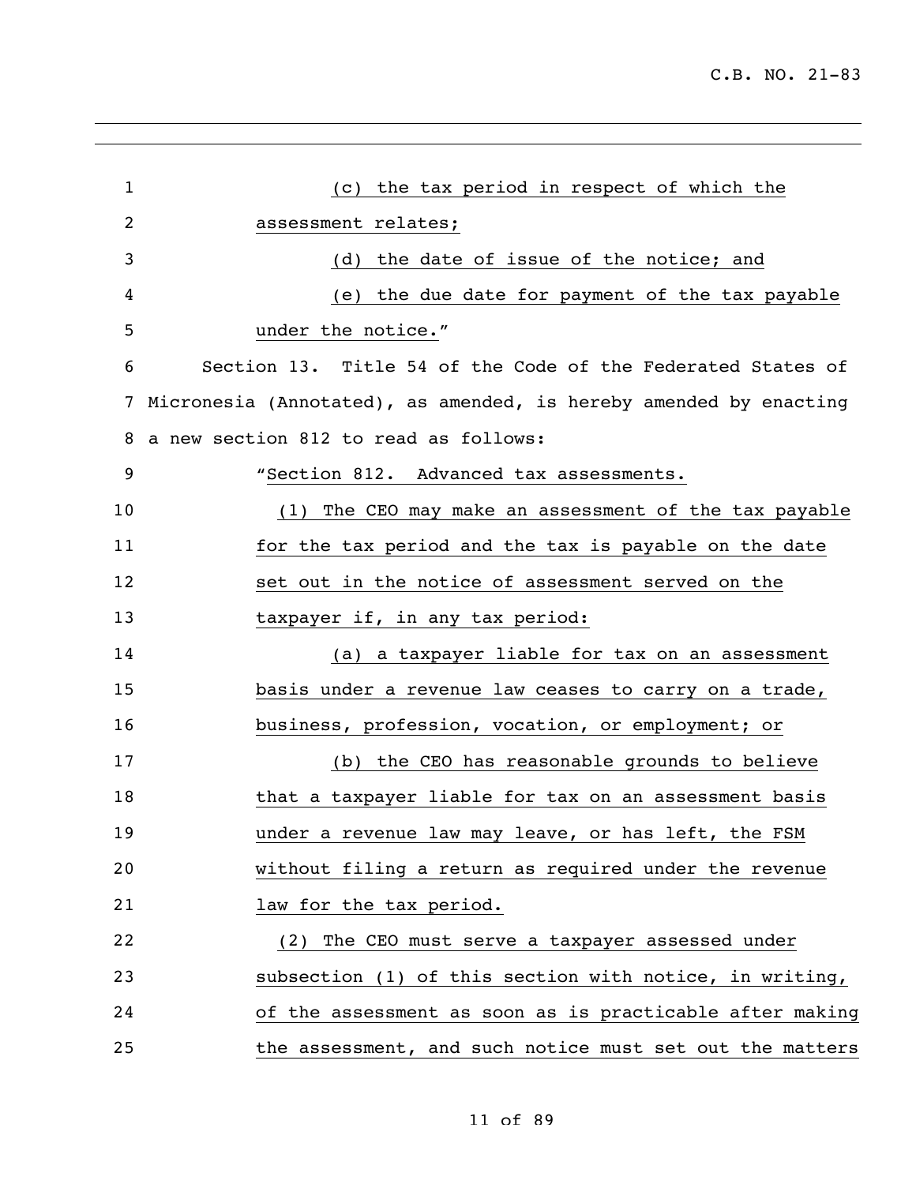(c) the tax period in respect of which the assessment relates;

(d) the date of issue of the notice; and

(e) the due date for payment of the tax payable under the notice."

Section 13. Title 54 of the Code of the Federated States of Micronesia (Annotated), as amended, is hereby amended by enacting a new section 812 to read as follows:

"Section 812. Advanced tax assessments.

(1) The CEO may make an assessment of the tax payable for the tax period and the tax is payable on the date set out in the notice of assessment served on the taxpayer if, in any tax period:

(a) a taxpayer liable for tax on an assessment basis under a revenue law ceases to carry on a trade, business, profession, vocation, or employment; or

(b) the CEO has reasonable grounds to believe that a taxpayer liable for tax on an assessment basis under a revenue law may leave, or has left, the FSM without filing a return as required under the revenue law for the tax period.

(2) The CEO must serve a taxpayer assessed under subsection (1) of this section with notice, in writing, of the assessment as soon as is practicable after making the assessment, and such notice must set out the matters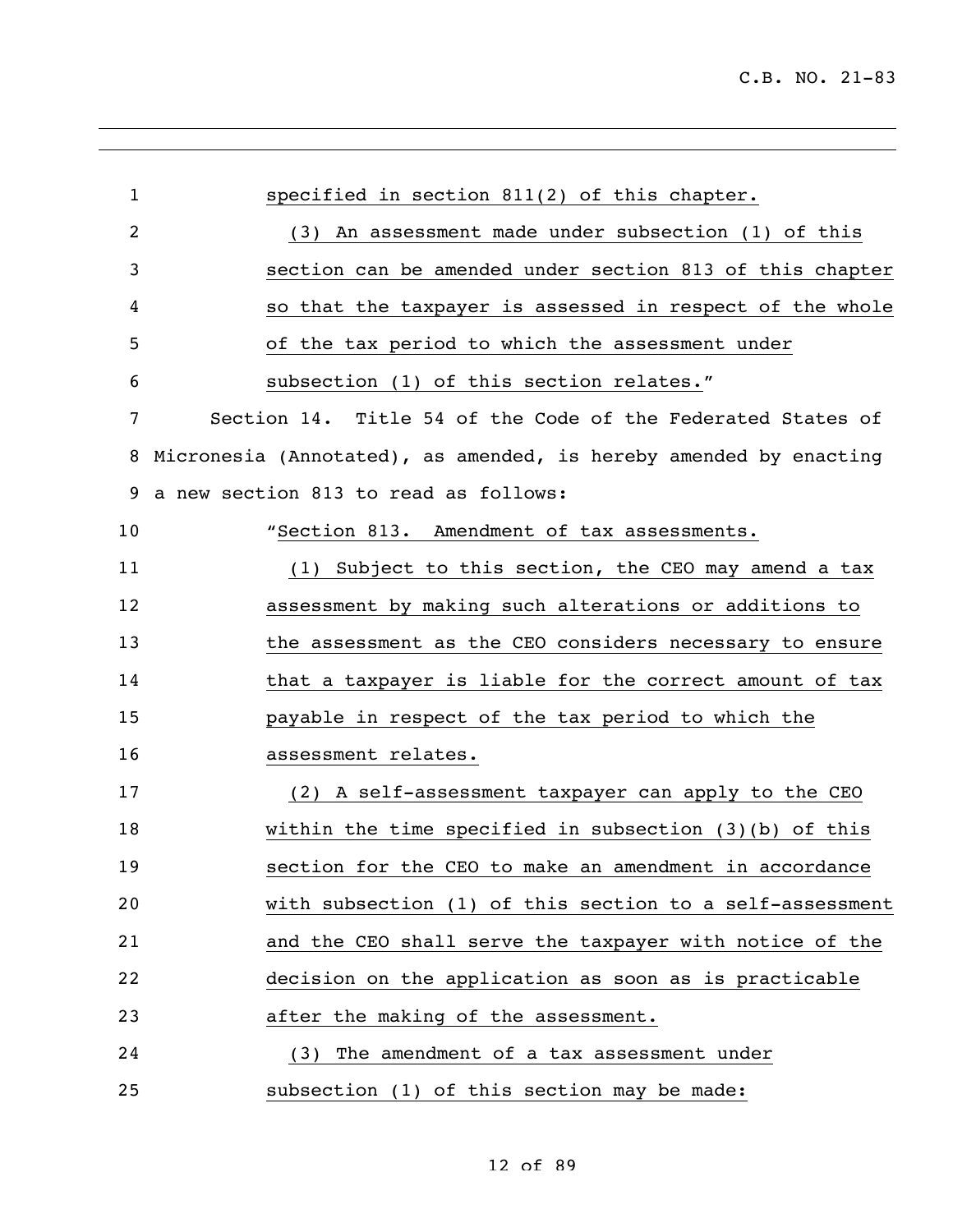specified in section 811(2) of this chapter.

(3) An assessment made under subsection (1) of this section can be amended under section 813 of this chapter so that the taxpayer is assessed in respect of the whole of the tax period to which the assessment under subsection (1) of this section relates."

Section 14. Title 54 of the Code of the Federated States of Micronesia (Annotated), as amended, is hereby amended by enacting a new section 813 to read as follows:

"Section 813. Amendment of tax assessments.

(1) Subject to this section, the CEO may amend a tax assessment by making such alterations or additions to the assessment as the CEO considers necessary to ensure that a taxpayer is liable for the correct amount of tax payable in respect of the tax period to which the assessment relates.

(2) A self-assessment taxpayer can apply to the CEO within the time specified in subsection (3)(b) of this section for the CEO to make an amendment in accordance with subsection (1) of this section to a self-assessment and the CEO shall serve the taxpayer with notice of the decision on the application as soon as is practicable after the making of the assessment.

(3) The amendment of a tax assessment under subsection (1) of this section may be made: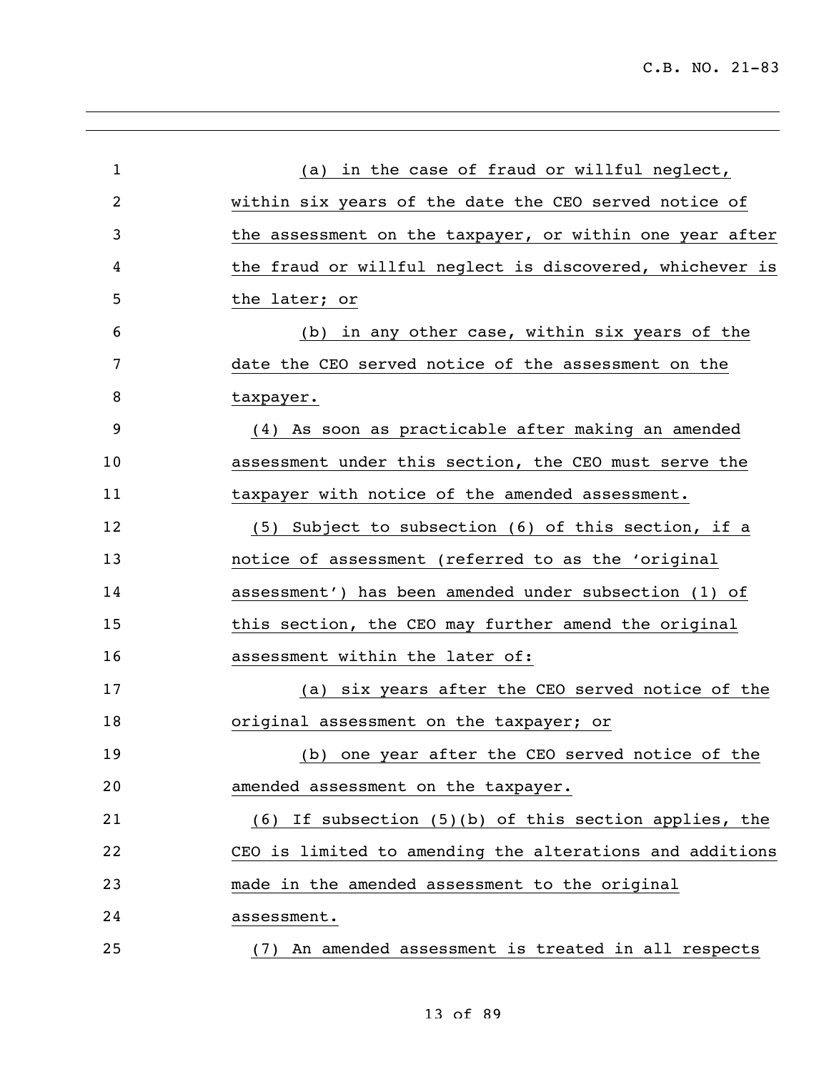(a) in the case of fraud or willful neglect, within six years of the date the CEO served notice of the assessment on the taxpayer, or within one year after the fraud or willful neglect is discovered, whichever is the later; or

(b) in any other case, within six years of the date the CEO served notice of the assessment on the taxpayer.

(4) As soon as practicable after making an amended assessment under this section, the CEO must serve the taxpayer with notice of the amended assessment.

(5) Subject to subsection (6) of this section, if a notice of assessment (referred to as the 'original assessment') has been amended under subsection (1) of this section, the CEO may further amend the original assessment within the later of:

(a) six years after the CEO served notice of the original assessment on the taxpayer; or

(b) one year after the CEO served notice of the amended assessment on the taxpayer.

(6) If subsection (5)(b) of this section applies, the CEO is limited to amending the alterations and additions made in the amended assessment to the original assessment.

(7) An amended assessment is treated in all respects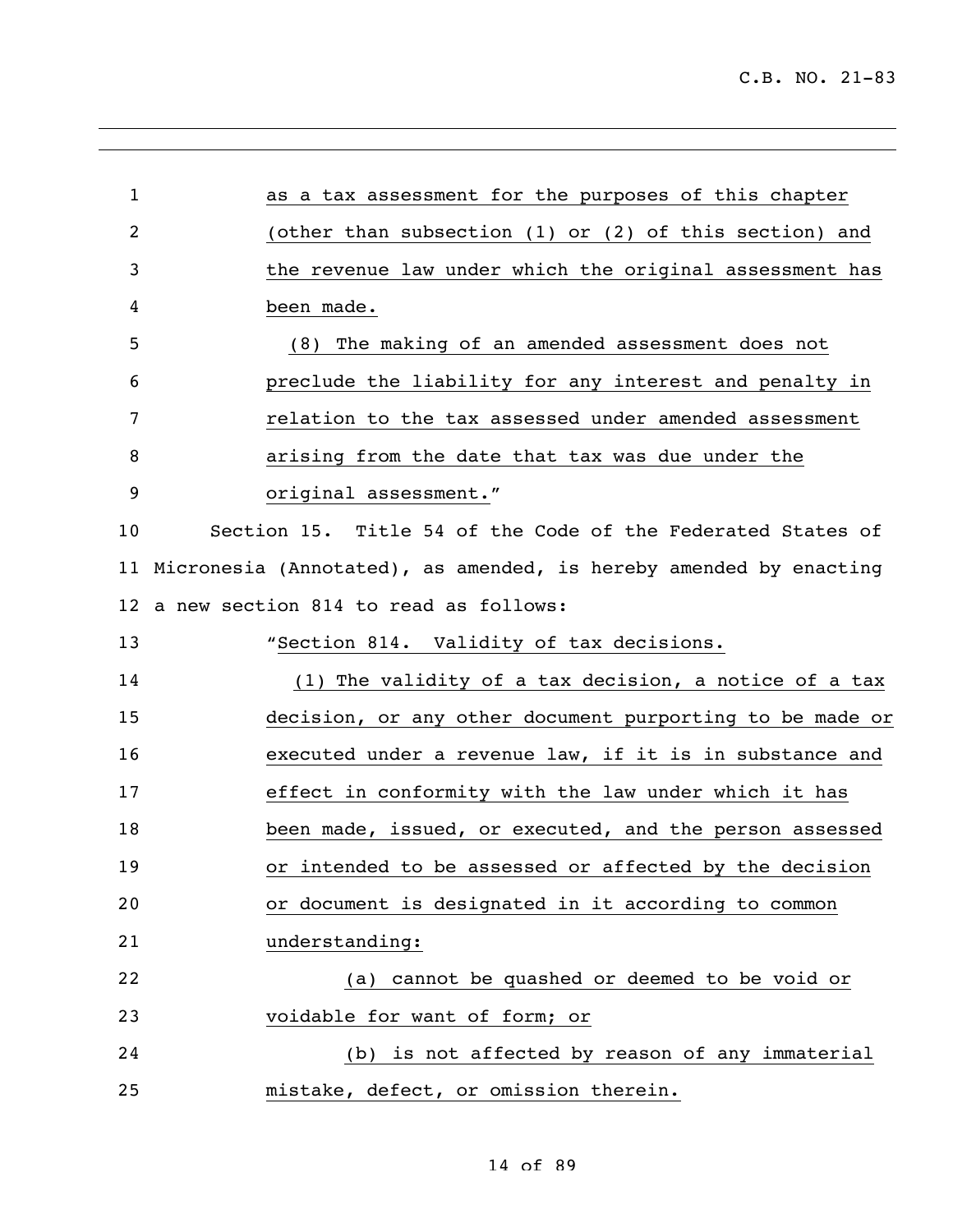as a tax assessment for the purposes of this chapter (other than subsection (1) or (2) of this section) and the revenue law under which the original assessment has been made.

(8) The making of an amended assessment does not preclude the liability for any interest and penalty in relation to the tax assessed under amended assessment arising from the date that tax was due under the original assessment."

Section 15. Title 54 of the Code of the Federated States of Micronesia (Annotated), as amended, is hereby amended by enacting a new section 814 to read as follows:

"Section 814. Validity of tax decisions.

(1) The validity of a tax decision, a notice of a tax decision, or any other document purporting to be made or executed under a revenue law, if it is in substance and effect in conformity with the law under which it has been made, issued, or executed, and the person assessed or intended to be assessed or affected by the decision or document is designated in it according to common understanding:

(a) cannot be quashed or deemed to be void or voidable for want of form; or

(b) is not affected by reason of any immaterial mistake, defect, or omission therein.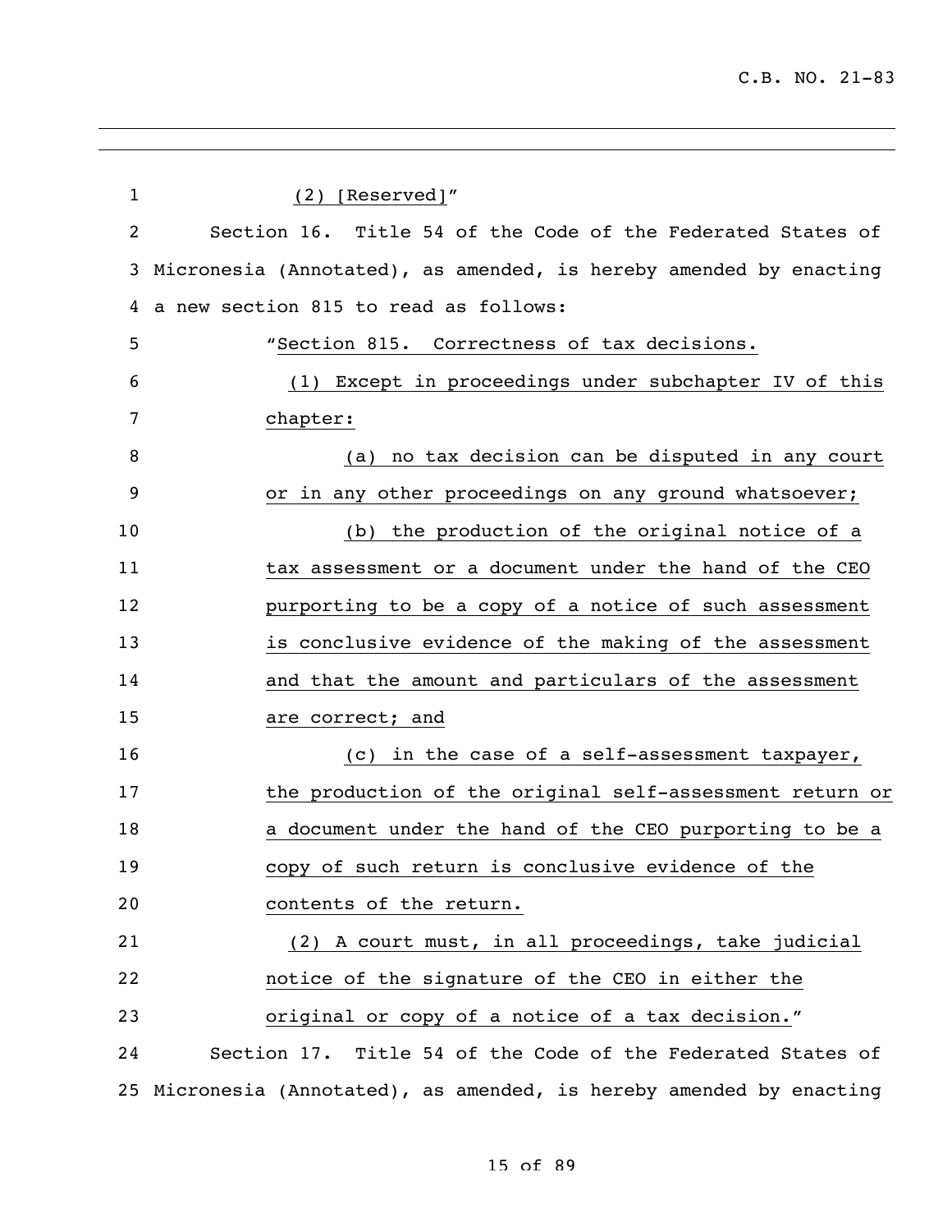(2) [Reserved]"

Section 16. Title 54 of the Code of the Federated States of Micronesia (Annotated), as amended, is hereby amended by enacting a new section 815 to read as follows:

"Section 815. Correctness of tax decisions.

(1) Except in proceedings under subchapter IV of this chapter:

(a) no tax decision can be disputed in any court or in any other proceedings on any ground whatsoever;

(b) the production of the original notice of a tax assessment or a document under the hand of the CEO purporting to be a copy of a notice of such assessment is conclusive evidence of the making of the assessment and that the amount and particulars of the assessment are correct; and

(c) in the case of a self-assessment taxpayer, the production of the original self-assessment return or a document under the hand of the CEO purporting to be a copy of such return is conclusive evidence of the contents of the return.

(2) A court must, in all proceedings, take judicial notice of the signature of the CEO in either the original or copy of a notice of a tax decision."

Section 17. Title 54 of the Code of the Federated States of Micronesia (Annotated), as amended, is hereby amended by enacting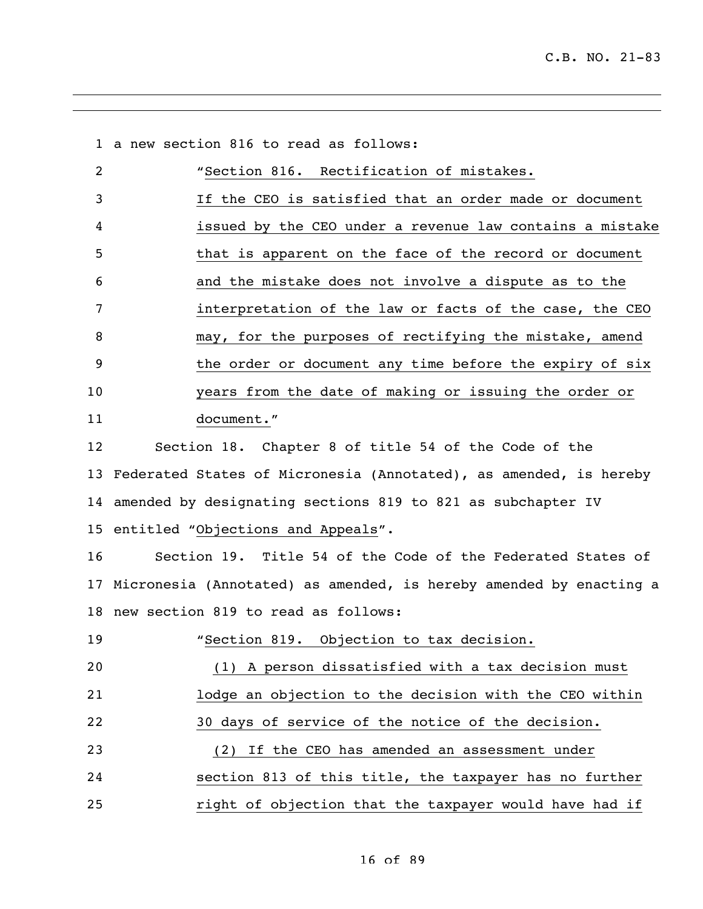a new section 816 to read as follows:

"Section 816. Rectification of mistakes.

If the CEO is satisfied that an order made or document issued by the CEO under a revenue law contains a mistake that is apparent on the face of the record or document and the mistake does not involve a dispute as to the interpretation of the law or facts of the case, the CEO may, for the purposes of rectifying the mistake, amend the order or document any time before the expiry of six years from the date of making or issuing the order or document."

Section 18. Chapter 8 of title 54 of the Code of the Federated States of Micronesia (Annotated), as amended, is hereby amended by designating sections 819 to 821 as subchapter IV entitled "Objections and Appeals".

Section 19. Title 54 of the Code of the Federated States of Micronesia (Annotated) as amended, is hereby amended by enacting a new section 819 to read as follows:

"Section 819. Objection to tax decision.

(1) A person dissatisfied with a tax decision must lodge an objection to the decision with the CEO within 30 days of service of the notice of the decision.

(2) If the CEO has amended an assessment under section 813 of this title, the taxpayer has no further right of objection that the taxpayer would have had if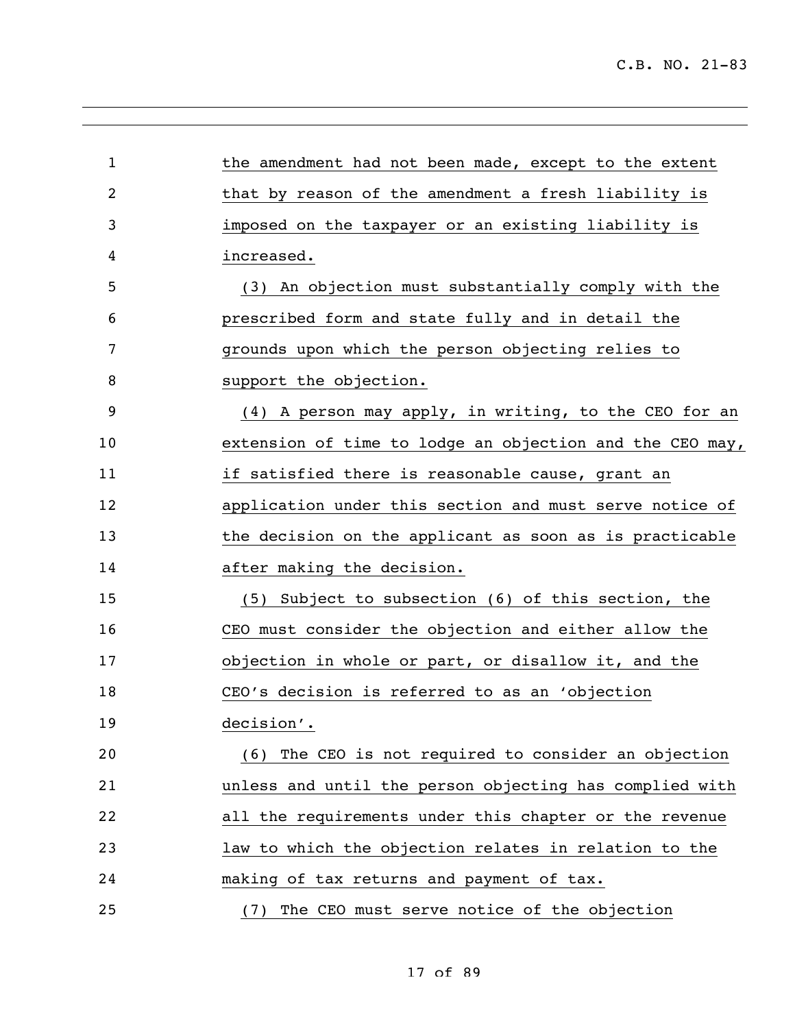the amendment had not been made, except to the extent that by reason of the amendment a fresh liability is imposed on the taxpayer or an existing liability is increased.

(3) An objection must substantially comply with the prescribed form and state fully and in detail the grounds upon which the person objecting relies to support the objection.

(4) A person may apply, in writing, to the CEO for an extension of time to lodge an objection and the CEO may, if satisfied there is reasonable cause, grant an application under this section and must serve notice of the decision on the applicant as soon as is practicable after making the decision.

(5) Subject to subsection (6) of this section, the CEO must consider the objection and either allow the objection in whole or part, or disallow it, and the CEO's decision is referred to as an 'objection decision'.

(6) The CEO is not required to consider an objection unless and until the person objecting has complied with all the requirements under this chapter or the revenue law to which the objection relates in relation to the making of tax returns and payment of tax.

(7) The CEO must serve notice of the objection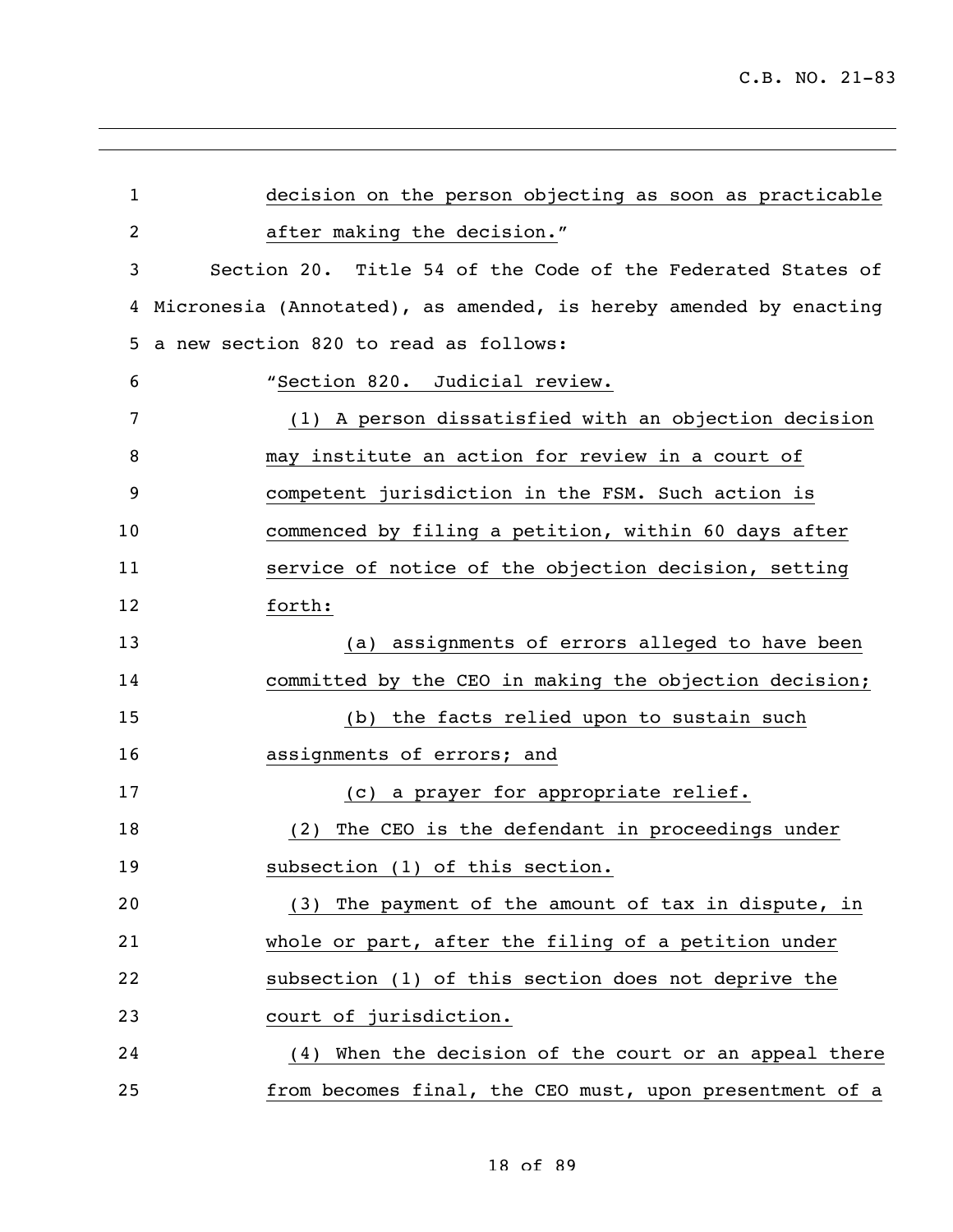decision on the person objecting as soon as practicable after making the decision."

Section 20. Title 54 of the Code of the Federated States of Micronesia (Annotated), as amended, is hereby amended by enacting a new section 820 to read as follows:

"Section 820. Judicial review.

(1) A person dissatisfied with an objection decision may institute an action for review in a court of competent jurisdiction in the FSM. Such action is commenced by filing a petition, within 60 days after service of notice of the objection decision, setting forth:

(a) assignments of errors alleged to have been committed by the CEO in making the objection decision;

(b) the facts relied upon to sustain such assignments of errors; and

(c) a prayer for appropriate relief.

(2) The CEO is the defendant in proceedings under subsection (1) of this section.

(3) The payment of the amount of tax in dispute, in whole or part, after the filing of a petition under subsection (1) of this section does not deprive the court of jurisdiction.

(4) When the decision of the court or an appeal there from becomes final, the CEO must, upon presentment of a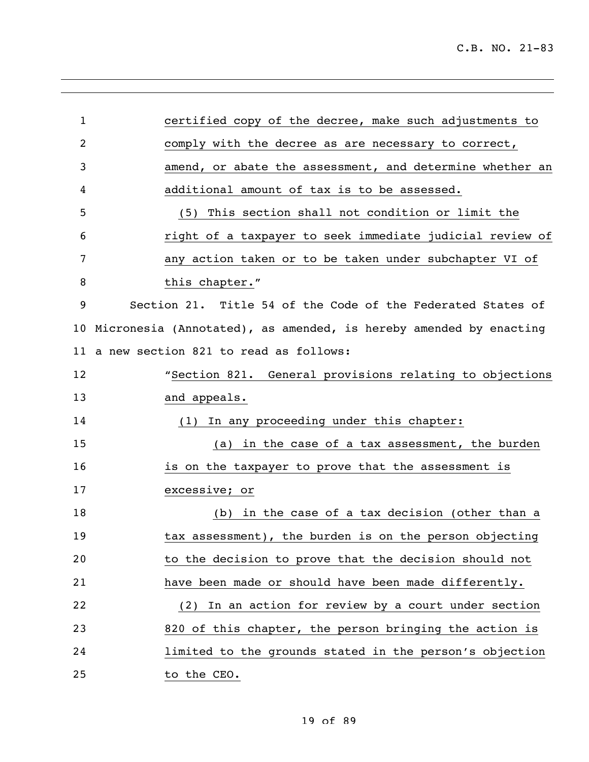certified copy of the decree, make such adjustments to comply with the decree as are necessary to correct, amend, or abate the assessment, and determine whether an additional amount of tax is to be assessed.

(5) This section shall not condition or limit the right of a taxpayer to seek immediate judicial review of any action taken or to be taken under subchapter VI of this chapter."

Section 21. Title 54 of the Code of the Federated States of Micronesia (Annotated), as amended, is hereby amended by enacting a new section 821 to read as follows:

"Section 821. General provisions relating to objections and appeals.

(1) In any proceeding under this chapter:

(a) in the case of a tax assessment, the burden is on the taxpayer to prove that the assessment is excessive; or

(b) in the case of a tax decision (other than a tax assessment), the burden is on the person objecting to the decision to prove that the decision should not have been made or should have been made differently.

(2) In an action for review by a court under section 820 of this chapter, the person bringing the action is limited to the grounds stated in the person's objection to the CEO.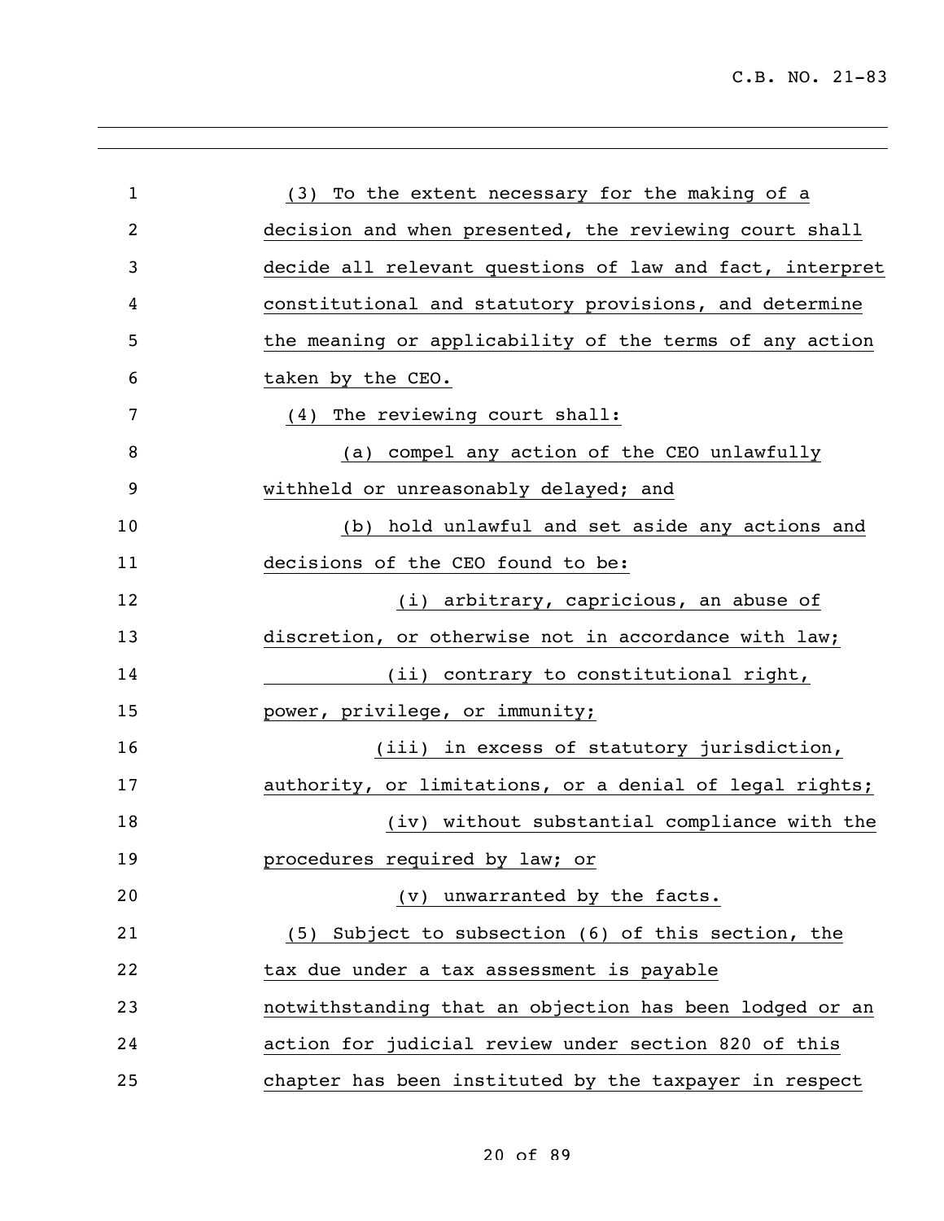(3) To the extent necessary for the making of a decision and when presented, the reviewing court shall decide all relevant questions of law and fact, interpret constitutional and statutory provisions, and determine the meaning or applicability of the terms of any action taken by the CEO.

(4) The reviewing court shall:

(a) compel any action of the CEO unlawfully withheld or unreasonably delayed; and

(b) hold unlawful and set aside any actions and decisions of the CEO found to be:

(i) arbitrary, capricious, an abuse of discretion, or otherwise not in accordance with law;

(ii) contrary to constitutional right, power, privilege, or immunity;

(iii) in excess of statutory jurisdiction, authority, or limitations, or a denial of legal rights;

(iv) without substantial compliance with the procedures required by law; or

(v) unwarranted by the facts.

(5) Subject to subsection (6) of this section, the tax due under a tax assessment is payable notwithstanding that an objection has been lodged or an action for judicial review under section 820 of this chapter has been instituted by the taxpayer in respect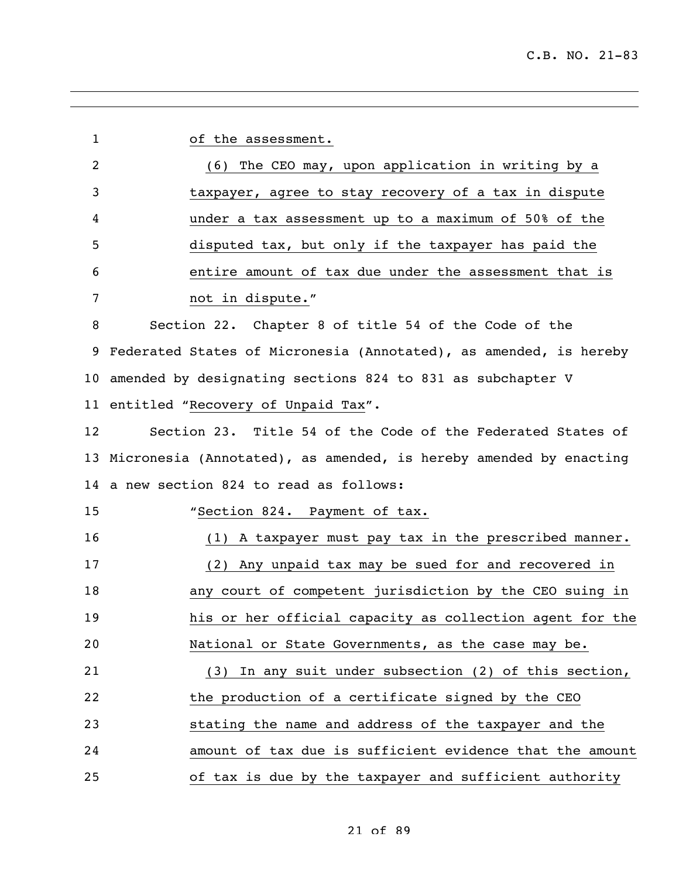of the assessment.

(6) The CEO may, upon application in writing by a taxpayer, agree to stay recovery of a tax in dispute under a tax assessment up to a maximum of 50% of the disputed tax, but only if the taxpayer has paid the entire amount of tax due under the assessment that is not in dispute."

Section 22. Chapter 8 of title 54 of the Code of the Federated States of Micronesia (Annotated), as amended, is hereby amended by designating sections 824 to 831 as subchapter V entitled "Recovery of Unpaid Tax".

Section 23. Title 54 of the Code of the Federated States of Micronesia (Annotated), as amended, is hereby amended by enacting a new section 824 to read as follows:

"Section 824. Payment of tax.

(1) A taxpayer must pay tax in the prescribed manner.

(2) Any unpaid tax may be sued for and recovered in any court of competent jurisdiction by the CEO suing in his or her official capacity as collection agent for the National or State Governments, as the case may be.

(3) In any suit under subsection (2) of this section, the production of a certificate signed by the CEO stating the name and address of the taxpayer and the amount of tax due is sufficient evidence that the amount of tax is due by the taxpayer and sufficient authority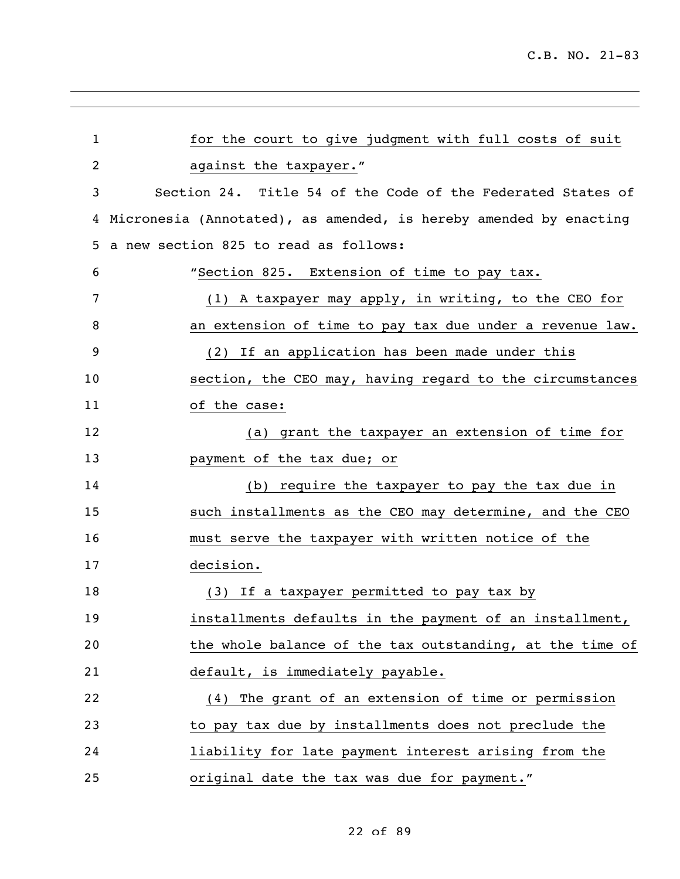for the court to give judgment with full costs of suit against the taxpayer."

Section 24. Title 54 of the Code of the Federated States of Micronesia (Annotated), as amended, is hereby amended by enacting a new section 825 to read as follows:

"Section 825. Extension of time to pay tax.

(1) A taxpayer may apply, in writing, to the CEO for an extension of time to pay tax due under a revenue law.

(2) If an application has been made under this section, the CEO may, having regard to the circumstances of the case:

(a) grant the taxpayer an extension of time for payment of the tax due; or

(b) require the taxpayer to pay the tax due in such installments as the CEO may determine, and the CEO must serve the taxpayer with written notice of the decision.

(3) If a taxpayer permitted to pay tax by installments defaults in the payment of an installment, the whole balance of the tax outstanding, at the time of default, is immediately payable.

(4) The grant of an extension of time or permission to pay tax due by installments does not preclude the liability for late payment interest arising from the original date the tax was due for payment."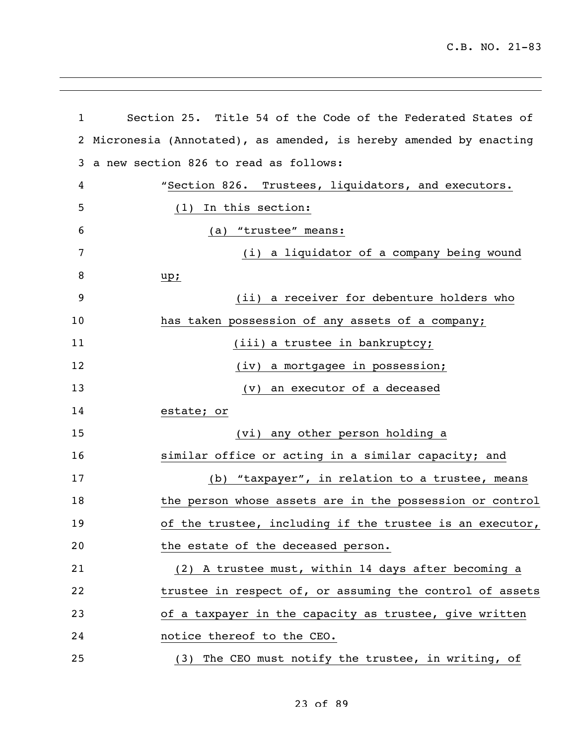Section 25. Title 54 of the Code of the Federated States of Micronesia (Annotated), as amended, is hereby amended by enacting a new section 826 to read as follows:

"Section 826. Trustees, liquidators, and executors.

(1) In this section:

(a) "trustee" means:

(i) a liquidator of a company being wound up;

(ii) a receiver for debenture holders who has taken possession of any assets of a company;

(iii) a trustee in bankruptcy;

(iv) a mortgagee in possession;

(v) an executor of a deceased estate; or

(vi) any other person holding a similar office or acting in a similar capacity; and

(b) "taxpayer", in relation to a trustee, means the person whose assets are in the possession or control of the trustee, including if the trustee is an executor, the estate of the deceased person.

(2) A trustee must, within 14 days after becoming a trustee in respect of, or assuming the control of assets of a taxpayer in the capacity as trustee, give written notice thereof to the CEO.

(3) The CEO must notify the trustee, in writing, of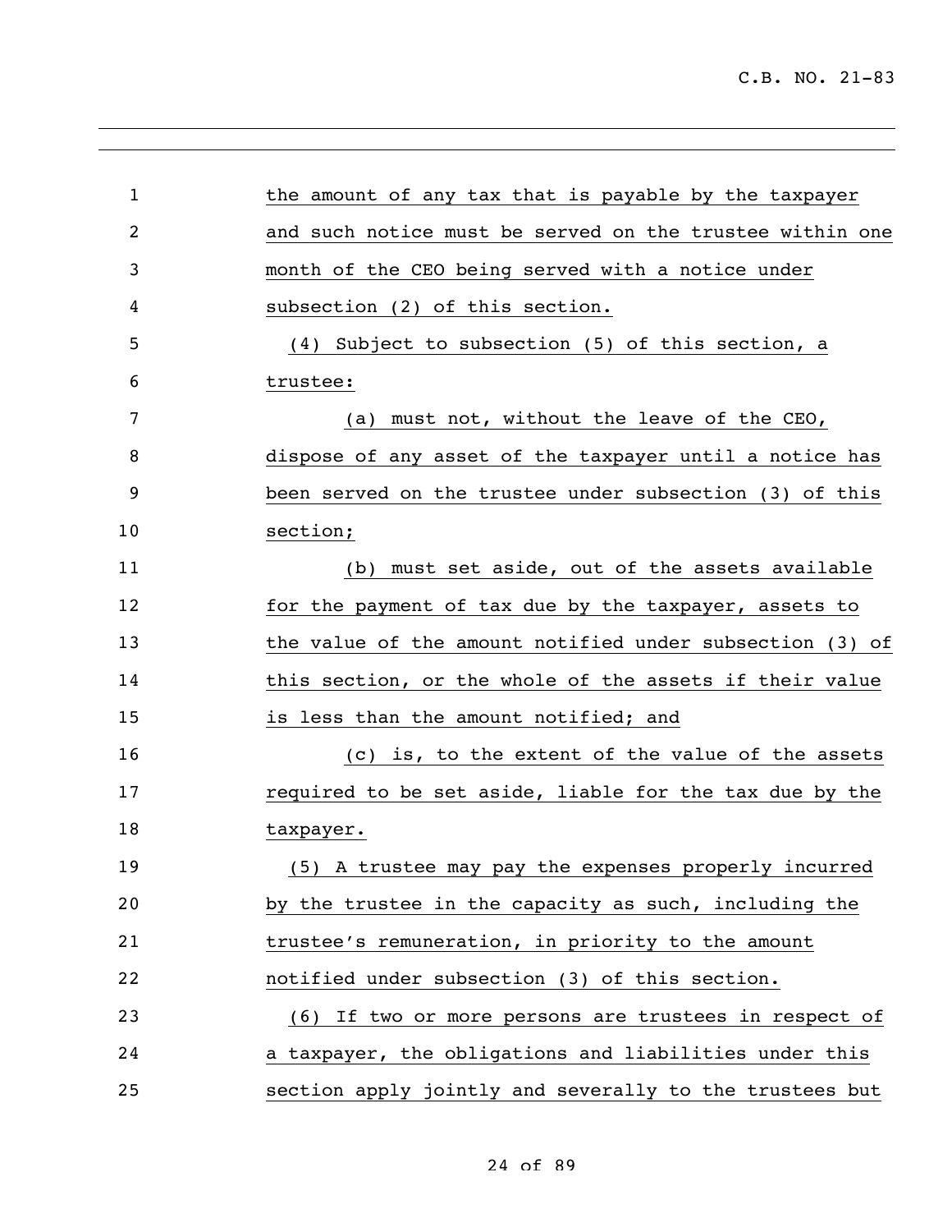the amount of any tax that is payable by the taxpayer and such notice must be served on the trustee within one month of the CEO being served with a notice under subsection (2) of this section.

(4) Subject to subsection (5) of this section, a trustee:

(a) must not, without the leave of the CEO, dispose of any asset of the taxpayer until a notice has been served on the trustee under subsection (3) of this section;

(b) must set aside, out of the assets available for the payment of tax due by the taxpayer, assets to the value of the amount notified under subsection (3) of this section, or the whole of the assets if their value is less than the amount notified; and

(c) is, to the extent of the value of the assets required to be set aside, liable for the tax due by the taxpayer.

(5) A trustee may pay the expenses properly incurred by the trustee in the capacity as such, including the trustee's remuneration, in priority to the amount notified under subsection (3) of this section.

(6) If two or more persons are trustees in respect of a taxpayer, the obligations and liabilities under this section apply jointly and severally to the trustees but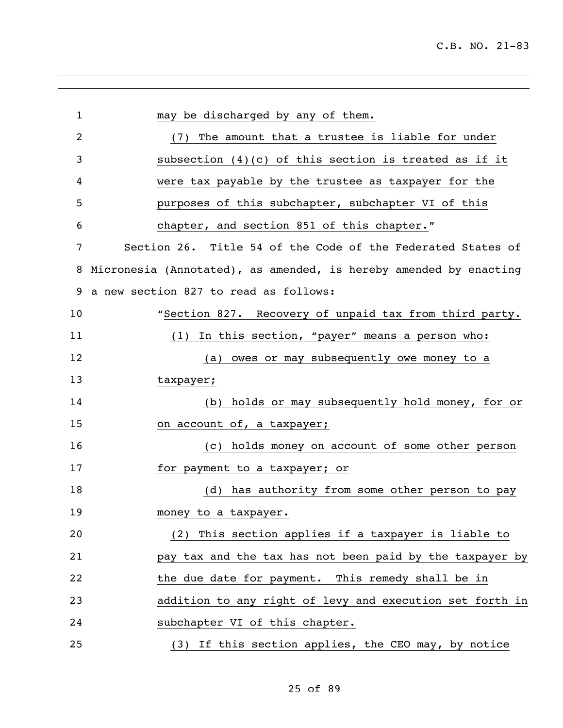may be discharged by any of them.

(7) The amount that a trustee is liable for under subsection (4)(c) of this section is treated as if it were tax payable by the trustee as taxpayer for the purposes of this subchapter, subchapter VI of this chapter, and section 851 of this chapter."

Section 26. Title 54 of the Code of the Federated States of Micronesia (Annotated), as amended, is hereby amended by enacting a new section 827 to read as follows:

"Section 827. Recovery of unpaid tax from third party.

(1) In this section, "payer" means a person who:

(a) owes or may subsequently owe money to a taxpayer;

(b) holds or may subsequently hold money, for or on account of, a taxpayer;

(c) holds money on account of some other person for payment to a taxpayer; or

(d) has authority from some other person to pay money to a taxpayer.

(2) This section applies if a taxpayer is liable to pay tax and the tax has not been paid by the taxpayer by the due date for payment. This remedy shall be in addition to any right of levy and execution set forth in subchapter VI of this chapter.

(3) If this section applies, the CEO may, by notice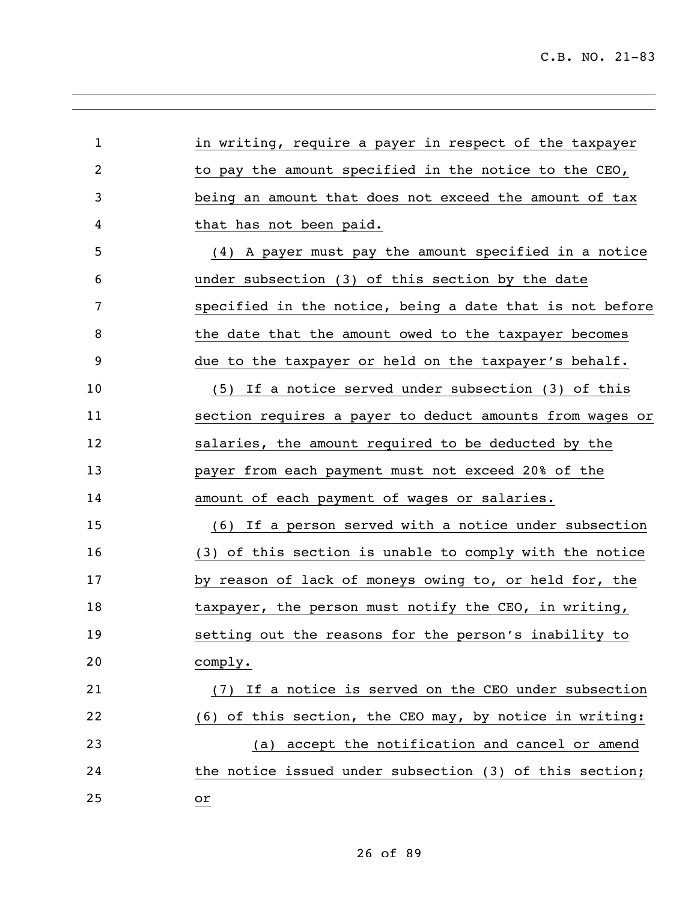in writing, require a payer in respect of the taxpayer to pay the amount specified in the notice to the CEO, being an amount that does not exceed the amount of tax that has not been paid.

(4) A payer must pay the amount specified in a notice under subsection (3) of this section by the date specified in the notice, being a date that is not before the date that the amount owed to the taxpayer becomes due to the taxpayer or held on the taxpayer's behalf.

(5) If a notice served under subsection (3) of this section requires a payer to deduct amounts from wages or salaries, the amount required to be deducted by the payer from each payment must not exceed 20% of the amount of each payment of wages or salaries.

(6) If a person served with a notice under subsection (3) of this section is unable to comply with the notice by reason of lack of moneys owing to, or held for, the taxpayer, the person must notify the CEO, in writing, setting out the reasons for the person's inability to comply.

(7) If a notice is served on the CEO under subsection (6) of this section, the CEO may, by notice in writing:

(a) accept the notification and cancel or amend the notice issued under subsection (3) of this section; or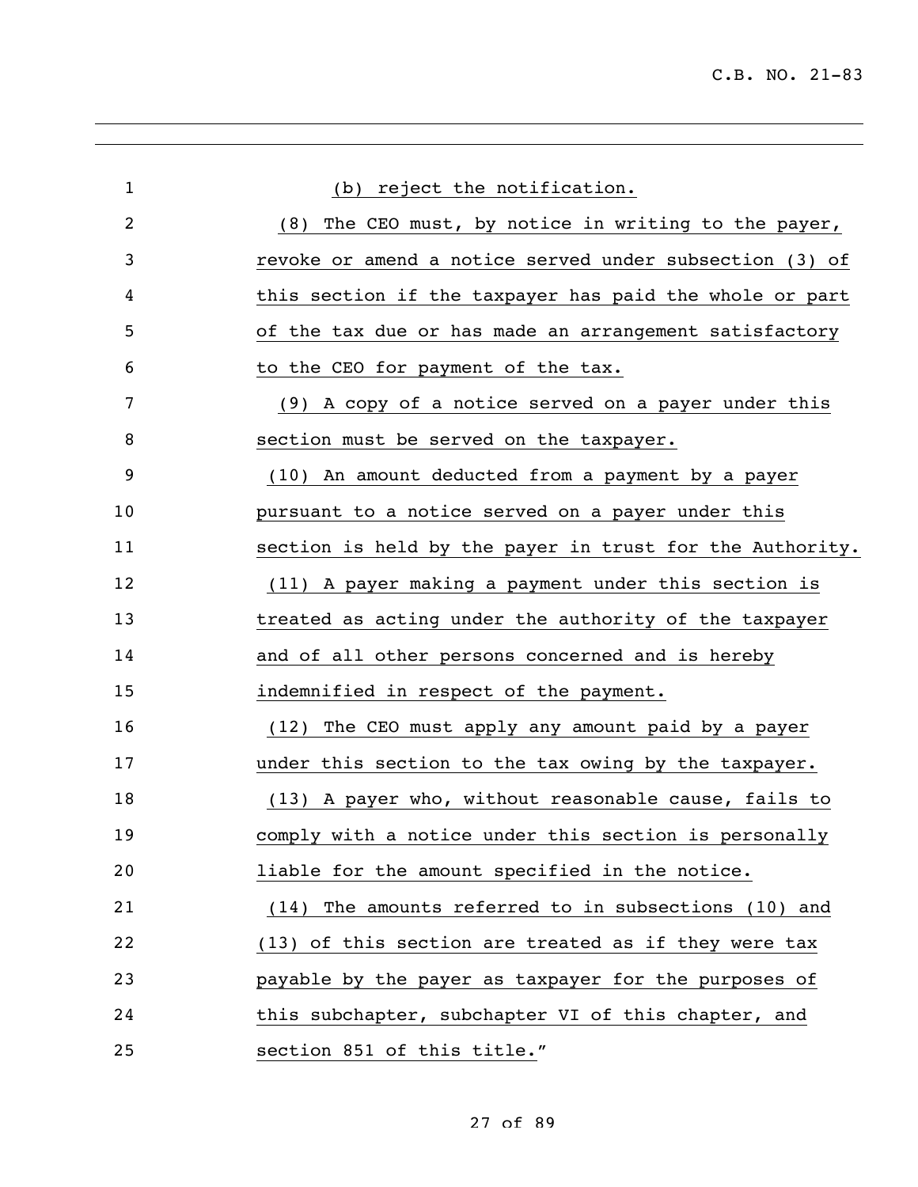(b) reject the notification.

(8) The CEO must, by notice in writing to the payer, revoke or amend a notice served under subsection (3) of this section if the taxpayer has paid the whole or part of the tax due or has made an arrangement satisfactory to the CEO for payment of the tax.

(9) A copy of a notice served on a payer under this section must be served on the taxpayer.

(10) An amount deducted from a payment by a payer pursuant to a notice served on a payer under this section is held by the payer in trust for the Authority.

(11) A payer making a payment under this section is treated as acting under the authority of the taxpayer and of all other persons concerned and is hereby indemnified in respect of the payment.

(12) The CEO must apply any amount paid by a payer under this section to the tax owing by the taxpayer.

(13) A payer who, without reasonable cause, fails to comply with a notice under this section is personally liable for the amount specified in the notice.

(14) The amounts referred to in subsections (10) and (13) of this section are treated as if they were tax payable by the payer as taxpayer for the purposes of this subchapter, subchapter VI of this chapter, and section 851 of this title."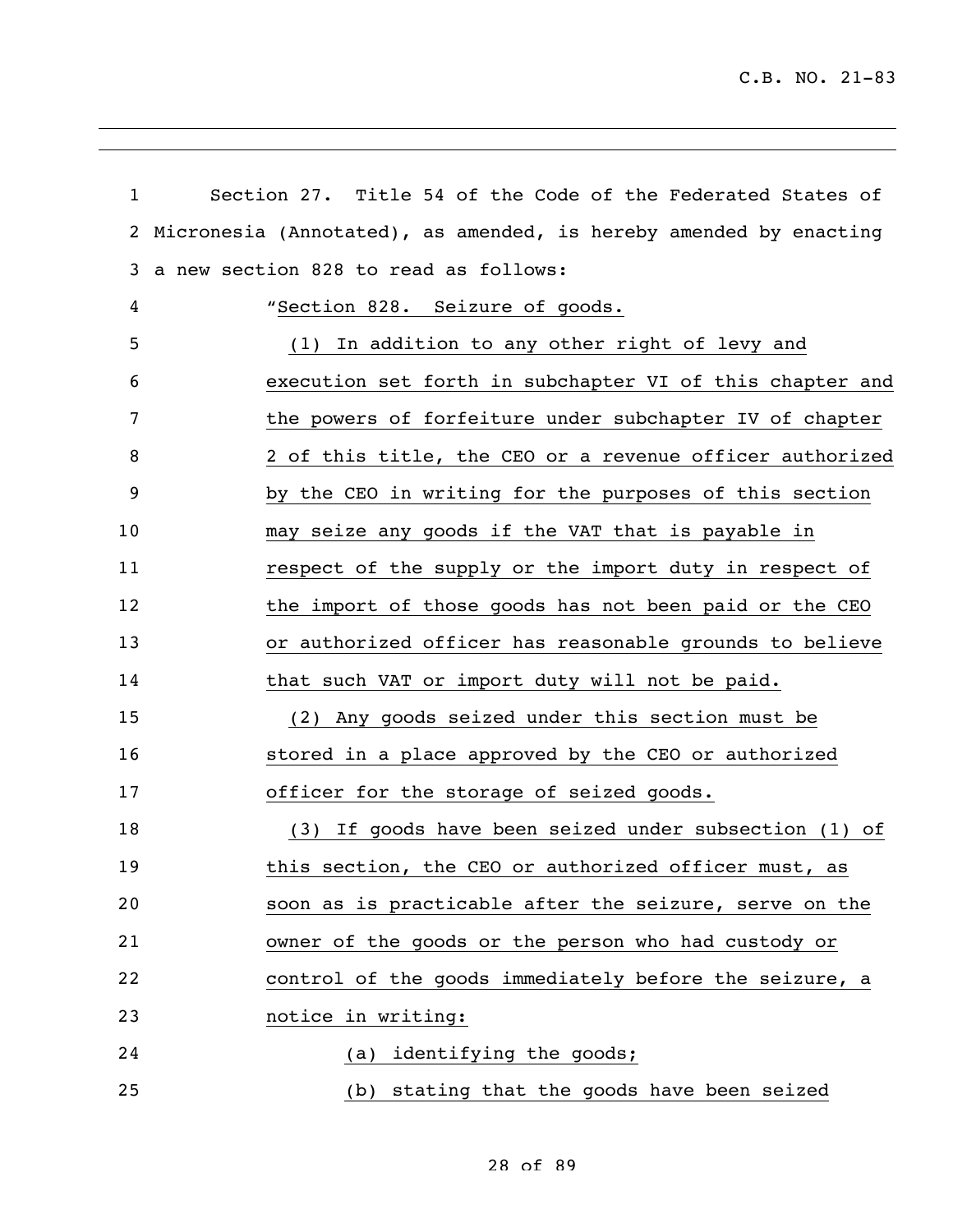Section 27. Title 54 of the Code of the Federated States of Micronesia (Annotated), as amended, is hereby amended by enacting a new section 828 to read as follows:

"Section 828. Seizure of goods.

(1) In addition to any other right of levy and execution set forth in subchapter VI of this chapter and the powers of forfeiture under subchapter IV of chapter 2 of this title, the CEO or a revenue officer authorized by the CEO in writing for the purposes of this section may seize any goods if the VAT that is payable in respect of the supply or the import duty in respect of the import of those goods has not been paid or the CEO or authorized officer has reasonable grounds to believe that such VAT or import duty will not be paid.

(2) Any goods seized under this section must be stored in a place approved by the CEO or authorized officer for the storage of seized goods.

(3) If goods have been seized under subsection (1) of this section, the CEO or authorized officer must, as soon as is practicable after the seizure, serve on the owner of the goods or the person who had custody or control of the goods immediately before the seizure, a notice in writing:

(a) identifying the goods;

(b) stating that the goods have been seized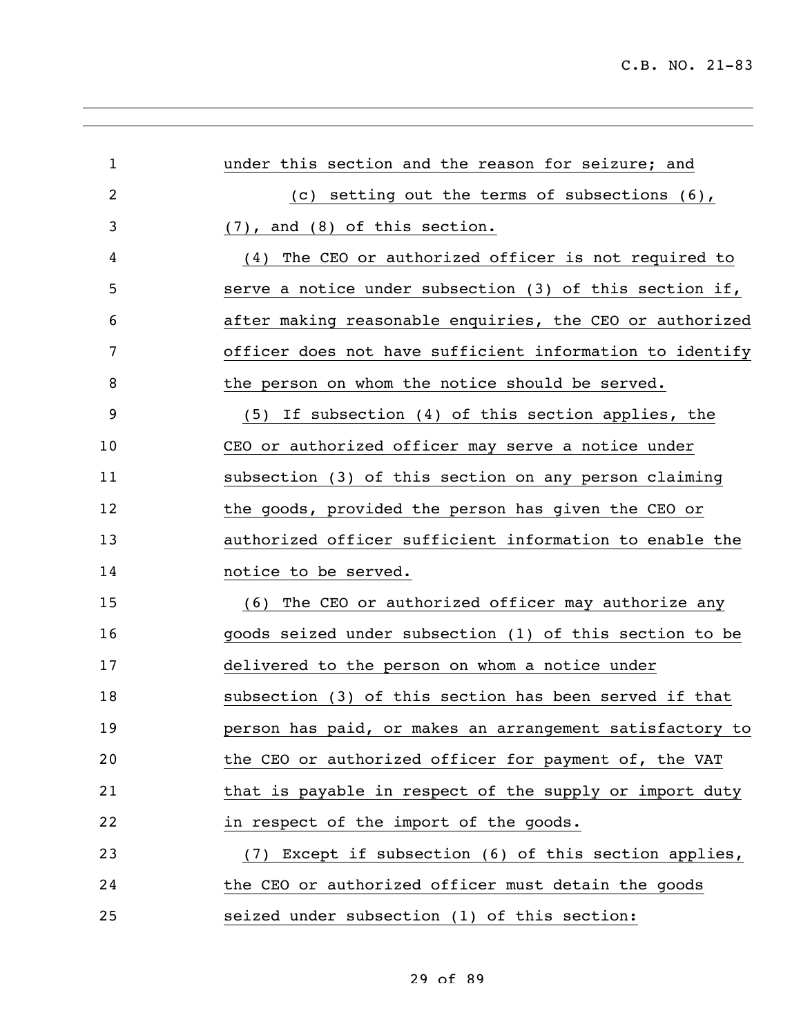under this section and the reason for seizure; and

(c) setting out the terms of subsections (6), (7), and (8) of this section.

(4) The CEO or authorized officer is not required to serve a notice under subsection (3) of this section if, after making reasonable enquiries, the CEO or authorized officer does not have sufficient information to identify the person on whom the notice should be served.

(5) If subsection (4) of this section applies, the CEO or authorized officer may serve a notice under subsection (3) of this section on any person claiming the goods, provided the person has given the CEO or authorized officer sufficient information to enable the notice to be served.

(6) The CEO or authorized officer may authorize any goods seized under subsection (1) of this section to be delivered to the person on whom a notice under subsection (3) of this section has been served if that person has paid, or makes an arrangement satisfactory to the CEO or authorized officer for payment of, the VAT that is payable in respect of the supply or import duty in respect of the import of the goods.

(7) Except if subsection (6) of this section applies, the CEO or authorized officer must detain the goods seized under subsection (1) of this section: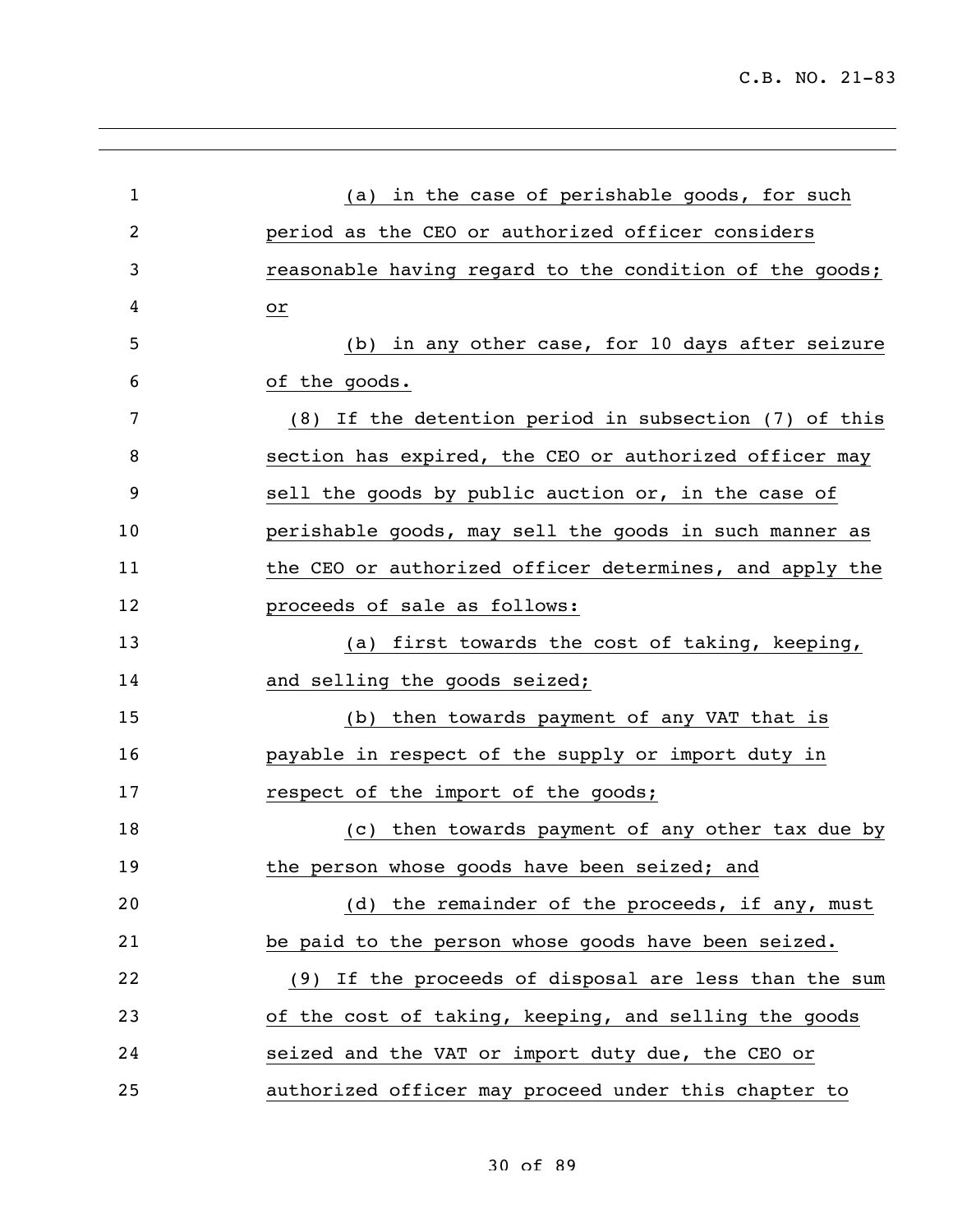(a) in the case of perishable goods, for such period as the CEO or authorized officer considers reasonable having regard to the condition of the goods; or

(b) in any other case, for 10 days after seizure of the goods.

(8) If the detention period in subsection (7) of this section has expired, the CEO or authorized officer may sell the goods by public auction or, in the case of perishable goods, may sell the goods in such manner as the CEO or authorized officer determines, and apply the proceeds of sale as follows:

(a) first towards the cost of taking, keeping, and selling the goods seized;

(b) then towards payment of any VAT that is payable in respect of the supply or import duty in respect of the import of the goods;

(c) then towards payment of any other tax due by the person whose goods have been seized; and

(d) the remainder of the proceeds, if any, must be paid to the person whose goods have been seized.

(9) If the proceeds of disposal are less than the sum of the cost of taking, keeping, and selling the goods seized and the VAT or import duty due, the CEO or authorized officer may proceed under this chapter to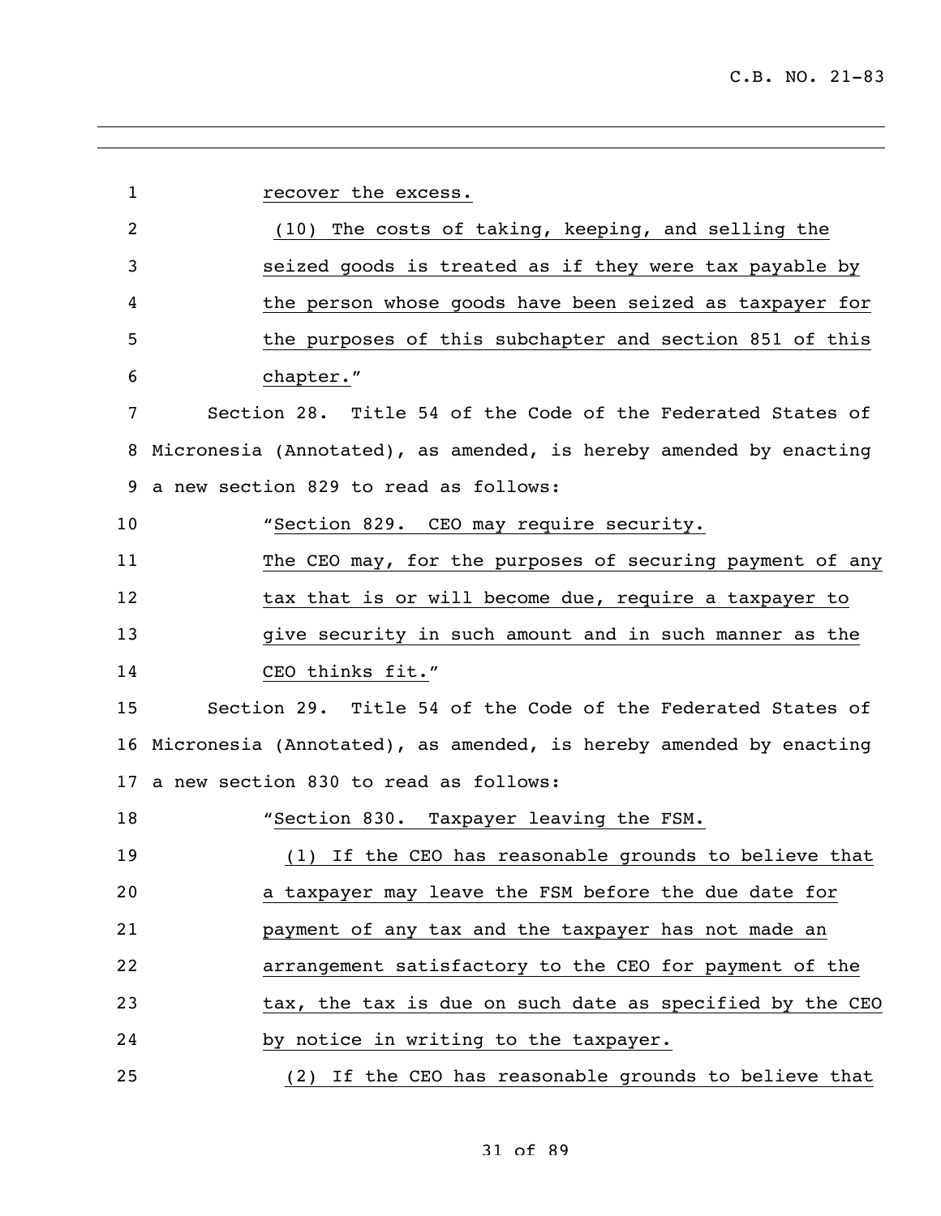recover the excess.

(10) The costs of taking, keeping, and selling the seized goods is treated as if they were tax payable by the person whose goods have been seized as taxpayer for the purposes of this subchapter and section 851 of this chapter."

Section 28. Title 54 of the Code of the Federated States of Micronesia (Annotated), as amended, is hereby amended by enacting a new section 829 to read as follows:

"Section 829. CEO may require security.

The CEO may, for the purposes of securing payment of any tax that is or will become due, require a taxpayer to give security in such amount and in such manner as the CEO thinks fit."

Section 29. Title 54 of the Code of the Federated States of Micronesia (Annotated), as amended, is hereby amended by enacting a new section 830 to read as follows:

"Section 830. Taxpayer leaving the FSM.

(1) If the CEO has reasonable grounds to believe that a taxpayer may leave the FSM before the due date for payment of any tax and the taxpayer has not made an arrangement satisfactory to the CEO for payment of the tax, the tax is due on such date as specified by the CEO by notice in writing to the taxpayer.

(2) If the CEO has reasonable grounds to believe that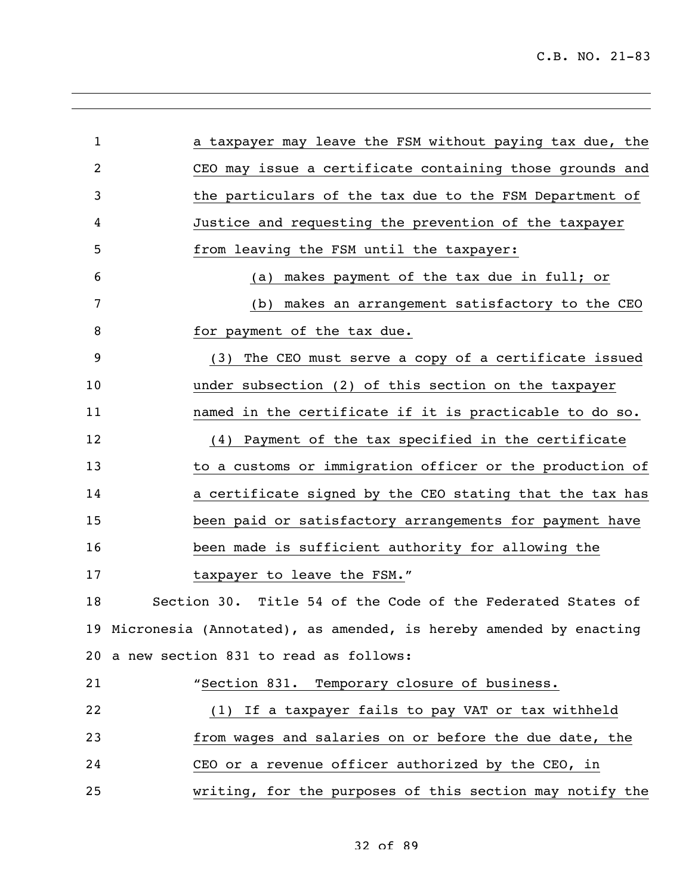a taxpayer may leave the FSM without paying tax due, the CEO may issue a certificate containing those grounds and the particulars of the tax due to the FSM Department of Justice and requesting the prevention of the taxpayer from leaving the FSM until the taxpayer:

(a) makes payment of the tax due in full; or

(b) makes an arrangement satisfactory to the CEO for payment of the tax due.

(3) The CEO must serve a copy of a certificate issued under subsection (2) of this section on the taxpayer named in the certificate if it is practicable to do so.

(4) Payment of the tax specified in the certificate to a customs or immigration officer or the production of a certificate signed by the CEO stating that the tax has been paid or satisfactory arrangements for payment have been made is sufficient authority for allowing the taxpayer to leave the FSM."

Section 30. Title 54 of the Code of the Federated States of Micronesia (Annotated), as amended, is hereby amended by enacting a new section 831 to read as follows:

"Section 831. Temporary closure of business.

(1) If a taxpayer fails to pay VAT or tax withheld from wages and salaries on or before the due date, the CEO or a revenue officer authorized by the CEO, in writing, for the purposes of this section may notify the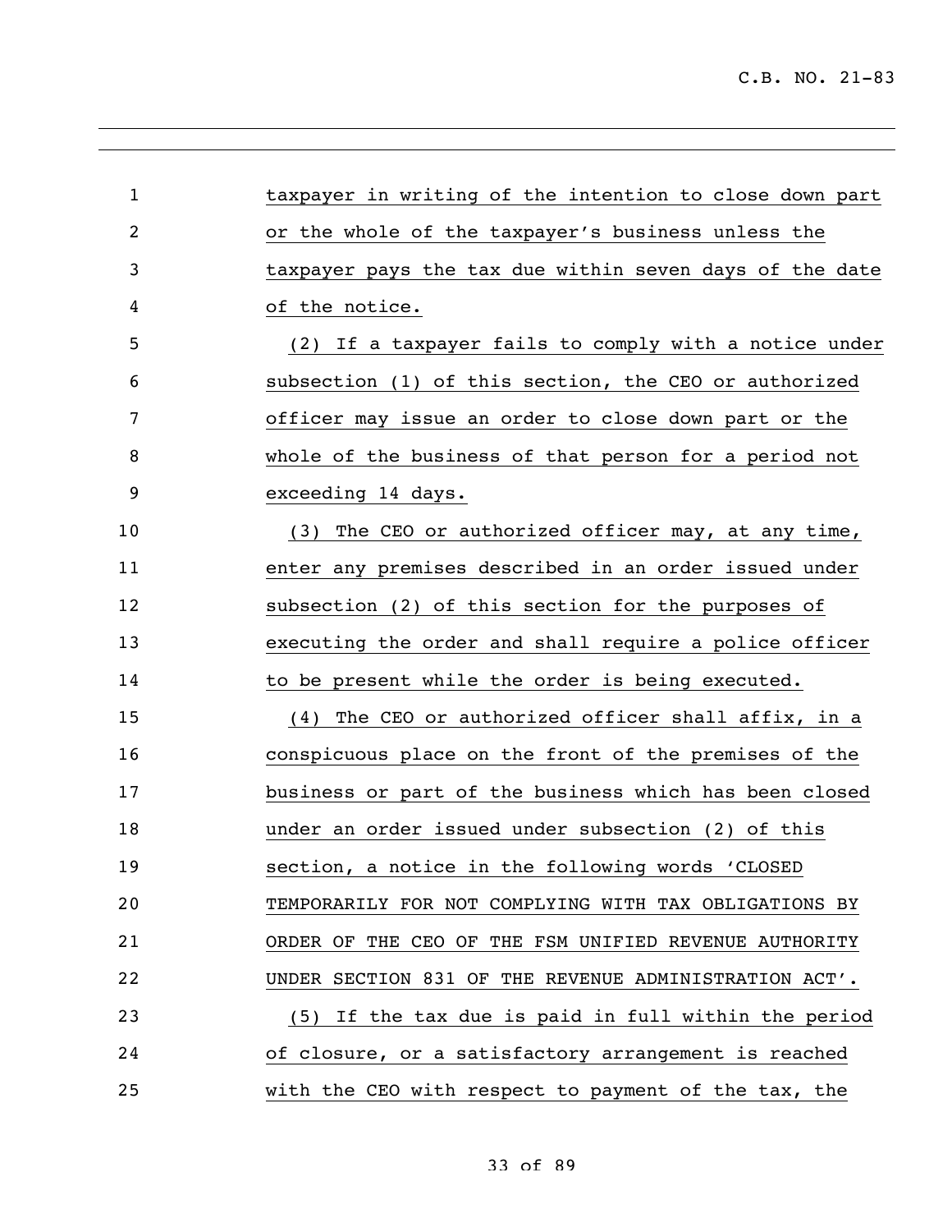taxpayer in writing of the intention to close down part or the whole of the taxpayer's business unless the taxpayer pays the tax due within seven days of the date of the notice.

(2) If a taxpayer fails to comply with a notice under subsection (1) of this section, the CEO or authorized officer may issue an order to close down part or the whole of the business of that person for a period not exceeding 14 days.

(3) The CEO or authorized officer may, at any time, enter any premises described in an order issued under subsection (2) of this section for the purposes of executing the order and shall require a police officer to be present while the order is being executed.

(4) The CEO or authorized officer shall affix, in a conspicuous place on the front of the premises of the business or part of the business which has been closed under an order issued under subsection (2) of this section, a notice in the following words 'CLOSED TEMPORARILY FOR NOT COMPLYING WITH TAX OBLIGATIONS BY ORDER OF THE CEO OF THE FSM UNIFIED REVENUE AUTHORITY UNDER SECTION 831 OF THE REVENUE ADMINISTRATION ACT'.

(5) If the tax due is paid in full within the period of closure, or a satisfactory arrangement is reached with the CEO with respect to payment of the tax, the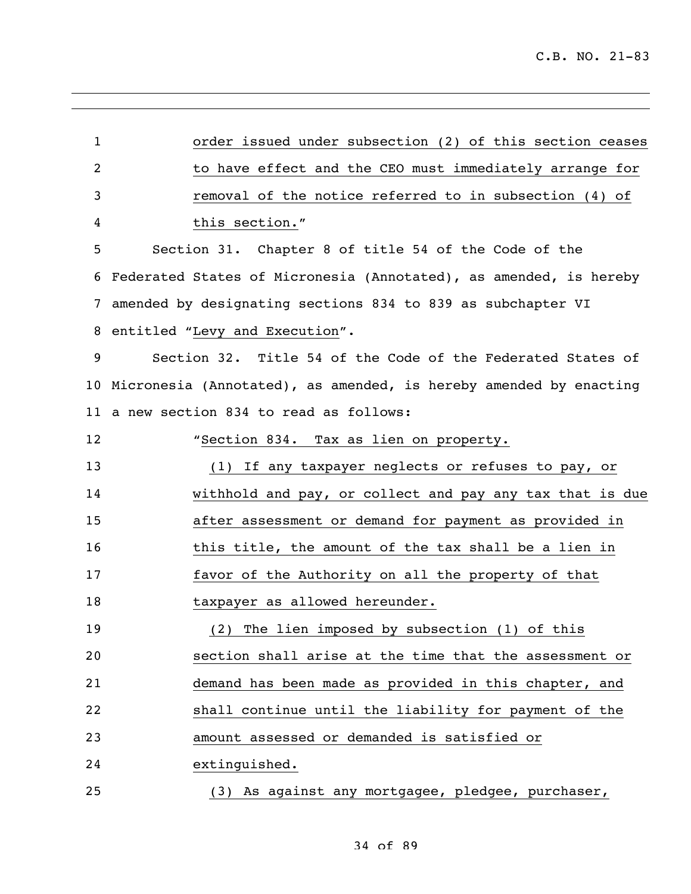order issued under subsection (2) of this section ceases to have effect and the CEO must immediately arrange for removal of the notice referred to in subsection (4) of this section."

Section 31. Chapter 8 of title 54 of the Code of the Federated States of Micronesia (Annotated), as amended, is hereby amended by designating sections 834 to 839 as subchapter VI entitled "Levy and Execution".

Section 32. Title 54 of the Code of the Federated States of Micronesia (Annotated), as amended, is hereby amended by enacting a new section 834 to read as follows:

"Section 834. Tax as lien on property.

(1) If any taxpayer neglects or refuses to pay, or withhold and pay, or collect and pay any tax that is due after assessment or demand for payment as provided in this title, the amount of the tax shall be a lien in favor of the Authority on all the property of that taxpayer as allowed hereunder.

(2) The lien imposed by subsection (1) of this section shall arise at the time that the assessment or demand has been made as provided in this chapter, and shall continue until the liability for payment of the amount assessed or demanded is satisfied or extinguished.

(3) As against any mortgagee, pledgee, purchaser,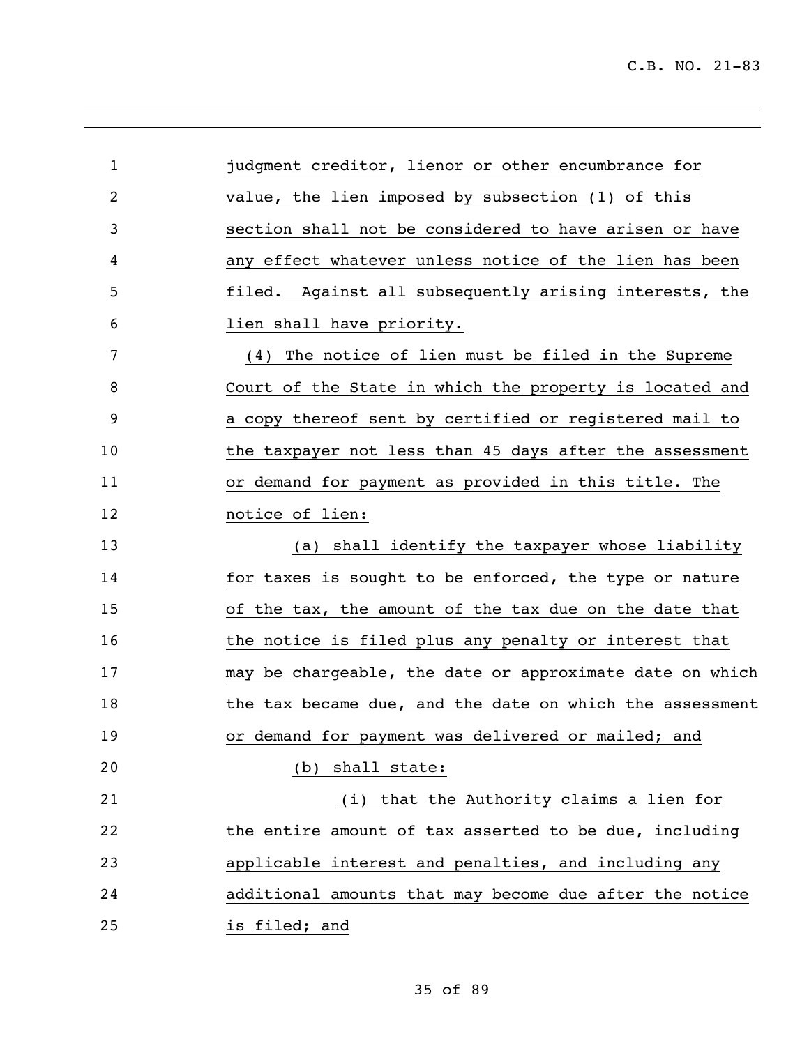judgment creditor, lienor or other encumbrance for value, the lien imposed by subsection (1) of this section shall not be considered to have arisen or have any effect whatever unless notice of the lien has been filed. Against all subsequently arising interests, the lien shall have priority.

(4) The notice of lien must be filed in the Supreme Court of the State in which the property is located and a copy thereof sent by certified or registered mail to the taxpayer not less than 45 days after the assessment or demand for payment as provided in this title. The notice of lien:

(a) shall identify the taxpayer whose liability for taxes is sought to be enforced, the type or nature of the tax, the amount of the tax due on the date that the notice is filed plus any penalty or interest that may be chargeable, the date or approximate date on which the tax became due, and the date on which the assessment or demand for payment was delivered or mailed; and

(b) shall state:

(i) that the Authority claims a lien for the entire amount of tax asserted to be due, including applicable interest and penalties, and including any additional amounts that may become due after the notice is filed; and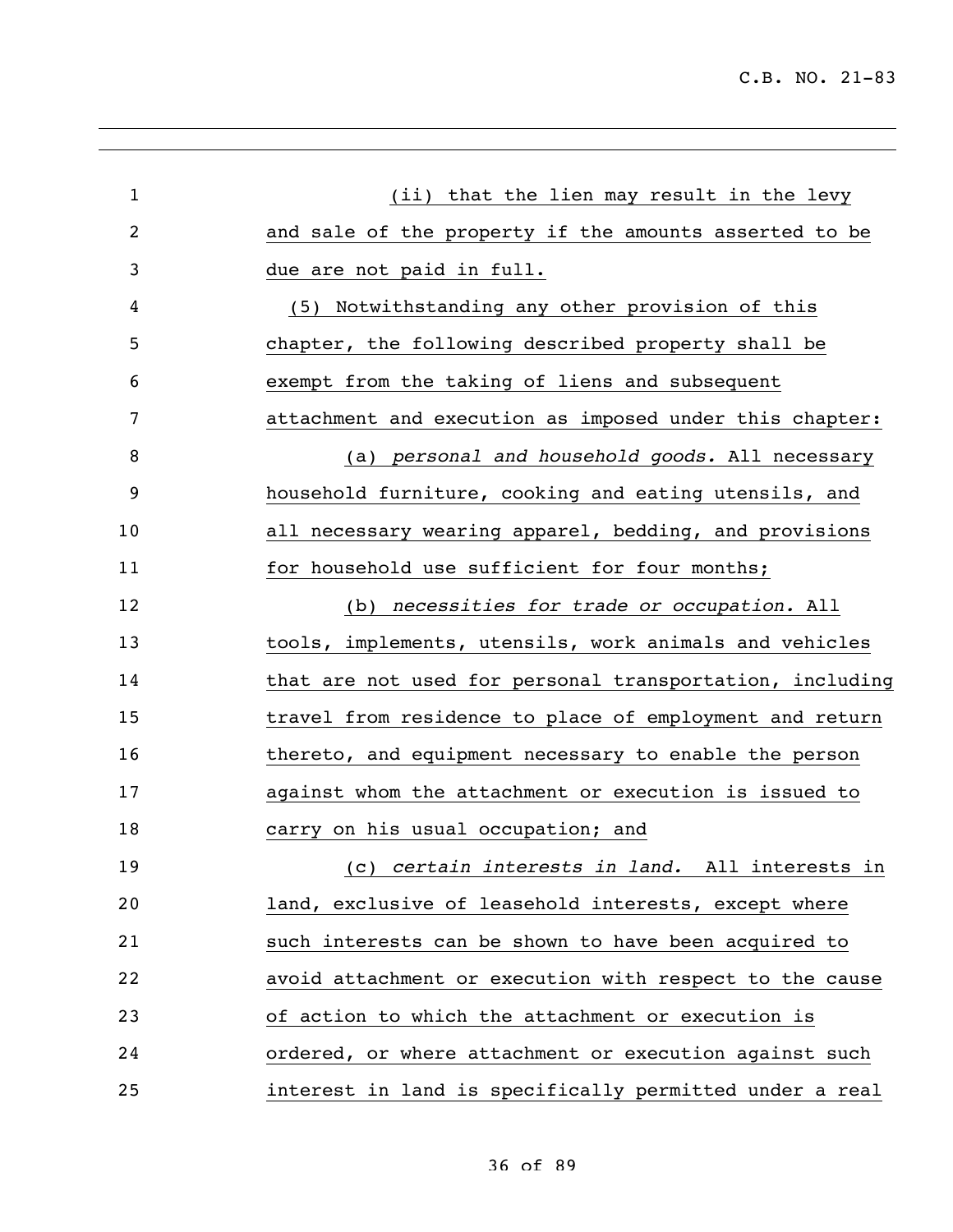(ii) that the lien may result in the levy and sale of the property if the amounts asserted to be due are not paid in full.

(5) Notwithstanding any other provision of this chapter, the following described property shall be exempt from the taking of liens and subsequent attachment and execution as imposed under this chapter:

(a) *personal and household goods.* All necessary household furniture, cooking and eating utensils, and all necessary wearing apparel, bedding, and provisions for household use sufficient for four months;

(b) *necessities for trade or occupation.* All tools, implements, utensils, work animals and vehicles that are not used for personal transportation, including travel from residence to place of employment and return thereto, and equipment necessary to enable the person against whom the attachment or execution is issued to carry on his usual occupation; and

(c) *certain interests in land.* All interests in land, exclusive of leasehold interests, except where such interests can be shown to have been acquired to avoid attachment or execution with respect to the cause of action to which the attachment or execution is ordered, or where attachment or execution against such interest in land is specifically permitted under a real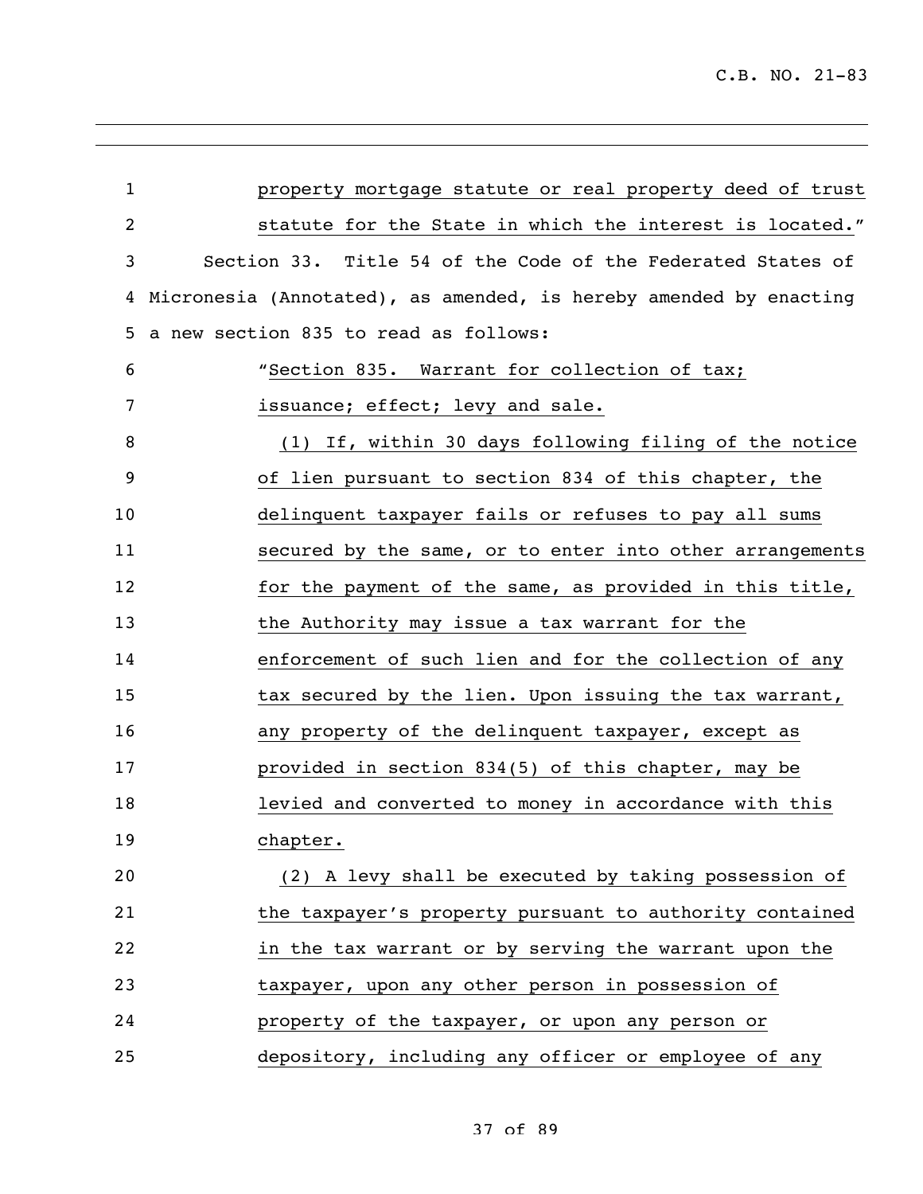property mortgage statute or real property deed of trust statute for the State in which the interest is located."

Section 33. Title 54 of the Code of the Federated States of Micronesia (Annotated), as amended, is hereby amended by enacting a new section 835 to read as follows:

"Section 835. Warrant for collection of tax; issuance; effect; levy and sale.

(1) If, within 30 days following filing of the notice of lien pursuant to section 834 of this chapter, the delinquent taxpayer fails or refuses to pay all sums secured by the same, or to enter into other arrangements for the payment of the same, as provided in this title, the Authority may issue a tax warrant for the enforcement of such lien and for the collection of any tax secured by the lien. Upon issuing the tax warrant, any property of the delinquent taxpayer, except as provided in section 834(5) of this chapter, may be levied and converted to money in accordance with this chapter.

(2) A levy shall be executed by taking possession of the taxpayer's property pursuant to authority contained in the tax warrant or by serving the warrant upon the taxpayer, upon any other person in possession of property of the taxpayer, or upon any person or depository, including any officer or employee of any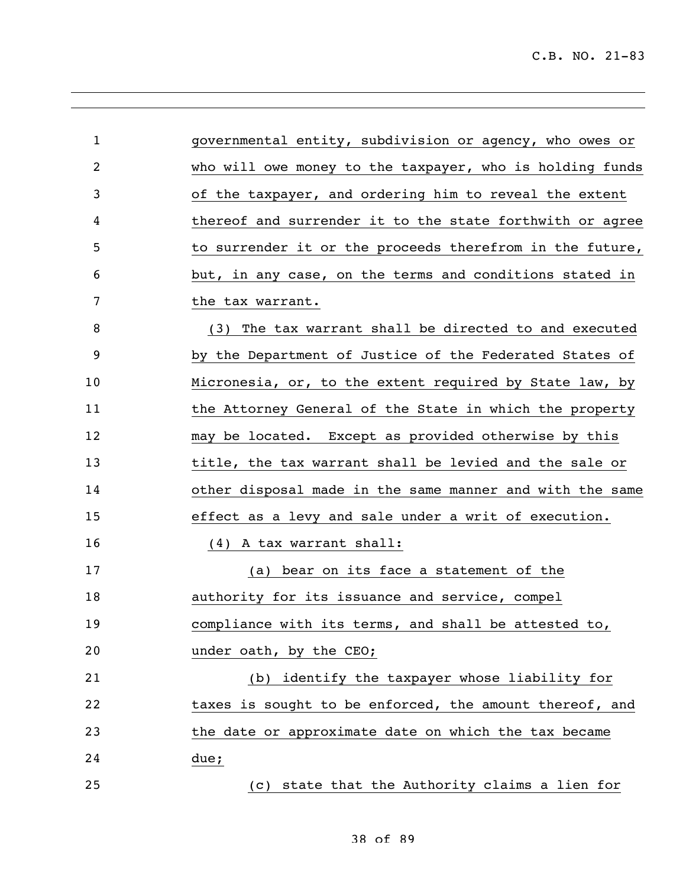governmental entity, subdivision or agency, who owes or who will owe money to the taxpayer, who is holding funds of the taxpayer, and ordering him to reveal the extent thereof and surrender it to the state forthwith or agree to surrender it or the proceeds therefrom in the future, but, in any case, on the terms and conditions stated in the tax warrant.

(3) The tax warrant shall be directed to and executed by the Department of Justice of the Federated States of Micronesia, or, to the extent required by State law, by the Attorney General of the State in which the property may be located. Except as provided otherwise by this title, the tax warrant shall be levied and the sale or other disposal made in the same manner and with the same effect as a levy and sale under a writ of execution.

(4) A tax warrant shall:

(a) bear on its face a statement of the authority for its issuance and service, compel compliance with its terms, and shall be attested to, under oath, by the CEO;

(b) identify the taxpayer whose liability for taxes is sought to be enforced, the amount thereof, and the date or approximate date on which the tax became due;

(c) state that the Authority claims a lien for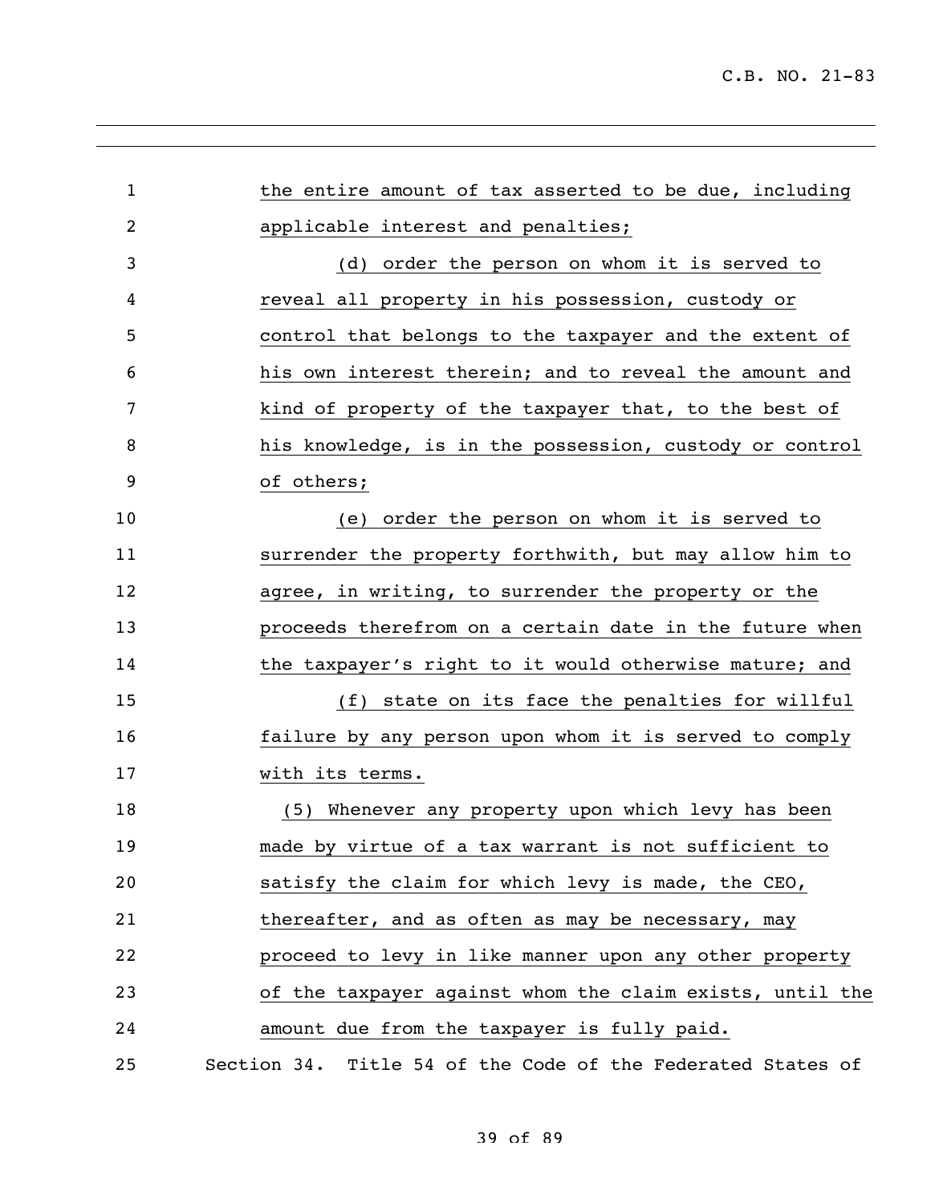the entire amount of tax asserted to be due, including applicable interest and penalties;

(d) order the person on whom it is served to reveal all property in his possession, custody or control that belongs to the taxpayer and the extent of his own interest therein; and to reveal the amount and kind of property of the taxpayer that, to the best of his knowledge, is in the possession, custody or control of others;

(e) order the person on whom it is served to surrender the property forthwith, but may allow him to agree, in writing, to surrender the property or the proceeds therefrom on a certain date in the future when the taxpayer's right to it would otherwise mature; and

(f) state on its face the penalties for willful failure by any person upon whom it is served to comply with its terms.

(5) Whenever any property upon which levy has been made by virtue of a tax warrant is not sufficient to satisfy the claim for which levy is made, the CEO, thereafter, and as often as may be necessary, may proceed to levy in like manner upon any other property of the taxpayer against whom the claim exists, until the amount due from the taxpayer is fully paid.

Section 34. Title 54 of the Code of the Federated States of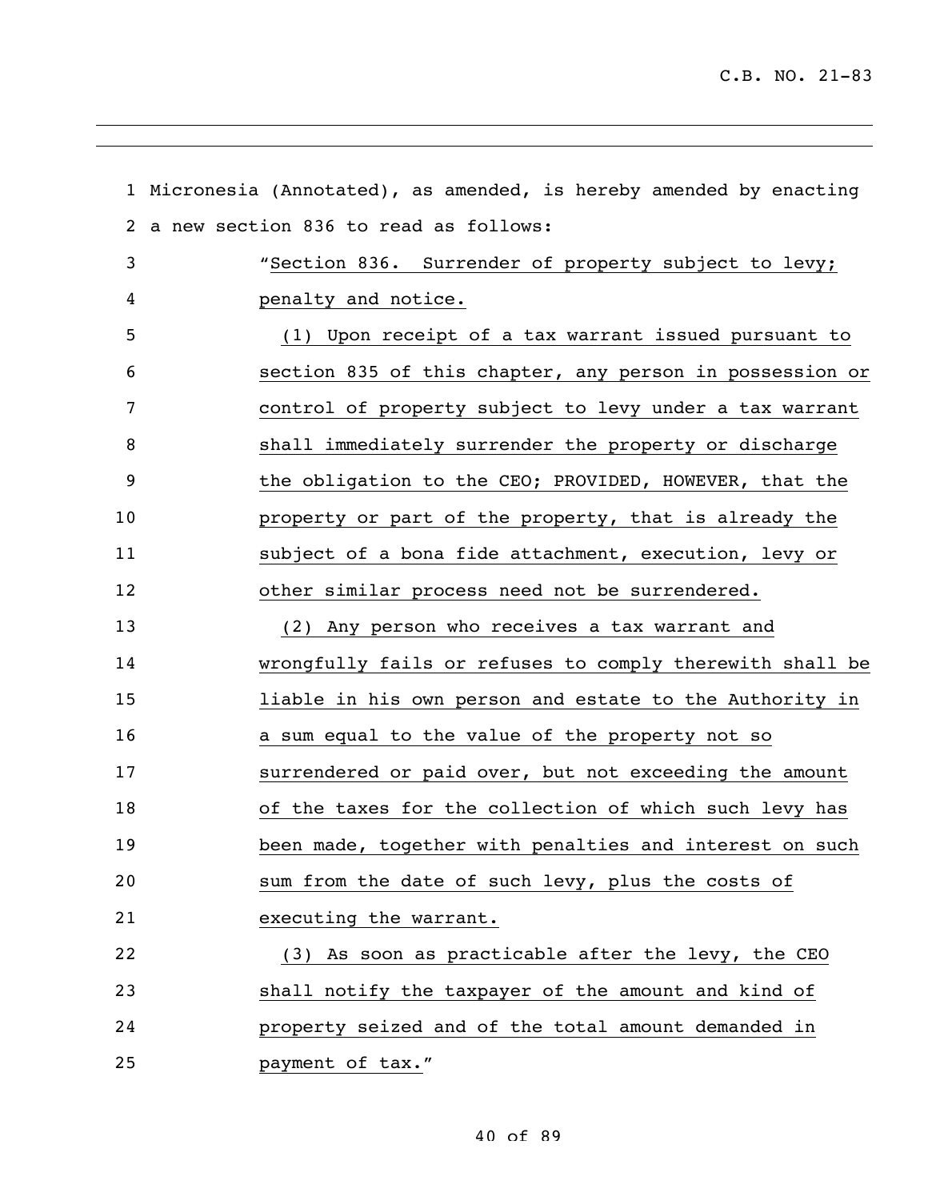Micronesia (Annotated), as amended, is hereby amended by enacting a new section 836 to read as follows:

"Section 836. Surrender of property subject to levy; penalty and notice.

(1) Upon receipt of a tax warrant issued pursuant to section 835 of this chapter, any person in possession or control of property subject to levy under a tax warrant shall immediately surrender the property or discharge the obligation to the CEO; PROVIDED, HOWEVER, that the property or part of the property, that is already the subject of a bona fide attachment, execution, levy or other similar process need not be surrendered.

(2) Any person who receives a tax warrant and wrongfully fails or refuses to comply therewith shall be liable in his own person and estate to the Authority in a sum equal to the value of the property not so surrendered or paid over, but not exceeding the amount of the taxes for the collection of which such levy has been made, together with penalties and interest on such sum from the date of such levy, plus the costs of executing the warrant.

(3) As soon as practicable after the levy, the CEO shall notify the taxpayer of the amount and kind of property seized and of the total amount demanded in payment of tax."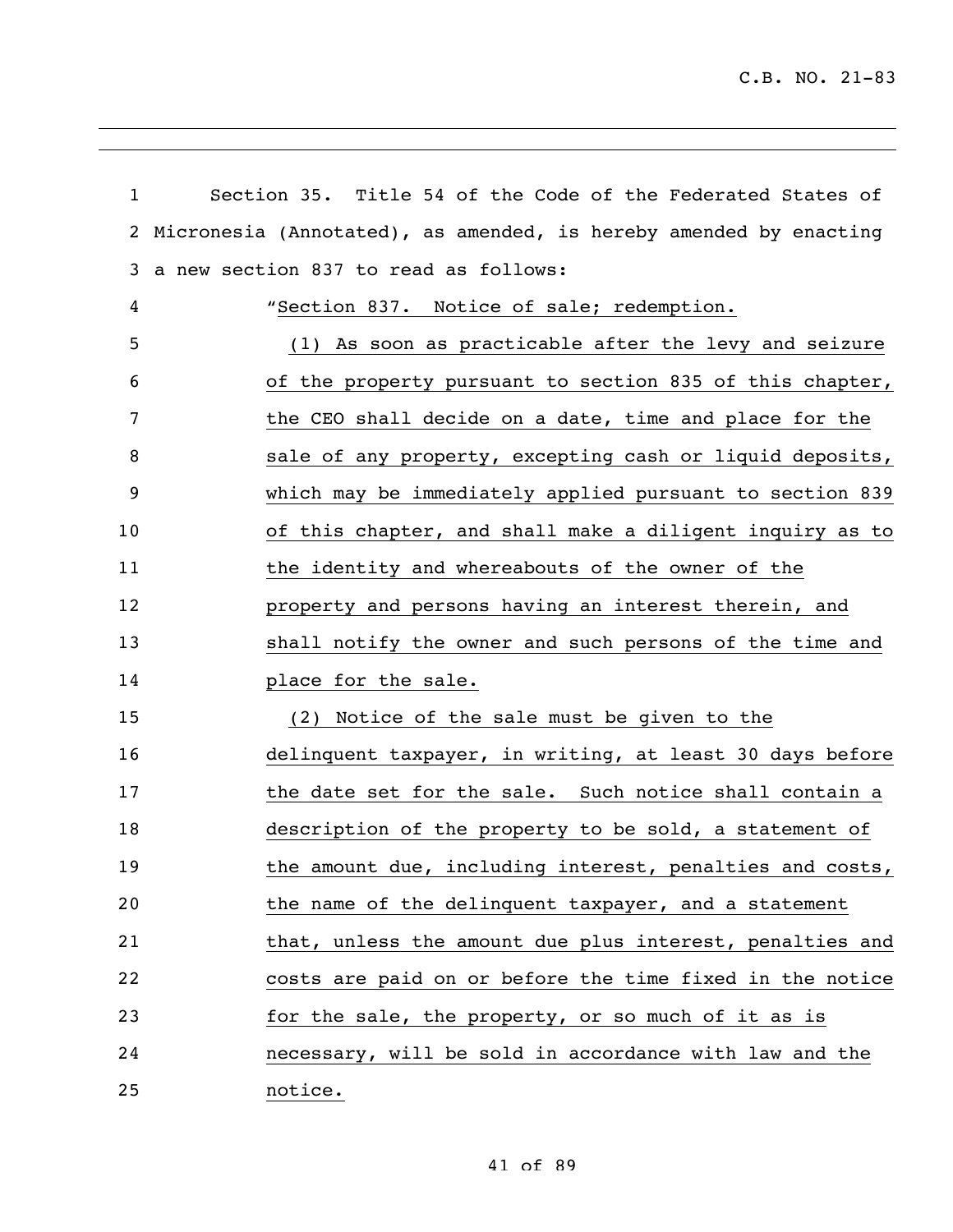Section 35. Title 54 of the Code of the Federated States of Micronesia (Annotated), as amended, is hereby amended by enacting a new section 837 to read as follows:

"Section 837. Notice of sale; redemption.

(1) As soon as practicable after the levy and seizure of the property pursuant to section 835 of this chapter, the CEO shall decide on a date, time and place for the sale of any property, excepting cash or liquid deposits, which may be immediately applied pursuant to section 839 of this chapter, and shall make a diligent inquiry as to the identity and whereabouts of the owner of the property and persons having an interest therein, and shall notify the owner and such persons of the time and place for the sale.

(2) Notice of the sale must be given to the delinquent taxpayer, in writing, at least 30 days before the date set for the sale. Such notice shall contain a description of the property to be sold, a statement of the amount due, including interest, penalties and costs, the name of the delinquent taxpayer, and a statement that, unless the amount due plus interest, penalties and costs are paid on or before the time fixed in the notice for the sale, the property, or so much of it as is necessary, will be sold in accordance with law and the notice.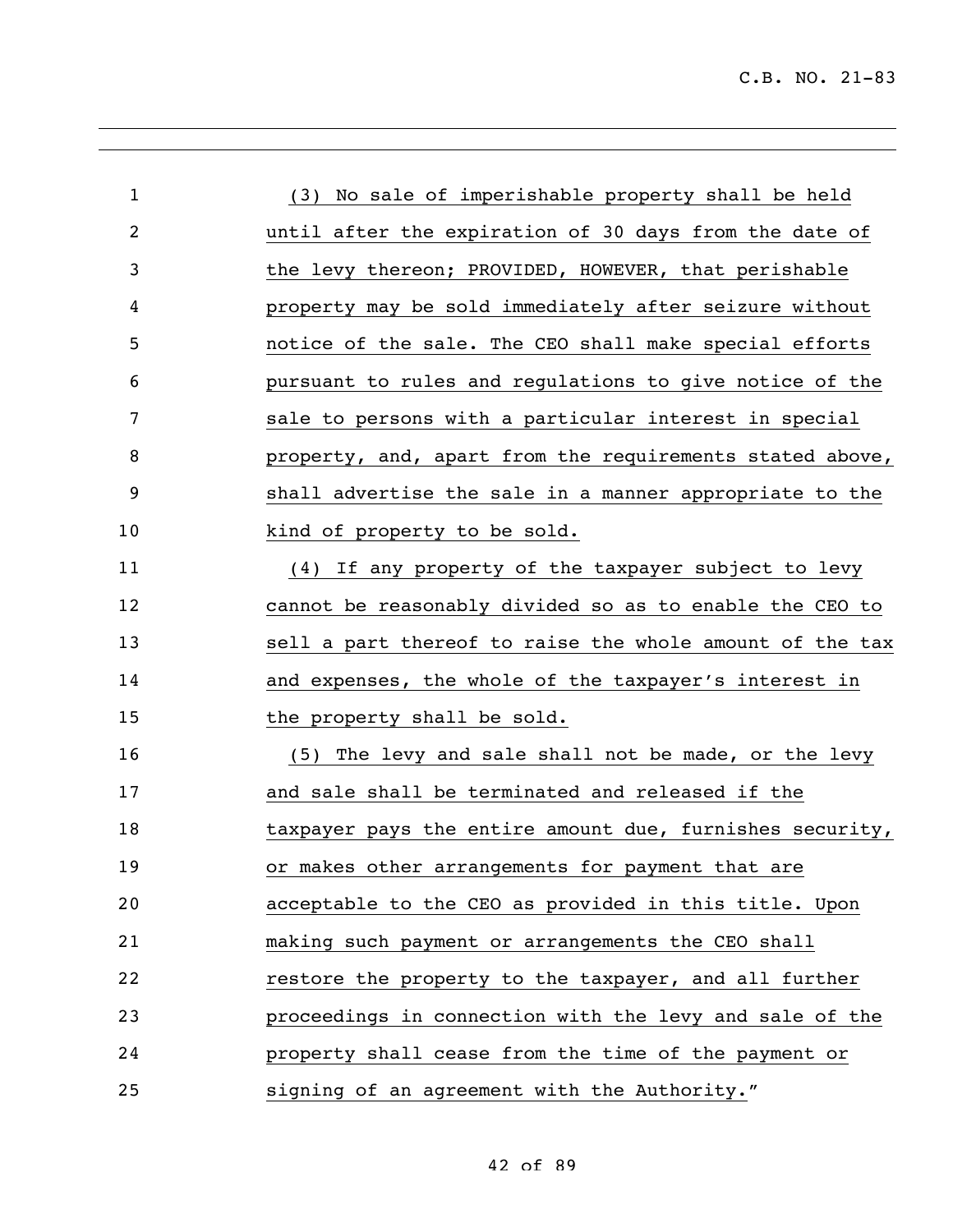(3) No sale of imperishable property shall be held until after the expiration of 30 days from the date of the levy thereon; PROVIDED, HOWEVER, that perishable property may be sold immediately after seizure without notice of the sale. The CEO shall make special efforts pursuant to rules and regulations to give notice of the sale to persons with a particular interest in special property, and, apart from the requirements stated above, shall advertise the sale in a manner appropriate to the kind of property to be sold.

(4) If any property of the taxpayer subject to levy cannot be reasonably divided so as to enable the CEO to sell a part thereof to raise the whole amount of the tax and expenses, the whole of the taxpayer's interest in the property shall be sold.

(5) The levy and sale shall not be made, or the levy and sale shall be terminated and released if the taxpayer pays the entire amount due, furnishes security, or makes other arrangements for payment that are acceptable to the CEO as provided in this title. Upon making such payment or arrangements the CEO shall restore the property to the taxpayer, and all further proceedings in connection with the levy and sale of the property shall cease from the time of the payment or signing of an agreement with the Authority."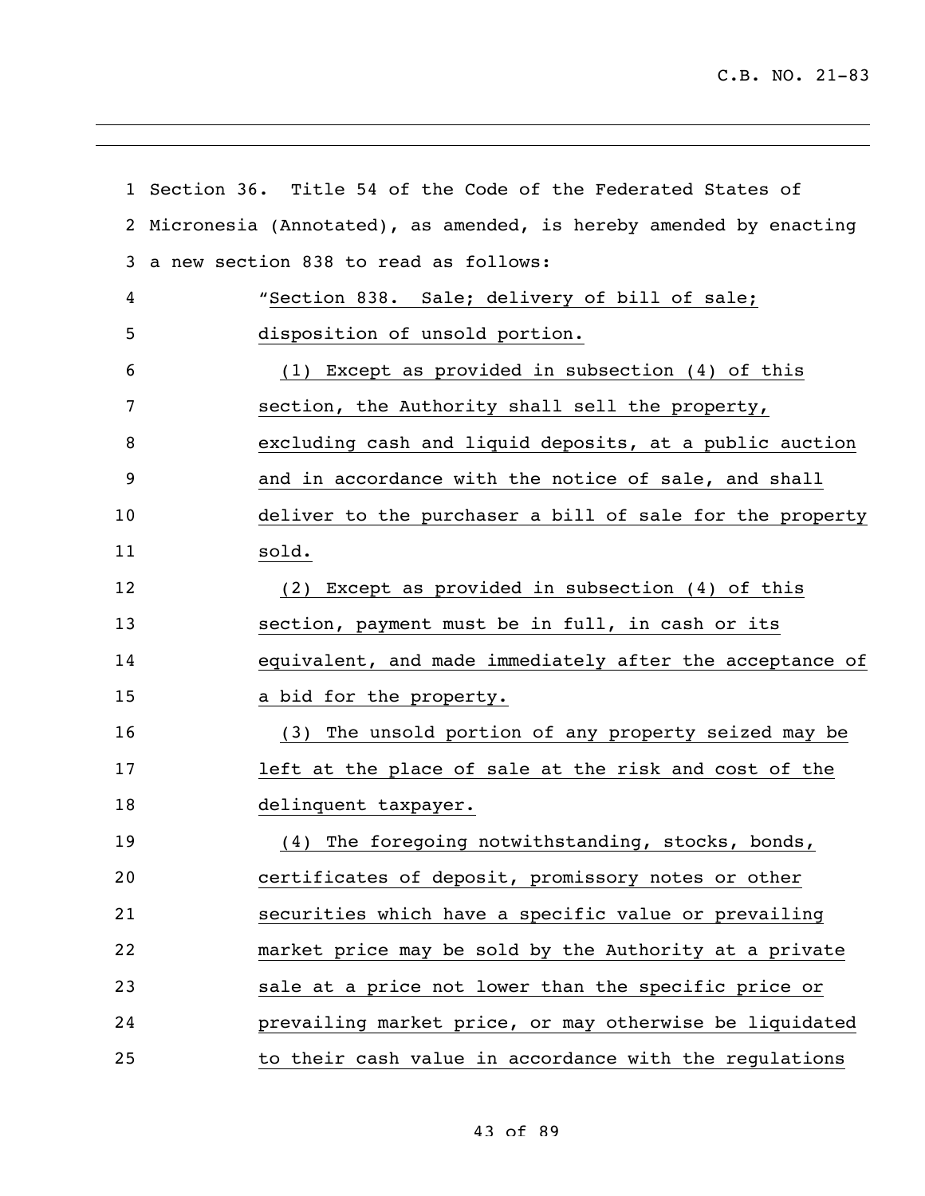Section 36. Title 54 of the Code of the Federated States of Micronesia (Annotated), as amended, is hereby amended by enacting a new section 838 to read as follows:

"Section 838. Sale; delivery of bill of sale; disposition of unsold portion.

(1) Except as provided in subsection (4) of this section, the Authority shall sell the property, excluding cash and liquid deposits, at a public auction and in accordance with the notice of sale, and shall deliver to the purchaser a bill of sale for the property sold.

(2) Except as provided in subsection (4) of this section, payment must be in full, in cash or its equivalent, and made immediately after the acceptance of a bid for the property.

(3) The unsold portion of any property seized may be left at the place of sale at the risk and cost of the delinquent taxpayer.

(4) The foregoing notwithstanding, stocks, bonds, certificates of deposit, promissory notes or other securities which have a specific value or prevailing market price may be sold by the Authority at a private sale at a price not lower than the specific price or prevailing market price, or may otherwise be liquidated to their cash value in accordance with the regulations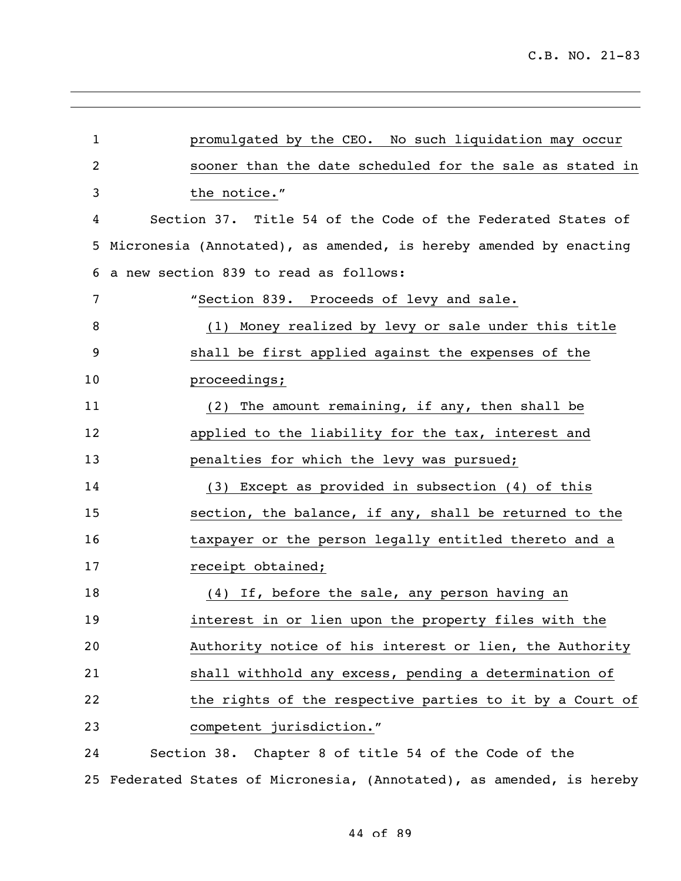promulgated by the CEO. No such liquidation may occur sooner than the date scheduled for the sale as stated in the notice."

Section 37. Title 54 of the Code of the Federated States of Micronesia (Annotated), as amended, is hereby amended by enacting a new section 839 to read as follows:

"Section 839. Proceeds of levy and sale.

(1) Money realized by levy or sale under this title shall be first applied against the expenses of the proceedings;

(2) The amount remaining, if any, then shall be applied to the liability for the tax, interest and penalties for which the levy was pursued;

(3) Except as provided in subsection (4) of this section, the balance, if any, shall be returned to the taxpayer or the person legally entitled thereto and a receipt obtained;

(4) If, before the sale, any person having an interest in or lien upon the property files with the Authority notice of his interest or lien, the Authority shall withhold any excess, pending a determination of the rights of the respective parties to it by a Court of competent jurisdiction."

Section 38. Chapter 8 of title 54 of the Code of the Federated States of Micronesia, (Annotated), as amended, is hereby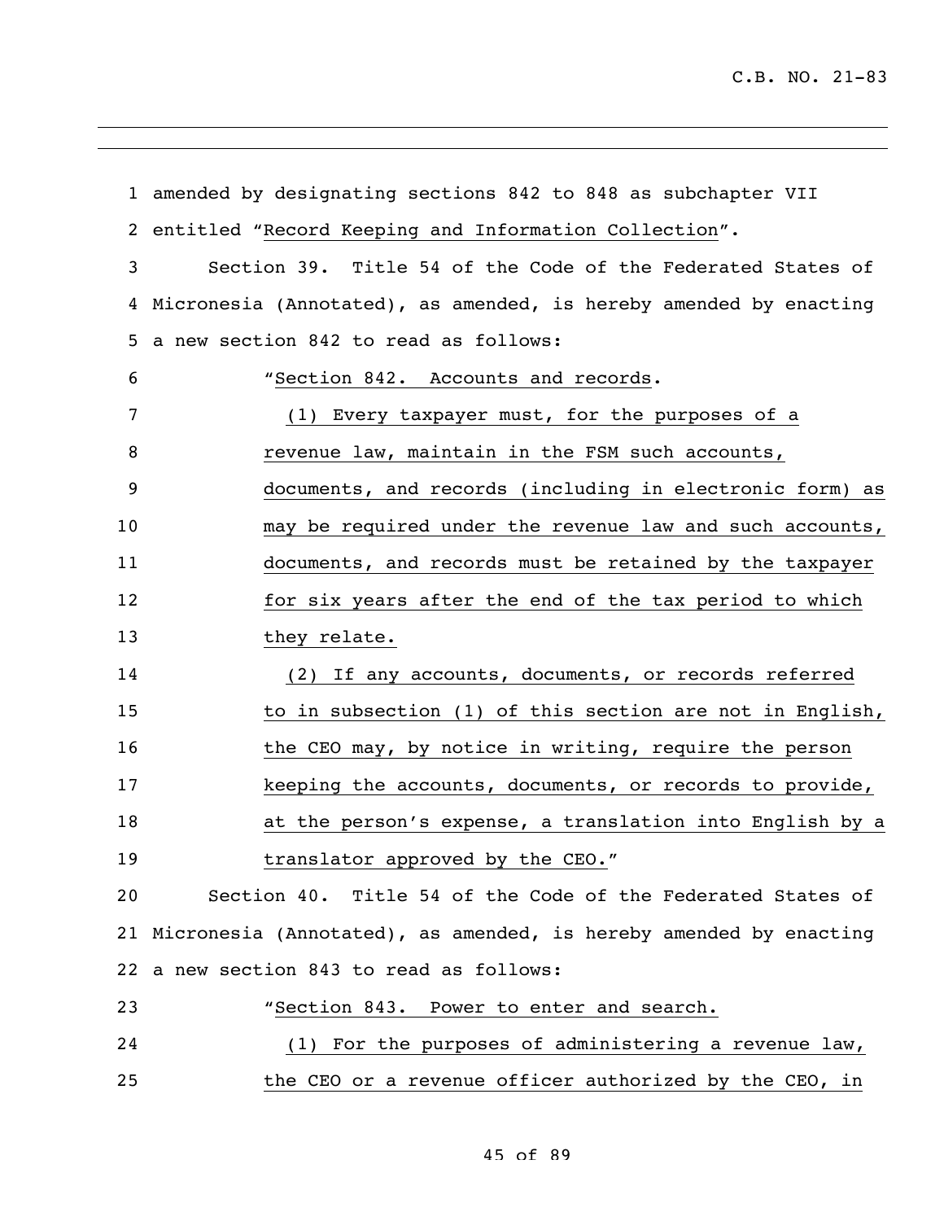amended by designating sections 842 to 848 as subchapter VII entitled "Record Keeping and Information Collection".

Section 39. Title 54 of the Code of the Federated States of Micronesia (Annotated), as amended, is hereby amended by enacting a new section 842 to read as follows:

"Section 842. Accounts and records.

(1) Every taxpayer must, for the purposes of a revenue law, maintain in the FSM such accounts, documents, and records (including in electronic form) as may be required under the revenue law and such accounts, documents, and records must be retained by the taxpayer for six years after the end of the tax period to which they relate.

(2) If any accounts, documents, or records referred to in subsection (1) of this section are not in English, the CEO may, by notice in writing, require the person keeping the accounts, documents, or records to provide, at the person's expense, a translation into English by a translator approved by the CEO."

Section 40. Title 54 of the Code of the Federated States of Micronesia (Annotated), as amended, is hereby amended by enacting a new section 843 to read as follows:

"Section 843. Power to enter and search.

(1) For the purposes of administering a revenue law, the CEO or a revenue officer authorized by the CEO, in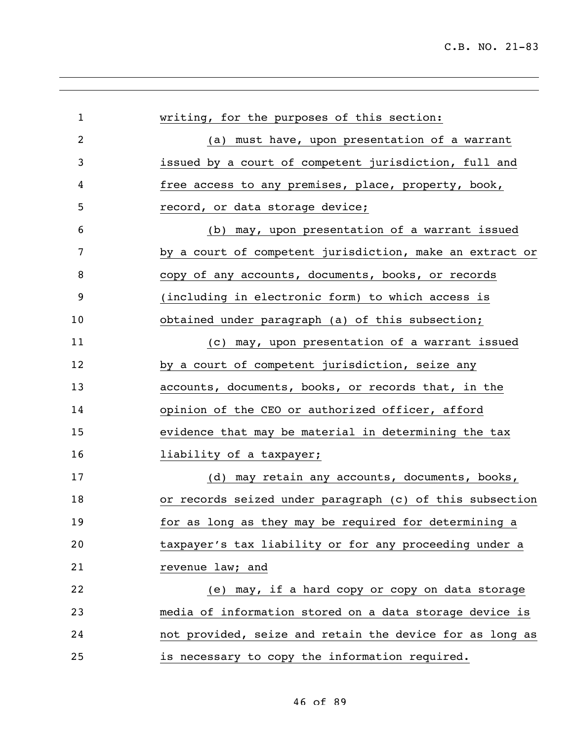writing, for the purposes of this section:

(a) must have, upon presentation of a warrant issued by a court of competent jurisdiction, full and free access to any premises, place, property, book, record, or data storage device;

(b) may, upon presentation of a warrant issued by a court of competent jurisdiction, make an extract or copy of any accounts, documents, books, or records (including in electronic form) to which access is obtained under paragraph (a) of this subsection;

(c) may, upon presentation of a warrant issued by a court of competent jurisdiction, seize any accounts, documents, books, or records that, in the opinion of the CEO or authorized officer, afford evidence that may be material in determining the tax liability of a taxpayer;

(d) may retain any accounts, documents, books, or records seized under paragraph (c) of this subsection for as long as they may be required for determining a taxpayer's tax liability or for any proceeding under a revenue law; and

(e) may, if a hard copy or copy on data storage media of information stored on a data storage device is not provided, seize and retain the device for as long as is necessary to copy the information required.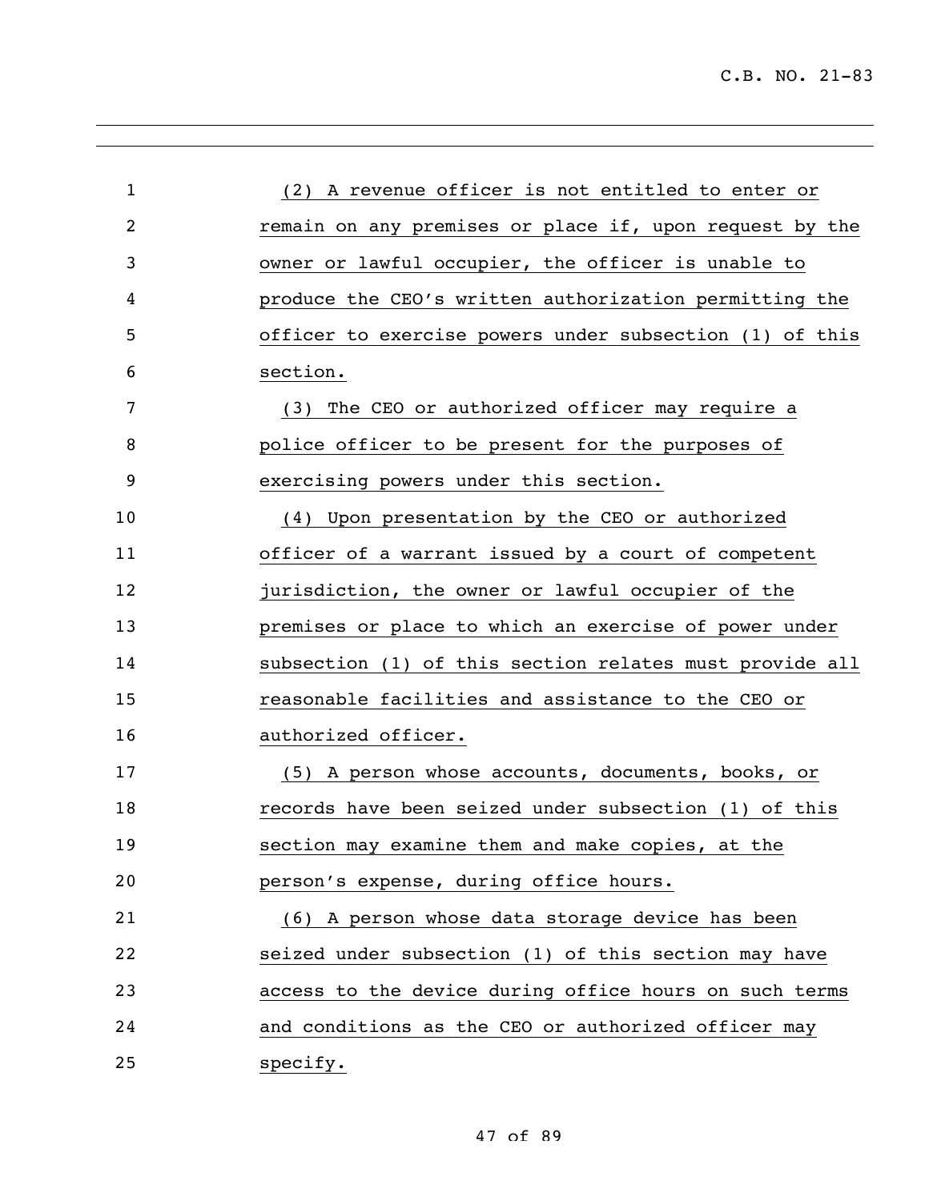(2) A revenue officer is not entitled to enter or remain on any premises or place if, upon request by the owner or lawful occupier, the officer is unable to produce the CEO's written authorization permitting the officer to exercise powers under subsection (1) of this section.

(3) The CEO or authorized officer may require a police officer to be present for the purposes of exercising powers under this section.

(4) Upon presentation by the CEO or authorized officer of a warrant issued by a court of competent jurisdiction, the owner or lawful occupier of the premises or place to which an exercise of power under subsection (1) of this section relates must provide all reasonable facilities and assistance to the CEO or authorized officer.

(5) A person whose accounts, documents, books, or records have been seized under subsection (1) of this section may examine them and make copies, at the person's expense, during office hours.

(6) A person whose data storage device has been seized under subsection (1) of this section may have access to the device during office hours on such terms and conditions as the CEO or authorized officer may specify.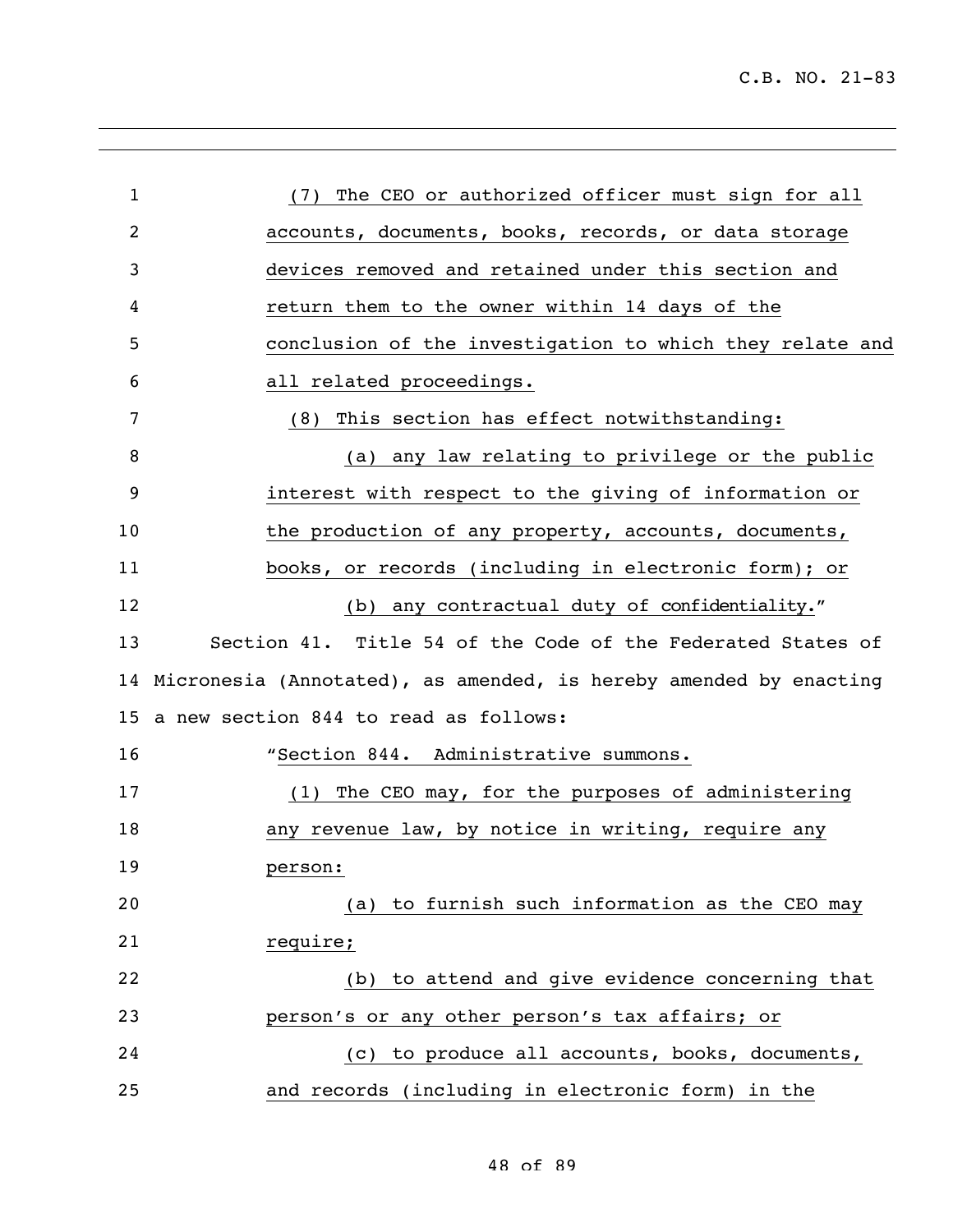(7) The CEO or authorized officer must sign for all accounts, documents, books, records, or data storage devices removed and retained under this section and return them to the owner within 14 days of the conclusion of the investigation to which they relate and all related proceedings.

(8) This section has effect notwithstanding:

(a) any law relating to privilege or the public interest with respect to the giving of information or the production of any property, accounts, documents, books, or records (including in electronic form); or

(b) any contractual duty of confidentiality."

Section 41. Title 54 of the Code of the Federated States of Micronesia (Annotated), as amended, is hereby amended by enacting a new section 844 to read as follows:

"Section 844. Administrative summons.

(1) The CEO may, for the purposes of administering any revenue law, by notice in writing, require any person:

(a) to furnish such information as the CEO may require;

(b) to attend and give evidence concerning that person's or any other person's tax affairs; or

(c) to produce all accounts, books, documents, and records (including in electronic form) in the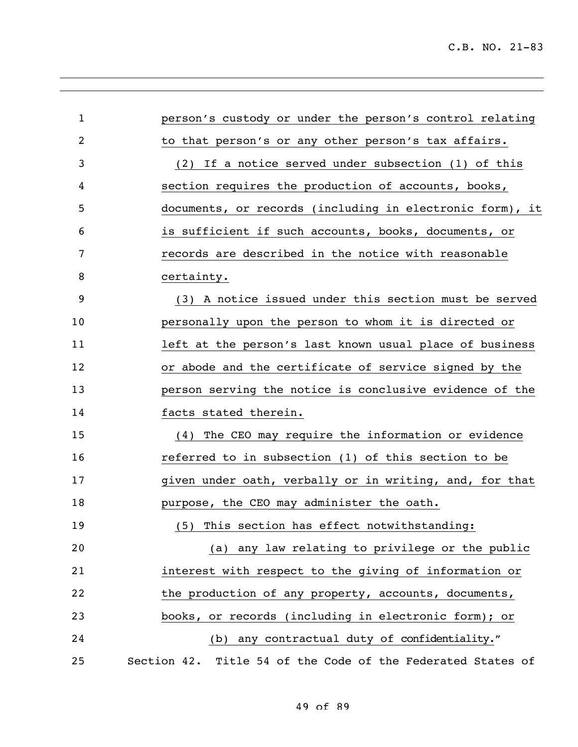person's custody or under the person's control relating to that person's or any other person's tax affairs.

(2) If a notice served under subsection (1) of this section requires the production of accounts, books, documents, or records (including in electronic form), it is sufficient if such accounts, books, documents, or records are described in the notice with reasonable certainty.

(3) A notice issued under this section must be served personally upon the person to whom it is directed or left at the person's last known usual place of business or abode and the certificate of service signed by the person serving the notice is conclusive evidence of the facts stated therein.

(4) The CEO may require the information or evidence referred to in subsection (1) of this section to be given under oath, verbally or in writing, and, for that purpose, the CEO may administer the oath.

(5) This section has effect notwithstanding:

(a) any law relating to privilege or the public interest with respect to the giving of information or the production of any property, accounts, documents, books, or records (including in electronic form); or

(b) any contractual duty of confidentiality."

Section 42. Title 54 of the Code of the Federated States of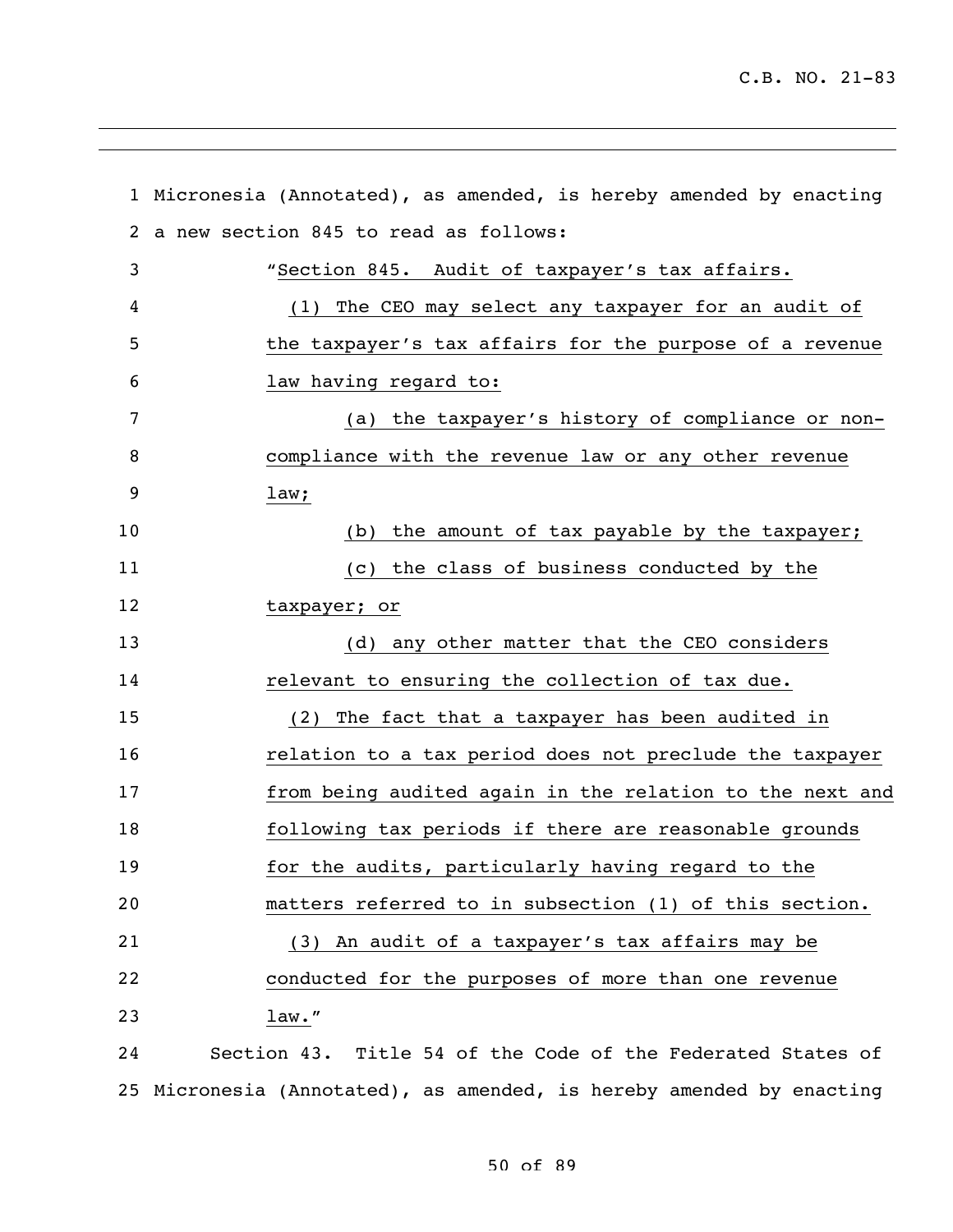Micronesia (Annotated), as amended, is hereby amended by enacting a new section 845 to read as follows:

"Section 845. Audit of taxpayer's tax affairs.

(1) The CEO may select any taxpayer for an audit of the taxpayer's tax affairs for the purpose of a revenue law having regard to:

(a) the taxpayer's history of compliance or non-compliance with the revenue law or any other revenue law;

(b) the amount of tax payable by the taxpayer;

(c) the class of business conducted by the taxpayer; or

(d) any other matter that the CEO considers relevant to ensuring the collection of tax due.

(2) The fact that a taxpayer has been audited in relation to a tax period does not preclude the taxpayer from being audited again in the relation to the next and following tax periods if there are reasonable grounds for the audits, particularly having regard to the matters referred to in subsection (1) of this section.

(3) An audit of a taxpayer's tax affairs may be conducted for the purposes of more than one revenue law."

Section 43. Title 54 of the Code of the Federated States of Micronesia (Annotated), as amended, is hereby amended by enacting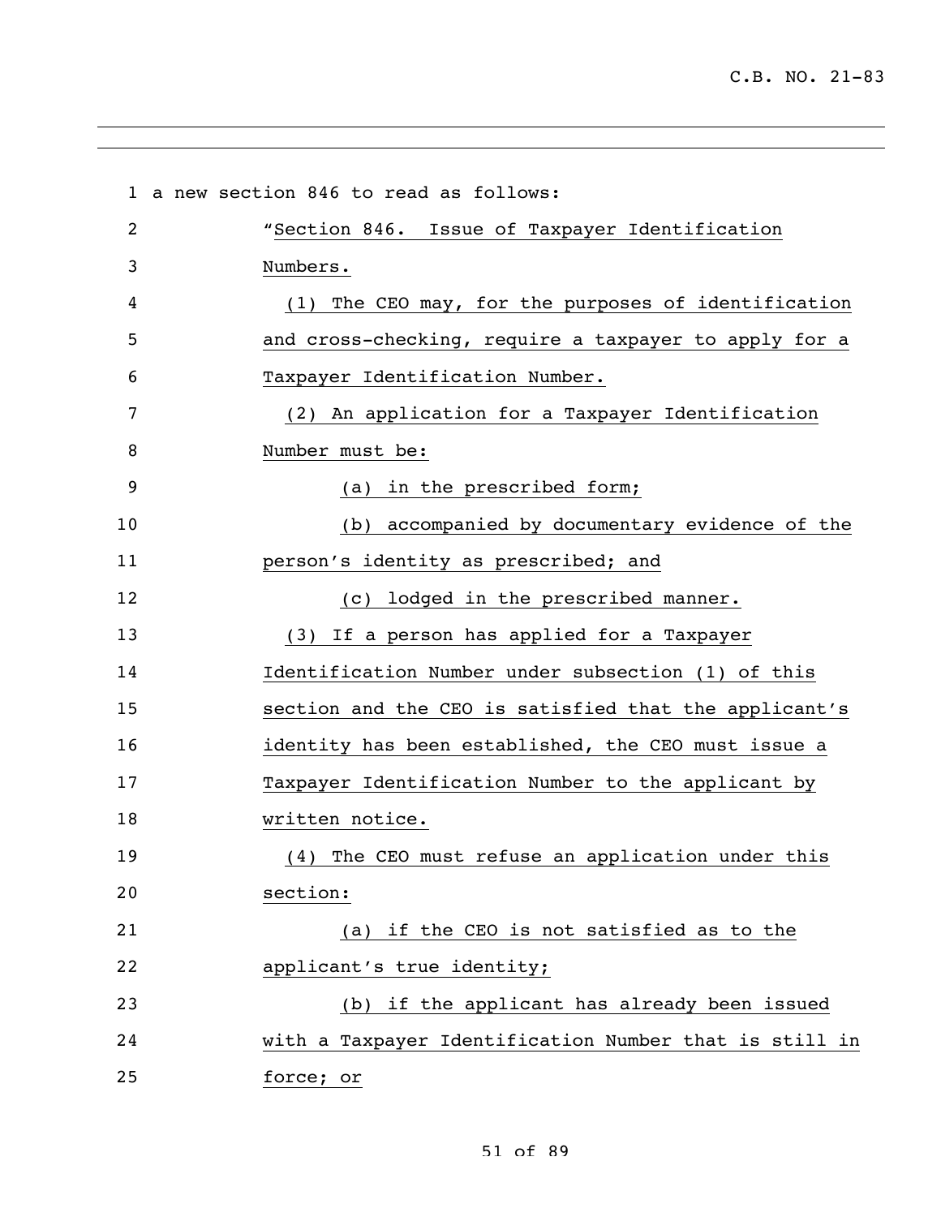a new section 846 to read as follows:

"Section 846. Issue of Taxpayer Identification Numbers.

(1) The CEO may, for the purposes of identification and cross-checking, require a taxpayer to apply for a Taxpayer Identification Number.

(2) An application for a Taxpayer Identification Number must be:

(a) in the prescribed form;

(b) accompanied by documentary evidence of the person's identity as prescribed; and

(c) lodged in the prescribed manner.

(3) If a person has applied for a Taxpayer Identification Number under subsection (1) of this section and the CEO is satisfied that the applicant's identity has been established, the CEO must issue a Taxpayer Identification Number to the applicant by written notice.

(4) The CEO must refuse an application under this section:

(a) if the CEO is not satisfied as to the applicant's true identity;

(b) if the applicant has already been issued with a Taxpayer Identification Number that is still in force; or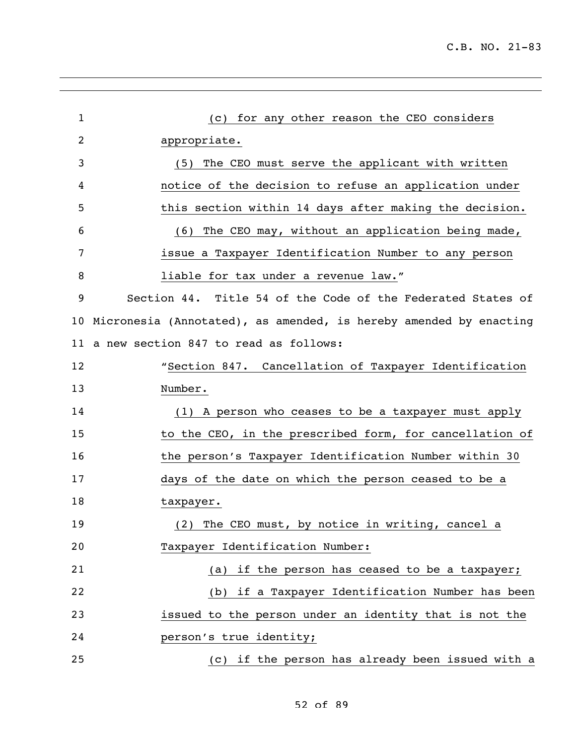(c) for any other reason the CEO considers appropriate.

(5) The CEO must serve the applicant with written notice of the decision to refuse an application under this section within 14 days after making the decision.

(6) The CEO may, without an application being made, issue a Taxpayer Identification Number to any person liable for tax under a revenue law."

Section 44. Title 54 of the Code of the Federated States of Micronesia (Annotated), as amended, is hereby amended by enacting a new section 847 to read as follows:

"Section 847. Cancellation of Taxpayer Identification Number.

(1) A person who ceases to be a taxpayer must apply to the CEO, in the prescribed form, for cancellation of the person's Taxpayer Identification Number within 30 days of the date on which the person ceased to be a taxpayer.

(2) The CEO must, by notice in writing, cancel a Taxpayer Identification Number:

(a) if the person has ceased to be a taxpayer;

(b) if a Taxpayer Identification Number has been issued to the person under an identity that is not the person's true identity;

(c) if the person has already been issued with a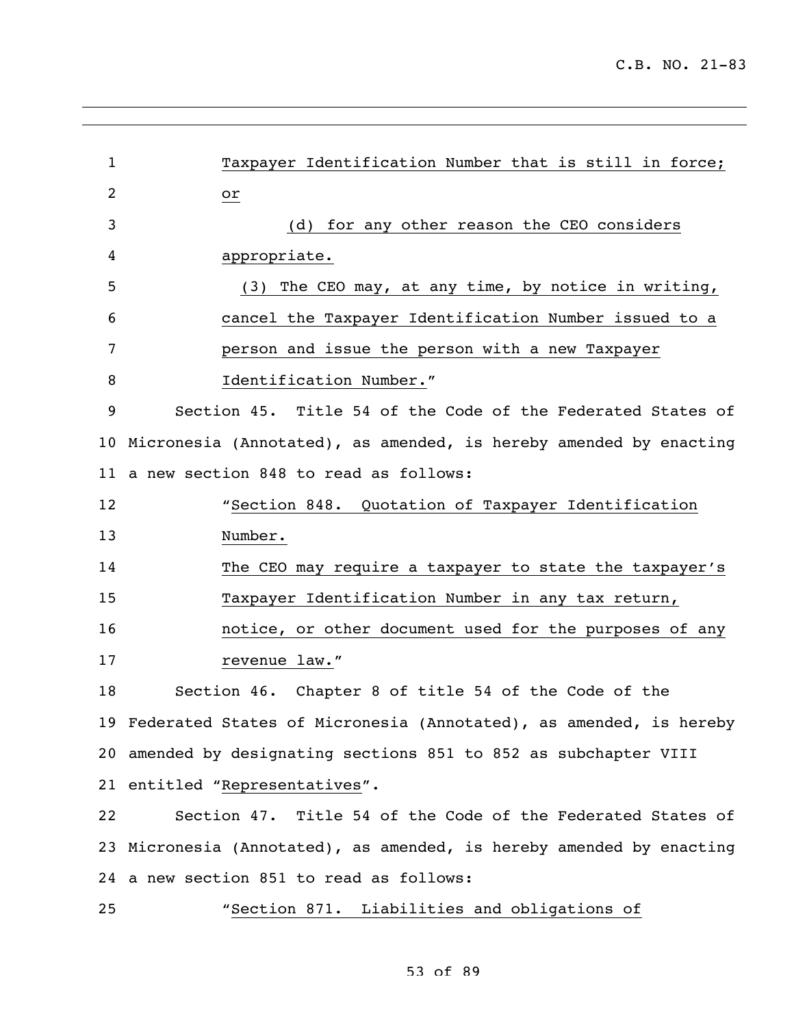Taxpayer Identification Number that is still in force; or

(d) for any other reason the CEO considers appropriate.

(3) The CEO may, at any time, by notice in writing, cancel the Taxpayer Identification Number issued to a person and issue the person with a new Taxpayer Identification Number."

Section 45. Title 54 of the Code of the Federated States of Micronesia (Annotated), as amended, is hereby amended by enacting a new section 848 to read as follows:

"Section 848. Quotation of Taxpayer Identification Number.

The CEO may require a taxpayer to state the taxpayer's Taxpayer Identification Number in any tax return, notice, or other document used for the purposes of any revenue law."

Section 46. Chapter 8 of title 54 of the Code of the Federated States of Micronesia (Annotated), as amended, is hereby amended by designating sections 851 to 852 as subchapter VIII entitled "Representatives".

Section 47. Title 54 of the Code of the Federated States of Micronesia (Annotated), as amended, is hereby amended by enacting a new section 851 to read as follows:

"Section 871. Liabilities and obligations of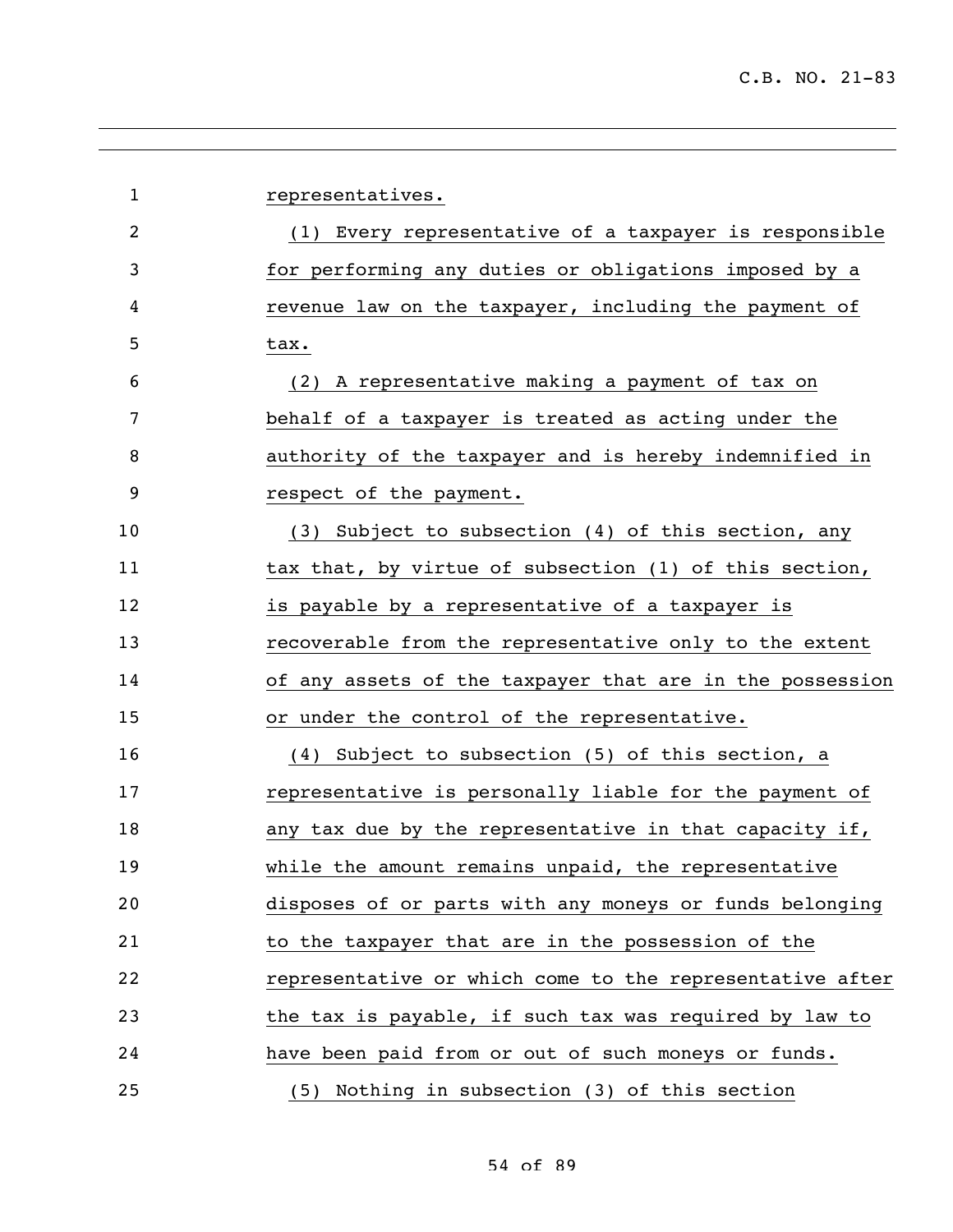representatives.

(1) Every representative of a taxpayer is responsible for performing any duties or obligations imposed by a revenue law on the taxpayer, including the payment of tax.

(2) A representative making a payment of tax on behalf of a taxpayer is treated as acting under the authority of the taxpayer and is hereby indemnified in respect of the payment.

(3) Subject to subsection (4) of this section, any tax that, by virtue of subsection (1) of this section, is payable by a representative of a taxpayer is recoverable from the representative only to the extent of any assets of the taxpayer that are in the possession or under the control of the representative.

(4) Subject to subsection (5) of this section, a representative is personally liable for the payment of any tax due by the representative in that capacity if, while the amount remains unpaid, the representative disposes of or parts with any moneys or funds belonging to the taxpayer that are in the possession of the representative or which come to the representative after the tax is payable, if such tax was required by law to have been paid from or out of such moneys or funds.

(5) Nothing in subsection (3) of this section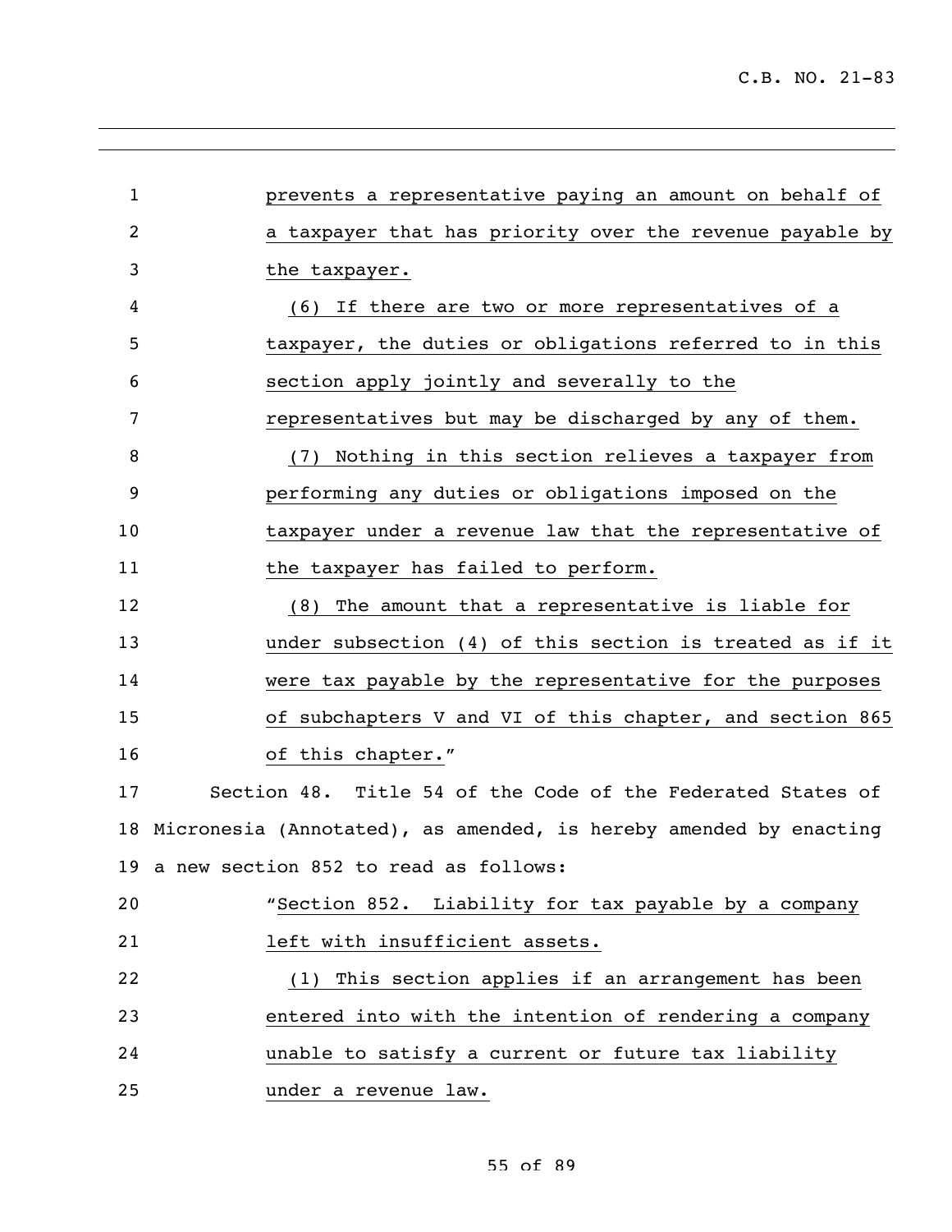prevents a representative paying an amount on behalf of a taxpayer that has priority over the revenue payable by the taxpayer.

(6) If there are two or more representatives of a taxpayer, the duties or obligations referred to in this section apply jointly and severally to the representatives but may be discharged by any of them.

(7) Nothing in this section relieves a taxpayer from performing any duties or obligations imposed on the taxpayer under a revenue law that the representative of the taxpayer has failed to perform.

(8) The amount that a representative is liable for under subsection (4) of this section is treated as if it were tax payable by the representative for the purposes of subchapters V and VI of this chapter, and section 865 of this chapter."

Section 48. Title 54 of the Code of the Federated States of Micronesia (Annotated), as amended, is hereby amended by enacting a new section 852 to read as follows:

"Section 852. Liability for tax payable by a company left with insufficient assets.

(1) This section applies if an arrangement has been entered into with the intention of rendering a company unable to satisfy a current or future tax liability under a revenue law.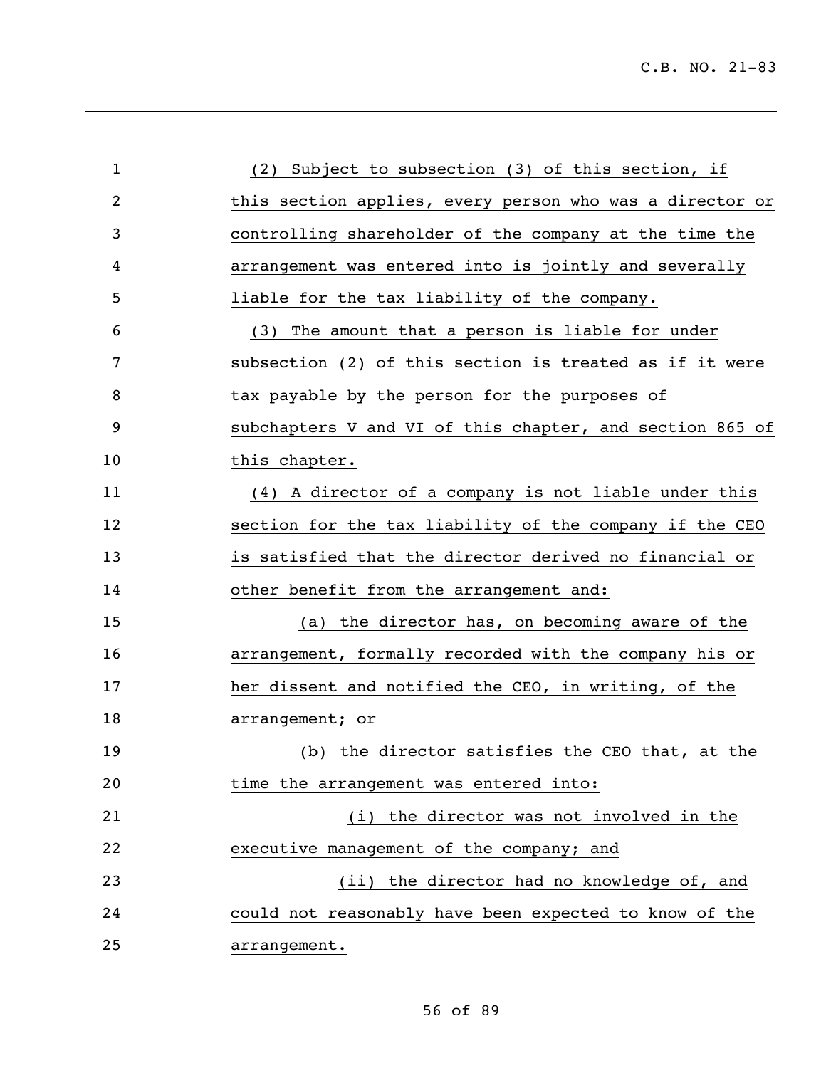(2) Subject to subsection (3) of this section, if this section applies, every person who was a director or controlling shareholder of the company at the time the arrangement was entered into is jointly and severally liable for the tax liability of the company.

(3) The amount that a person is liable for under subsection (2) of this section is treated as if it were tax payable by the person for the purposes of subchapters V and VI of this chapter, and section 865 of this chapter.

(4) A director of a company is not liable under this section for the tax liability of the company if the CEO is satisfied that the director derived no financial or other benefit from the arrangement and:

(a) the director has, on becoming aware of the arrangement, formally recorded with the company his or her dissent and notified the CEO, in writing, of the arrangement; or

(b) the director satisfies the CEO that, at the time the arrangement was entered into:

(i) the director was not involved in the executive management of the company; and

(ii) the director had no knowledge of, and could not reasonably have been expected to know of the arrangement.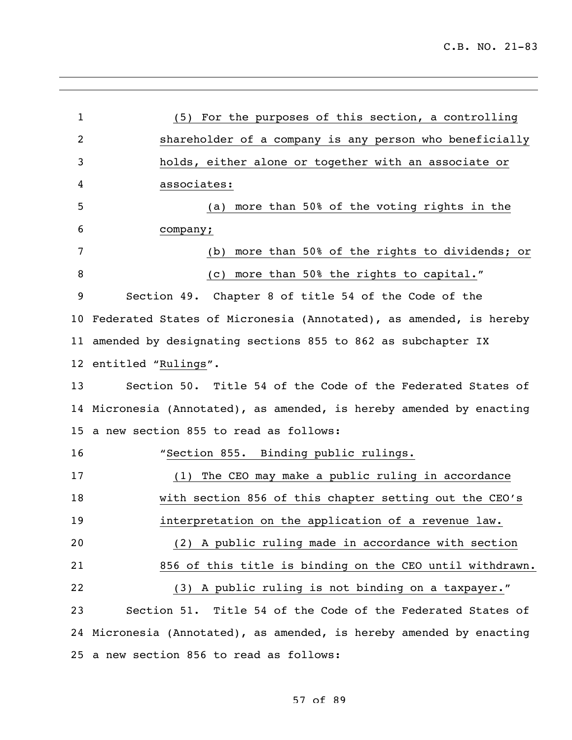(5) For the purposes of this section, a controlling shareholder of a company is any person who beneficially holds, either alone or together with an associate or associates:

(a) more than 50% of the voting rights in the company;

(b) more than 50% of the rights to dividends; or

(c) more than 50% the rights to capital."

Section 49. Chapter 8 of title 54 of the Code of the Federated States of Micronesia (Annotated), as amended, is hereby amended by designating sections 855 to 862 as subchapter IX entitled "Rulings".

Section 50. Title 54 of the Code of the Federated States of Micronesia (Annotated), as amended, is hereby amended by enacting a new section 855 to read as follows:

"Section 855. Binding public rulings.

(1) The CEO may make a public ruling in accordance with section 856 of this chapter setting out the CEO's interpretation on the application of a revenue law.

(2) A public ruling made in accordance with section 856 of this title is binding on the CEO until withdrawn.

(3) A public ruling is not binding on a taxpayer."

Section 51. Title 54 of the Code of the Federated States of Micronesia (Annotated), as amended, is hereby amended by enacting a new section 856 to read as follows: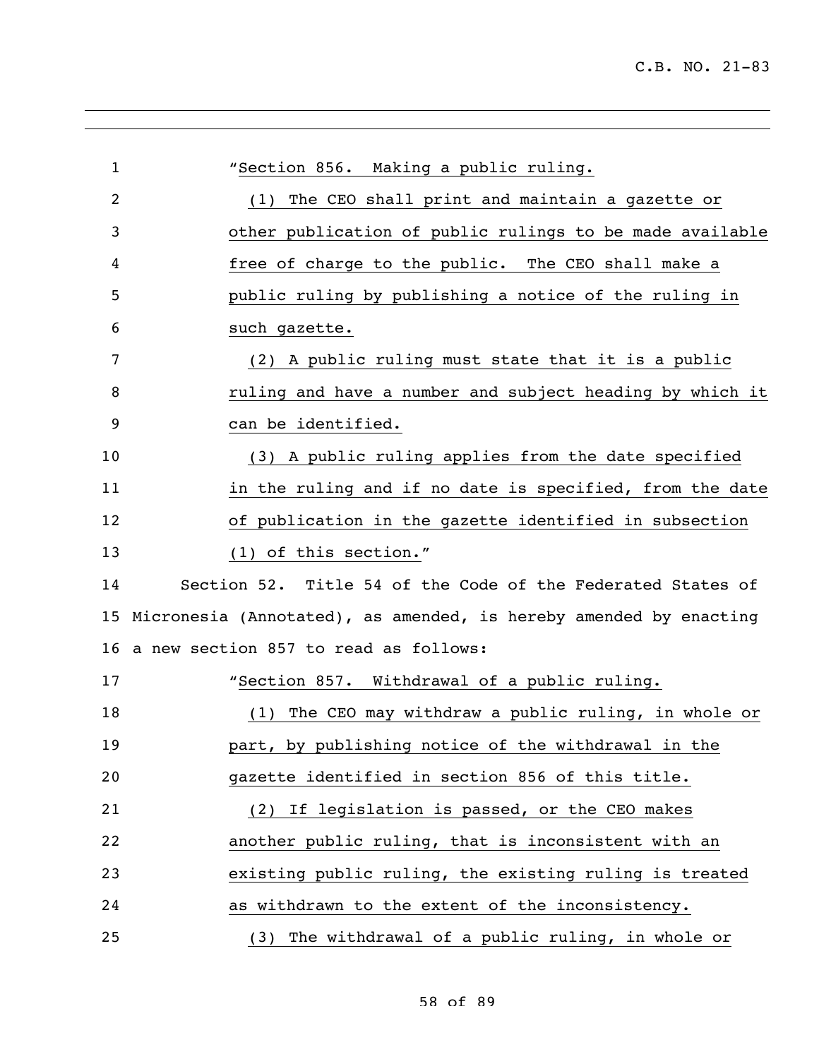"Section 856. Making a public ruling.

(1) The CEO shall print and maintain a gazette or other publication of public rulings to be made available free of charge to the public. The CEO shall make a public ruling by publishing a notice of the ruling in such gazette.

(2) A public ruling must state that it is a public ruling and have a number and subject heading by which it can be identified.

(3) A public ruling applies from the date specified in the ruling and if no date is specified, from the date of publication in the gazette identified in subsection (1) of this section."

Section 52. Title 54 of the Code of the Federated States of Micronesia (Annotated), as amended, is hereby amended by enacting a new section 857 to read as follows:

"Section 857. Withdrawal of a public ruling.

(1) The CEO may withdraw a public ruling, in whole or part, by publishing notice of the withdrawal in the gazette identified in section 856 of this title.

(2) If legislation is passed, or the CEO makes another public ruling, that is inconsistent with an existing public ruling, the existing ruling is treated as withdrawn to the extent of the inconsistency.

(3) The withdrawal of a public ruling, in whole or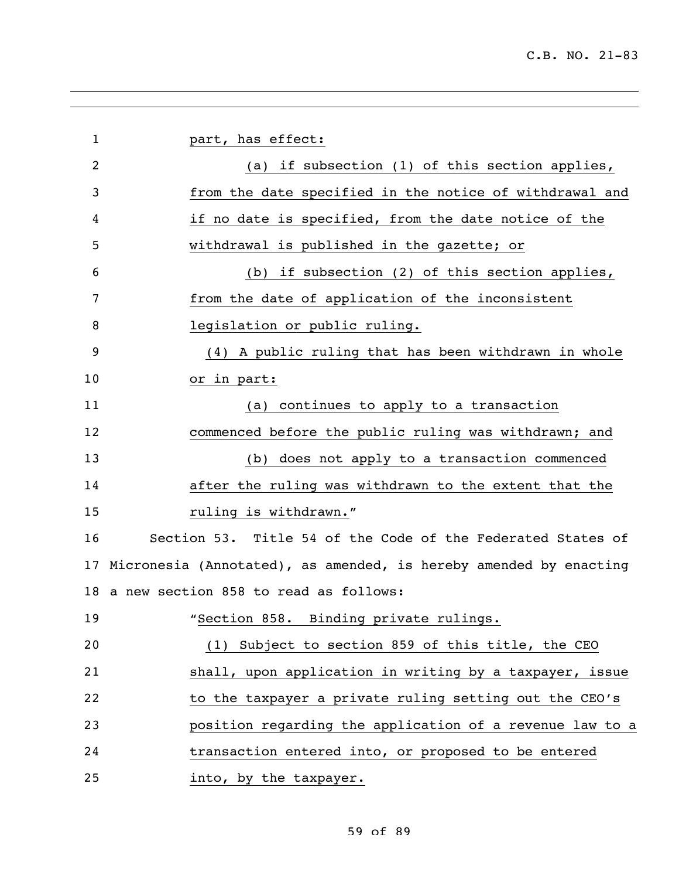part, has effect:

(a) if subsection (1) of this section applies, from the date specified in the notice of withdrawal and if no date is specified, from the date notice of the withdrawal is published in the gazette; or

(b) if subsection (2) of this section applies, from the date of application of the inconsistent legislation or public ruling.

(4) A public ruling that has been withdrawn in whole or in part:

(a) continues to apply to a transaction commenced before the public ruling was withdrawn; and

(b) does not apply to a transaction commenced after the ruling was withdrawn to the extent that the ruling is withdrawn."

Section 53. Title 54 of the Code of the Federated States of Micronesia (Annotated), as amended, is hereby amended by enacting a new section 858 to read as follows:

"Section 858. Binding private rulings.

(1) Subject to section 859 of this title, the CEO shall, upon application in writing by a taxpayer, issue to the taxpayer a private ruling setting out the CEO's position regarding the application of a revenue law to a transaction entered into, or proposed to be entered into, by the taxpayer.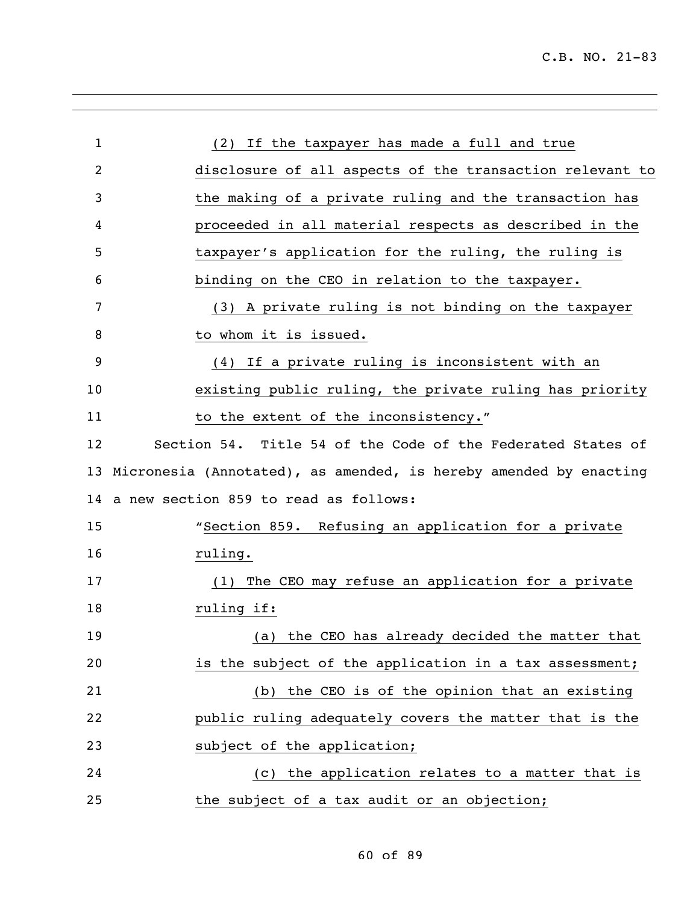(2) If the taxpayer has made a full and true disclosure of all aspects of the transaction relevant to the making of a private ruling and the transaction has proceeded in all material respects as described in the taxpayer's application for the ruling, the ruling is binding on the CEO in relation to the taxpayer.

(3) A private ruling is not binding on the taxpayer to whom it is issued.

(4) If a private ruling is inconsistent with an existing public ruling, the private ruling has priority to the extent of the inconsistency."

Section 54. Title 54 of the Code of the Federated States of Micronesia (Annotated), as amended, is hereby amended by enacting a new section 859 to read as follows:

"Section 859. Refusing an application for a private ruling.

(1) The CEO may refuse an application for a private ruling if:

(a) the CEO has already decided the matter that is the subject of the application in a tax assessment;

(b) the CEO is of the opinion that an existing public ruling adequately covers the matter that is the subject of the application;

(c) the application relates to a matter that is the subject of a tax audit or an objection;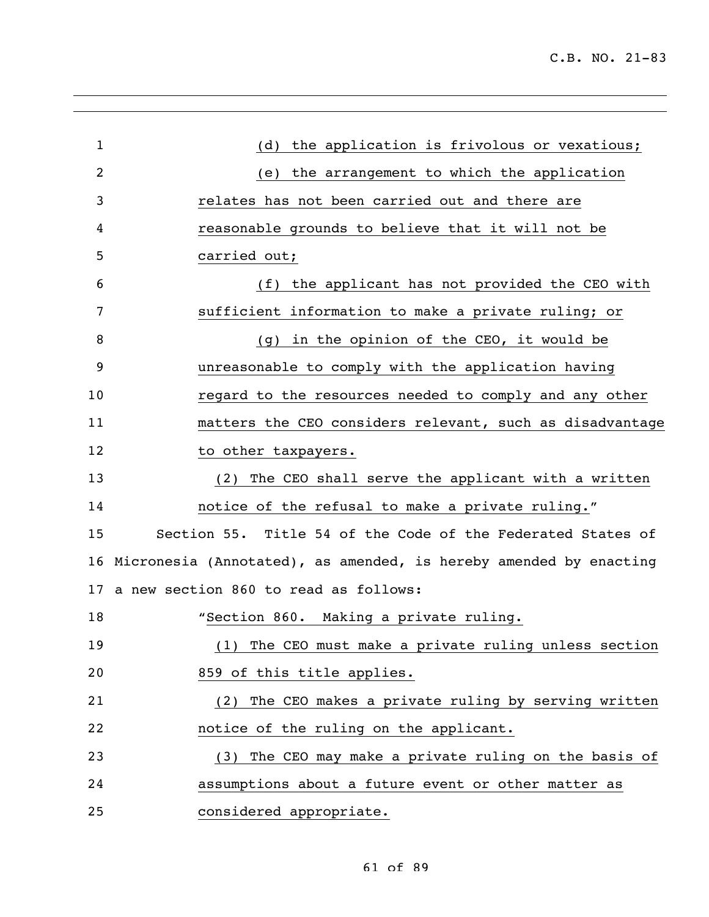(d) the application is frivolous or vexatious;

(e) the arrangement to which the application relates has not been carried out and there are reasonable grounds to believe that it will not be carried out;

(f) the applicant has not provided the CEO with sufficient information to make a private ruling; or

(g) in the opinion of the CEO, it would be unreasonable to comply with the application having regard to the resources needed to comply and any other matters the CEO considers relevant, such as disadvantage to other taxpayers.

(2) The CEO shall serve the applicant with a written notice of the refusal to make a private ruling."

Section 55. Title 54 of the Code of the Federated States of Micronesia (Annotated), as amended, is hereby amended by enacting a new section 860 to read as follows:

"Section 860. Making a private ruling.

(1) The CEO must make a private ruling unless section 859 of this title applies.

(2) The CEO makes a private ruling by serving written notice of the ruling on the applicant.

(3) The CEO may make a private ruling on the basis of assumptions about a future event or other matter as considered appropriate.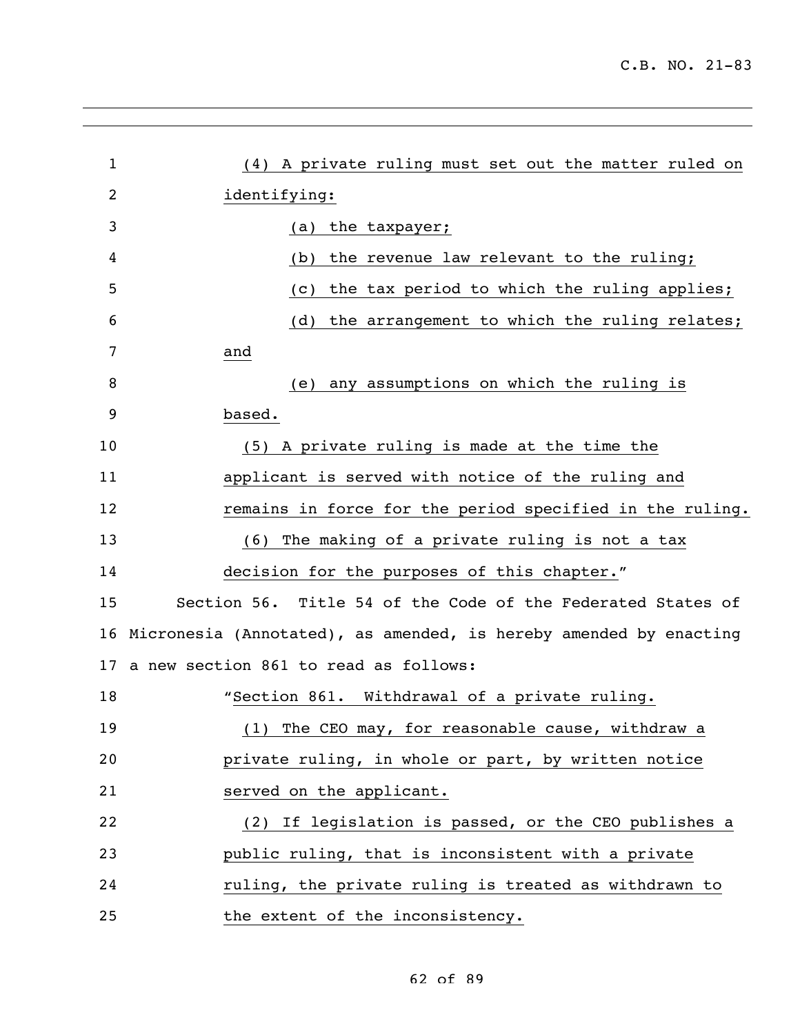(4) A private ruling must set out the matter ruled on identifying:

(a) the taxpayer;

(b) the revenue law relevant to the ruling;

(c) the tax period to which the ruling applies;

(d) the arrangement to which the ruling relates; and

(e) any assumptions on which the ruling is based.

(5) A private ruling is made at the time the applicant is served with notice of the ruling and remains in force for the period specified in the ruling.

(6) The making of a private ruling is not a tax decision for the purposes of this chapter."

Section 56. Title 54 of the Code of the Federated States of Micronesia (Annotated), as amended, is hereby amended by enacting a new section 861 to read as follows:

"Section 861. Withdrawal of a private ruling.

(1) The CEO may, for reasonable cause, withdraw a private ruling, in whole or part, by written notice served on the applicant.

(2) If legislation is passed, or the CEO publishes a public ruling, that is inconsistent with a private ruling, the private ruling is treated as withdrawn to the extent of the inconsistency.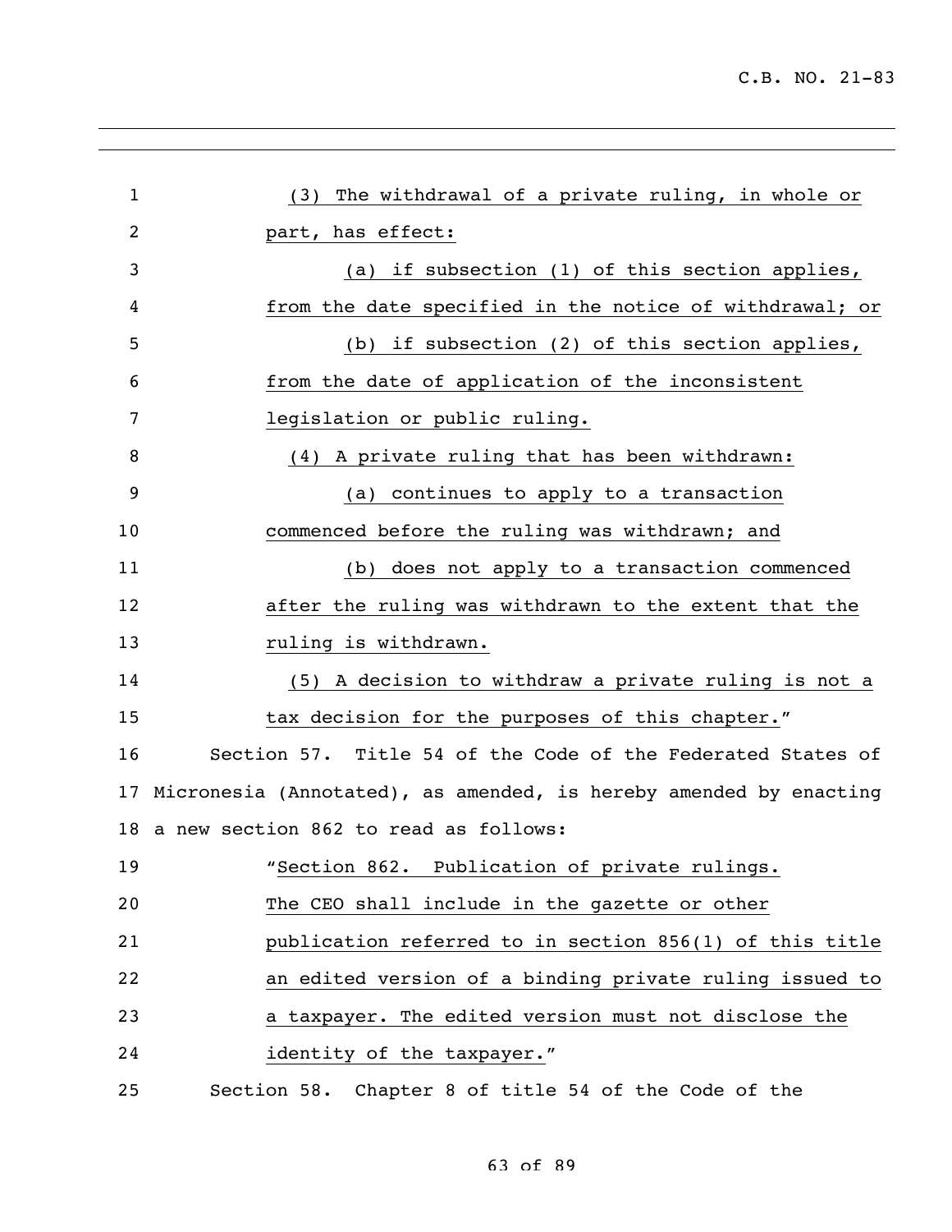(3) The withdrawal of a private ruling, in whole or part, has effect:

(a) if subsection (1) of this section applies, from the date specified in the notice of withdrawal; or

(b) if subsection (2) of this section applies, from the date of application of the inconsistent legislation or public ruling.

(4) A private ruling that has been withdrawn:

(a) continues to apply to a transaction commenced before the ruling was withdrawn; and

(b) does not apply to a transaction commenced after the ruling was withdrawn to the extent that the ruling is withdrawn.

(5) A decision to withdraw a private ruling is not a tax decision for the purposes of this chapter."

Section 57. Title 54 of the Code of the Federated States of Micronesia (Annotated), as amended, is hereby amended by enacting a new section 862 to read as follows:

"Section 862. Publication of private rulings.

The CEO shall include in the gazette or other publication referred to in section 856(1) of this title an edited version of a binding private ruling issued to a taxpayer. The edited version must not disclose the identity of the taxpayer."

Section 58. Chapter 8 of title 54 of the Code of the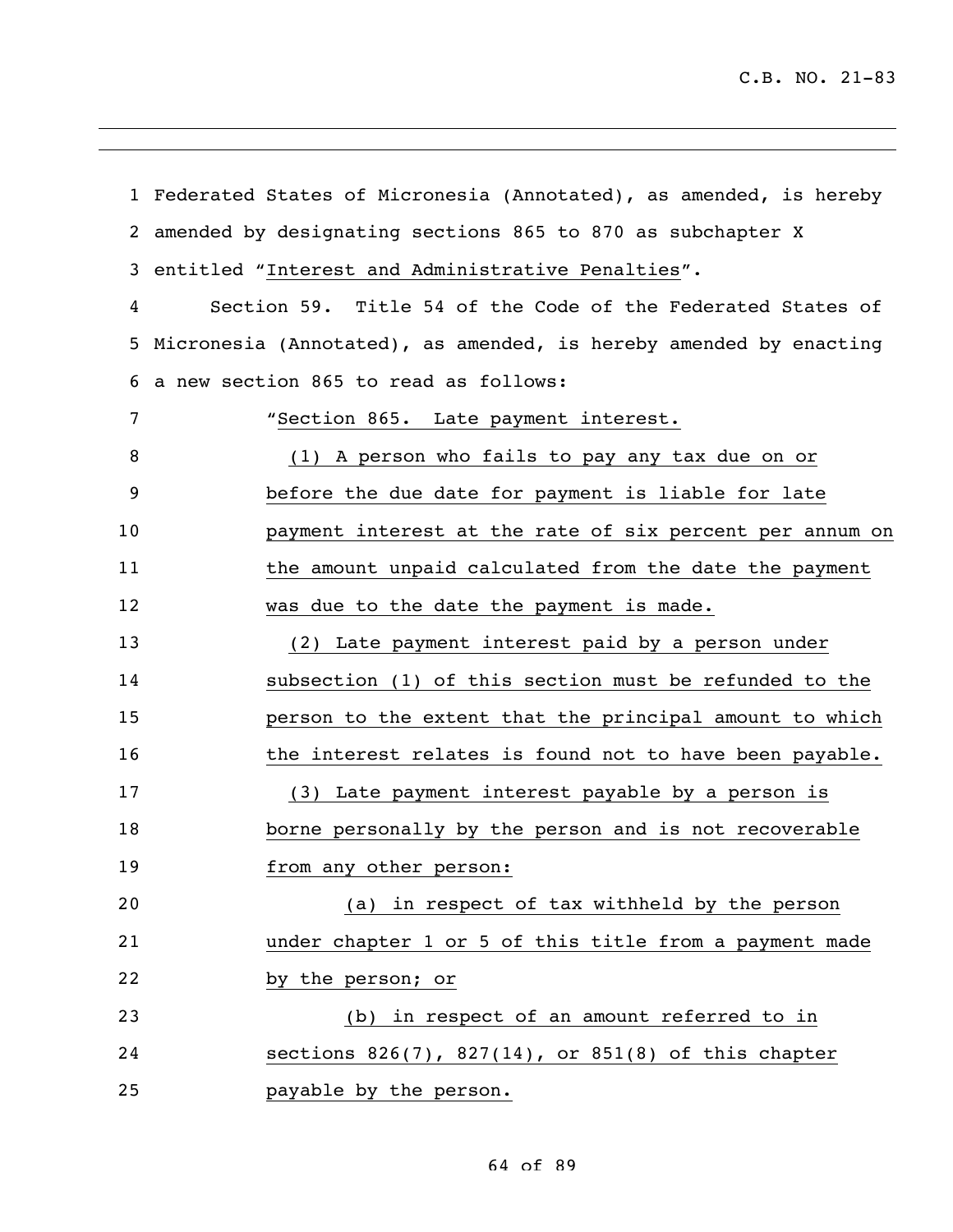Federated States of Micronesia (Annotated), as amended, is hereby amended by designating sections 865 to 870 as subchapter X entitled "Interest and Administrative Penalties".

Section 59. Title 54 of the Code of the Federated States of Micronesia (Annotated), as amended, is hereby amended by enacting a new section 865 to read as follows:

"Section 865. Late payment interest.

(1) A person who fails to pay any tax due on or before the due date for payment is liable for late payment interest at the rate of six percent per annum on the amount unpaid calculated from the date the payment was due to the date the payment is made.

(2) Late payment interest paid by a person under subsection (1) of this section must be refunded to the person to the extent that the principal amount to which the interest relates is found not to have been payable.

(3) Late payment interest payable by a person is borne personally by the person and is not recoverable from any other person:

(a) in respect of tax withheld by the person under chapter 1 or 5 of this title from a payment made by the person; or

(b) in respect of an amount referred to in sections 826(7), 827(14), or 851(8) of this chapter payable by the person.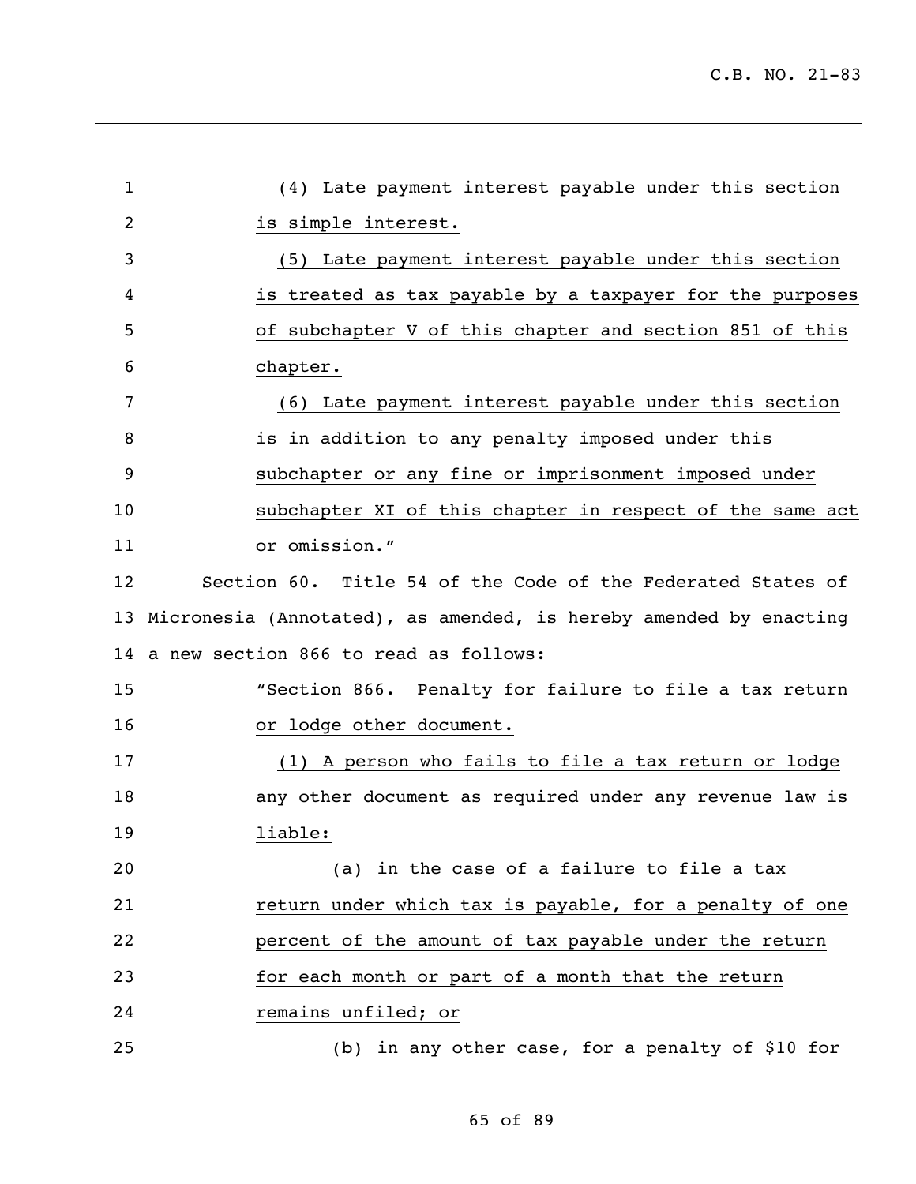(4) Late payment interest payable under this section is simple interest.

(5) Late payment interest payable under this section is treated as tax payable by a taxpayer for the purposes of subchapter V of this chapter and section 851 of this chapter.

(6) Late payment interest payable under this section is in addition to any penalty imposed under this subchapter or any fine or imprisonment imposed under subchapter XI of this chapter in respect of the same act or omission."

Section 60. Title 54 of the Code of the Federated States of Micronesia (Annotated), as amended, is hereby amended by enacting a new section 866 to read as follows:

"Section 866. Penalty for failure to file a tax return or lodge other document.

(1) A person who fails to file a tax return or lodge any other document as required under any revenue law is liable:

(a) in the case of a failure to file a tax return under which tax is payable, for a penalty of one percent of the amount of tax payable under the return for each month or part of a month that the return remains unfiled; or

(b) in any other case, for a penalty of $10 for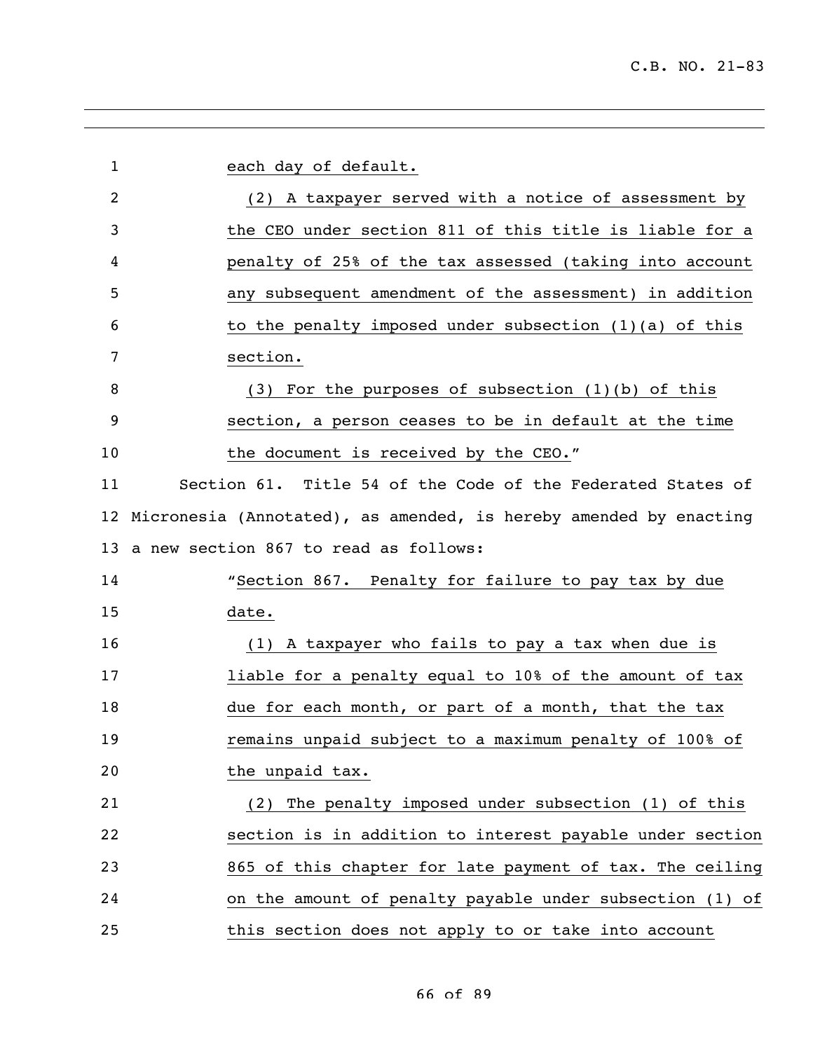each day of default.

(2) A taxpayer served with a notice of assessment by the CEO under section 811 of this title is liable for a penalty of 25% of the tax assessed (taking into account any subsequent amendment of the assessment) in addition to the penalty imposed under subsection (1)(a) of this section.

(3) For the purposes of subsection (1)(b) of this section, a person ceases to be in default at the time the document is received by the CEO."

Section 61. Title 54 of the Code of the Federated States of Micronesia (Annotated), as amended, is hereby amended by enacting a new section 867 to read as follows:

"Section 867. Penalty for failure to pay tax by due date.

(1) A taxpayer who fails to pay a tax when due is liable for a penalty equal to 10% of the amount of tax due for each month, or part of a month, that the tax remains unpaid subject to a maximum penalty of 100% of the unpaid tax.

(2) The penalty imposed under subsection (1) of this section is in addition to interest payable under section 865 of this chapter for late payment of tax. The ceiling on the amount of penalty payable under subsection (1) of this section does not apply to or take into account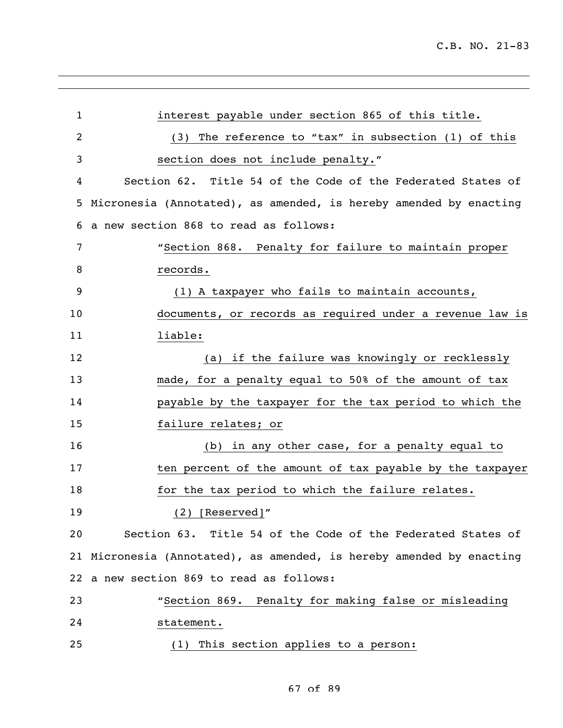interest payable under section 865 of this title.

(3) The reference to "tax" in subsection (1) of this section does not include penalty."

Section 62. Title 54 of the Code of the Federated States of Micronesia (Annotated), as amended, is hereby amended by enacting a new section 868 to read as follows:

"Section 868. Penalty for failure to maintain proper records.

(1) A taxpayer who fails to maintain accounts, documents, or records as required under a revenue law is liable:

(a) if the failure was knowingly or recklessly made, for a penalty equal to 50% of the amount of tax payable by the taxpayer for the tax period to which the failure relates; or

(b) in any other case, for a penalty equal to ten percent of the amount of tax payable by the taxpayer for the tax period to which the failure relates.

(2) [Reserved]"

Section 63. Title 54 of the Code of the Federated States of Micronesia (Annotated), as amended, is hereby amended by enacting a new section 869 to read as follows:

"Section 869. Penalty for making false or misleading statement.

(1) This section applies to a person: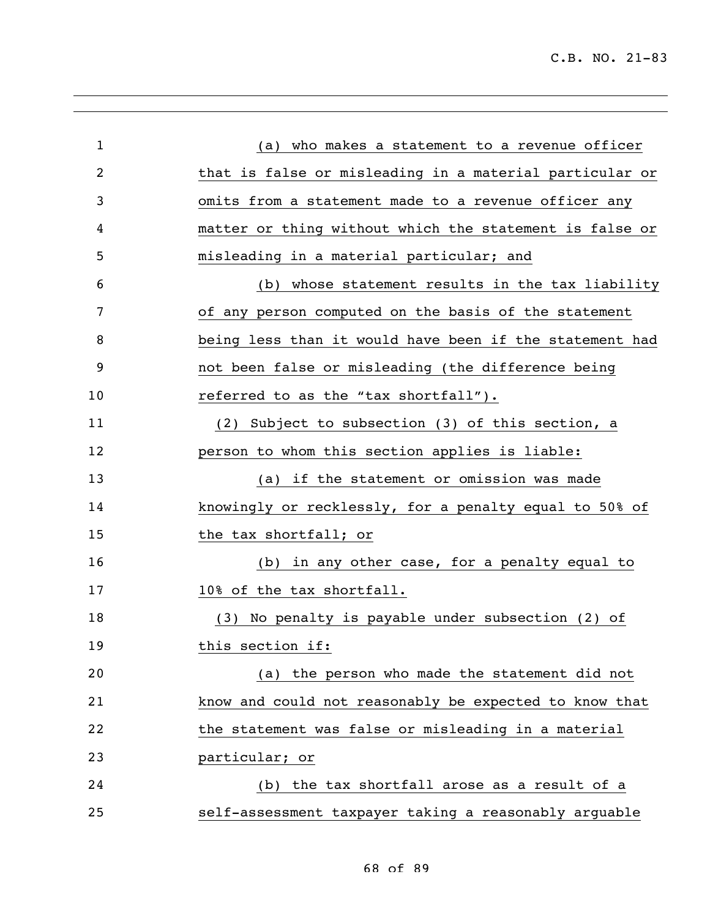(a) who makes a statement to a revenue officer that is false or misleading in a material particular or omits from a statement made to a revenue officer any matter or thing without which the statement is false or misleading in a material particular; and

(b) whose statement results in the tax liability of any person computed on the basis of the statement being less than it would have been if the statement had not been false or misleading (the difference being referred to as the "tax shortfall").

(2) Subject to subsection (3) of this section, a person to whom this section applies is liable:

(a) if the statement or omission was made knowingly or recklessly, for a penalty equal to 50% of the tax shortfall; or

(b) in any other case, for a penalty equal to 10% of the tax shortfall.

(3) No penalty is payable under subsection (2) of this section if:

(a) the person who made the statement did not know and could not reasonably be expected to know that the statement was false or misleading in a material particular; or

(b) the tax shortfall arose as a result of a self-assessment taxpayer taking a reasonably arguable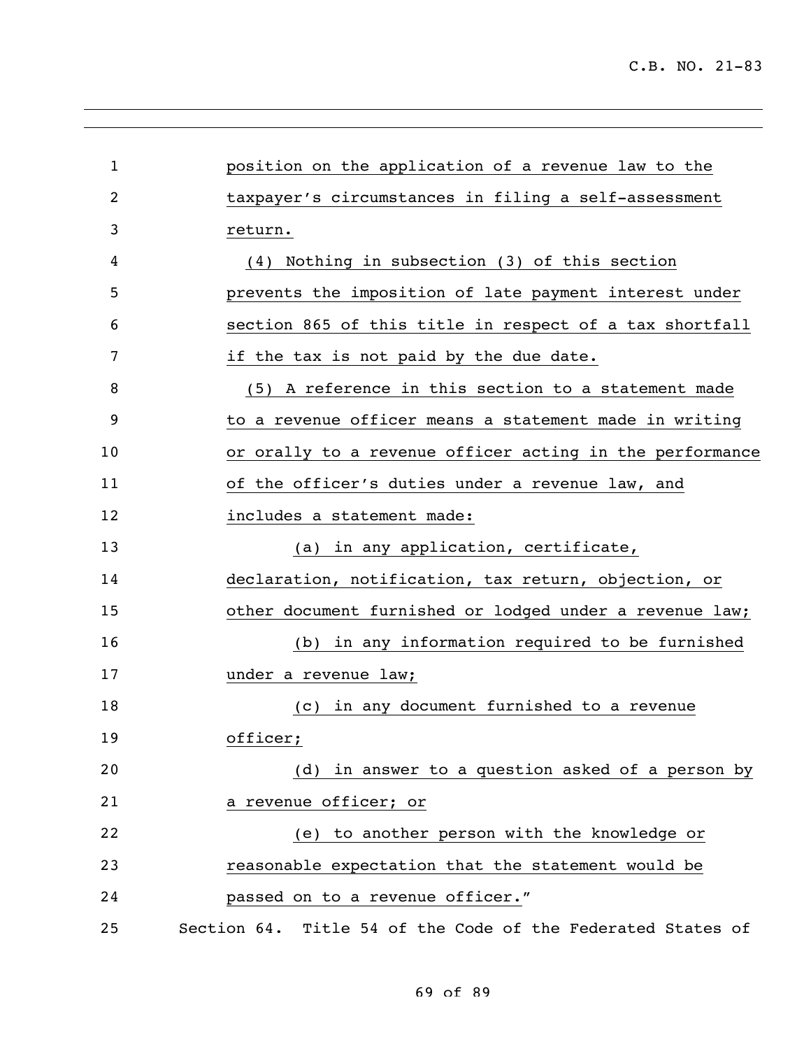position on the application of a revenue law to the taxpayer's circumstances in filing a self-assessment return.

(4) Nothing in subsection (3) of this section prevents the imposition of late payment interest under section 865 of this title in respect of a tax shortfall if the tax is not paid by the due date.

(5) A reference in this section to a statement made to a revenue officer means a statement made in writing or orally to a revenue officer acting in the performance of the officer's duties under a revenue law, and includes a statement made:

(a) in any application, certificate, declaration, notification, tax return, objection, or other document furnished or lodged under a revenue law;

(b) in any information required to be furnished under a revenue law;

(c) in any document furnished to a revenue officer;

(d) in answer to a question asked of a person by a revenue officer; or

(e) to another person with the knowledge or reasonable expectation that the statement would be passed on to a revenue officer."

Section 64. Title 54 of the Code of the Federated States of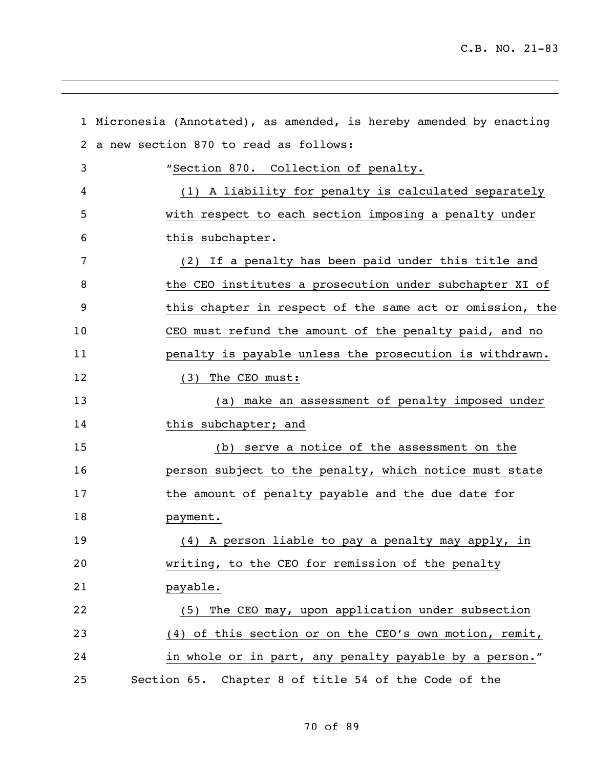Micronesia (Annotated), as amended, is hereby amended by enacting a new section 870 to read as follows:

"Section 870. Collection of penalty.

(1) A liability for penalty is calculated separately with respect to each section imposing a penalty under this subchapter.

(2) If a penalty has been paid under this title and the CEO institutes a prosecution under subchapter XI of this chapter in respect of the same act or omission, the CEO must refund the amount of the penalty paid, and no penalty is payable unless the prosecution is withdrawn.

(3) The CEO must:

(a) make an assessment of penalty imposed under this subchapter; and

(b) serve a notice of the assessment on the person subject to the penalty, which notice must state the amount of penalty payable and the due date for payment.

(4) A person liable to pay a penalty may apply, in writing, to the CEO for remission of the penalty payable.

(5) The CEO may, upon application under subsection (4) of this section or on the CEO's own motion, remit, in whole or in part, any penalty payable by a person."

Section 65. Chapter 8 of title 54 of the Code of the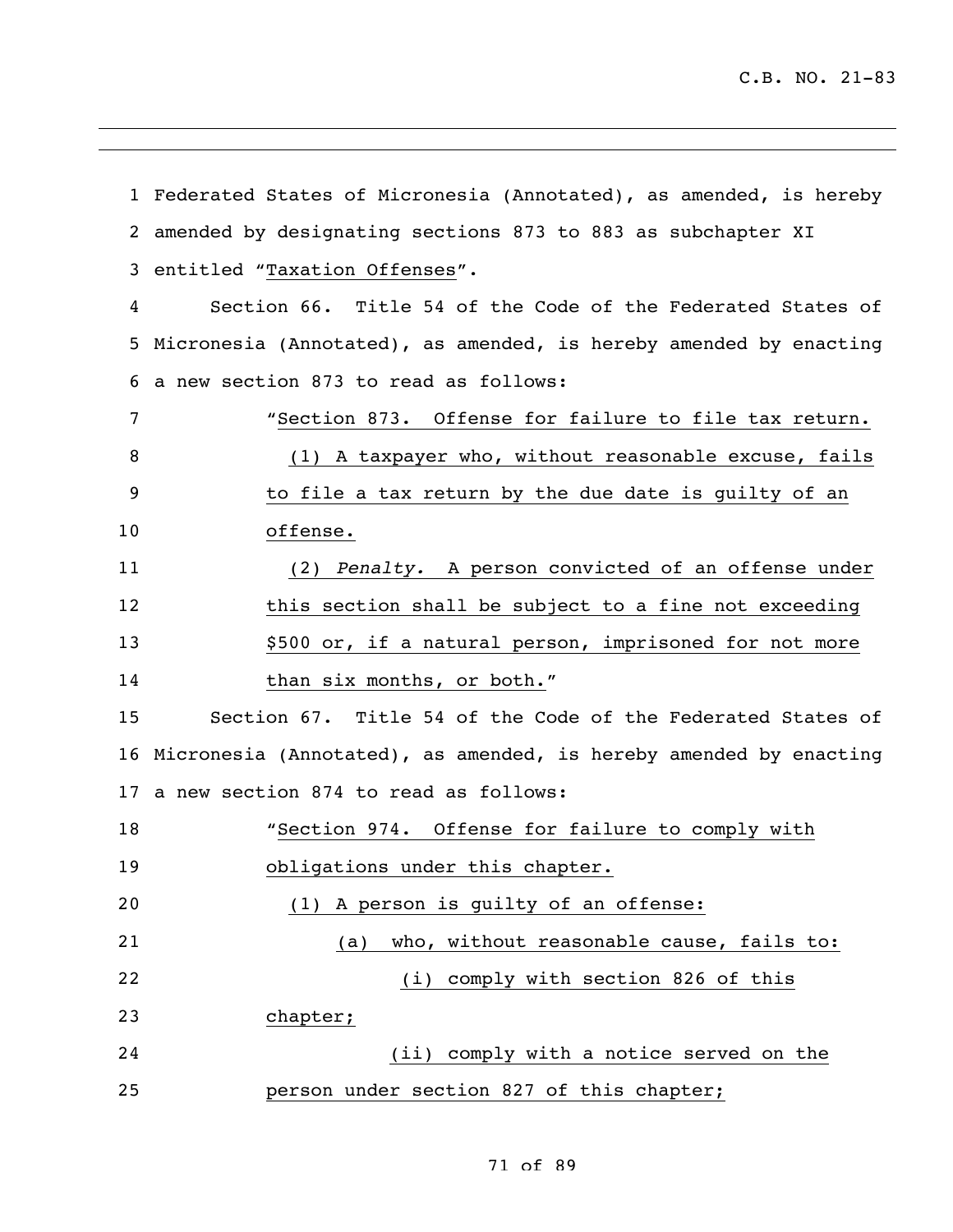Federated States of Micronesia (Annotated), as amended, is hereby amended by designating sections 873 to 883 as subchapter XI entitled "Taxation Offenses".

Section 66. Title 54 of the Code of the Federated States of Micronesia (Annotated), as amended, is hereby amended by enacting a new section 873 to read as follows:

"Section 873. Offense for failure to file tax return.

(1) A taxpayer who, without reasonable excuse, fails to file a tax return by the due date is guilty of an offense.

(2) *Penalty.* A person convicted of an offense under this section shall be subject to a fine not exceeding $500 or, if a natural person, imprisoned for not more than six months, or both."

Section 67. Title 54 of the Code of the Federated States of Micronesia (Annotated), as amended, is hereby amended by enacting a new section 874 to read as follows:

"Section 974. Offense for failure to comply with obligations under this chapter.

(1) A person is guilty of an offense:

(a) who, without reasonable cause, fails to:

(i) comply with section 826 of this chapter;

(ii) comply with a notice served on the person under section 827 of this chapter;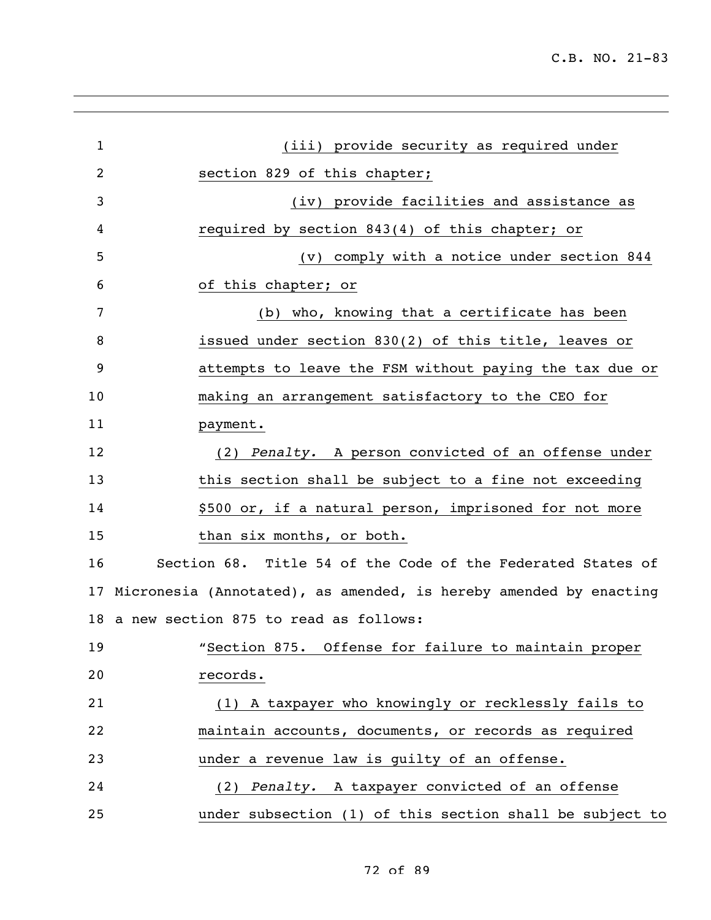(iii) provide security as required under section 829 of this chapter;

(iv) provide facilities and assistance as required by section 843(4) of this chapter; or

(v) comply with a notice under section 844 of this chapter; or

(b) who, knowing that a certificate has been issued under section 830(2) of this title, leaves or attempts to leave the FSM without paying the tax due or making an arrangement satisfactory to the CEO for payment.

(2) *Penalty.* A person convicted of an offense under this section shall be subject to a fine not exceeding $500 or, if a natural person, imprisoned for not more than six months, or both.

Section 68. Title 54 of the Code of the Federated States of Micronesia (Annotated), as amended, is hereby amended by enacting a new section 875 to read as follows:

"Section 875. Offense for failure to maintain proper records.

(1) A taxpayer who knowingly or recklessly fails to maintain accounts, documents, or records as required under a revenue law is guilty of an offense.

(2) *Penalty.* A taxpayer convicted of an offense under subsection (1) of this section shall be subject to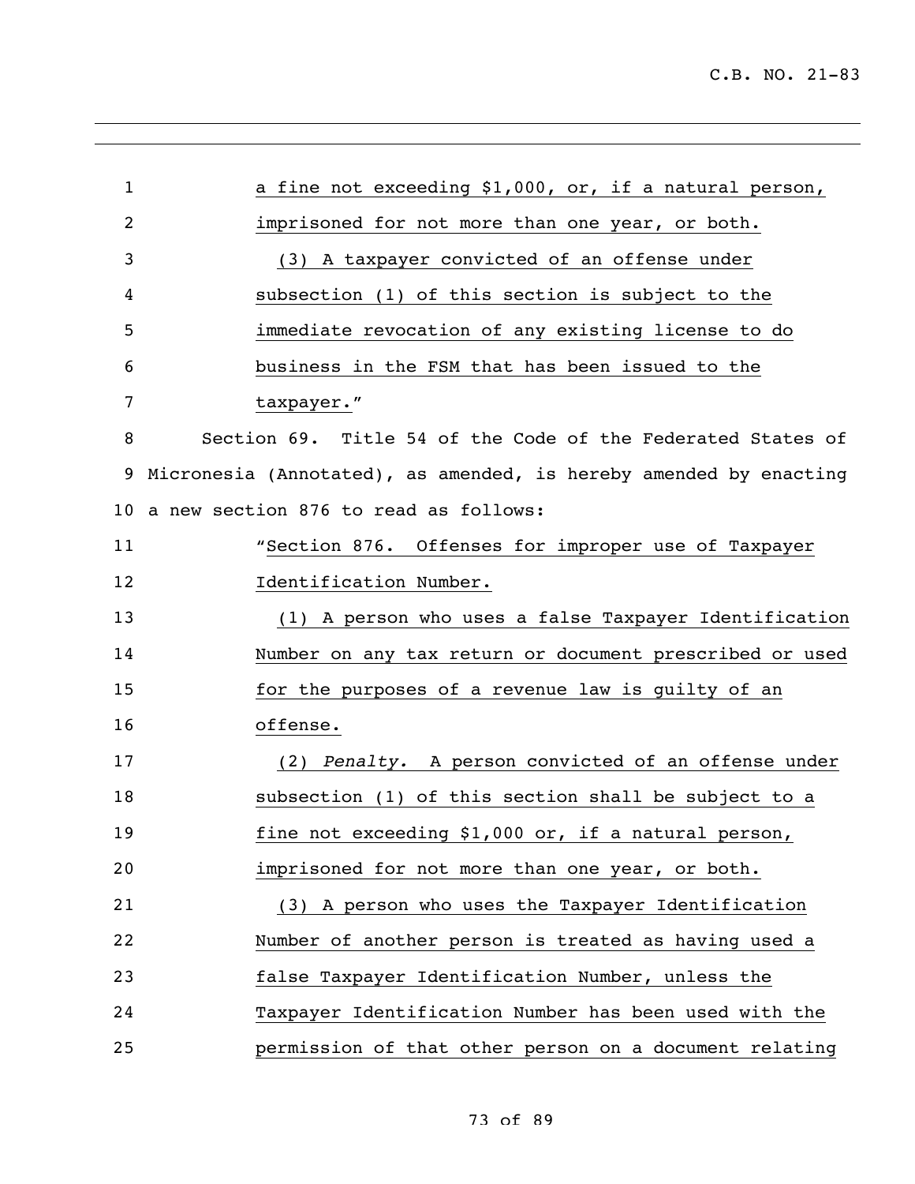a fine not exceeding $1,000, or, if a natural person, imprisoned for not more than one year, or both.

(3) A taxpayer convicted of an offense under subsection (1) of this section is subject to the immediate revocation of any existing license to do business in the FSM that has been issued to the taxpayer."

Section 69. Title 54 of the Code of the Federated States of Micronesia (Annotated), as amended, is hereby amended by enacting a new section 876 to read as follows:

"Section 876. Offenses for improper use of Taxpayer Identification Number.

(1) A person who uses a false Taxpayer Identification Number on any tax return or document prescribed or used for the purposes of a revenue law is guilty of an offense.

(2) *Penalty.* A person convicted of an offense under subsection (1) of this section shall be subject to a fine not exceeding $1,000 or, if a natural person, imprisoned for not more than one year, or both.

(3) A person who uses the Taxpayer Identification Number of another person is treated as having used a false Taxpayer Identification Number, unless the Taxpayer Identification Number has been used with the permission of that other person on a document relating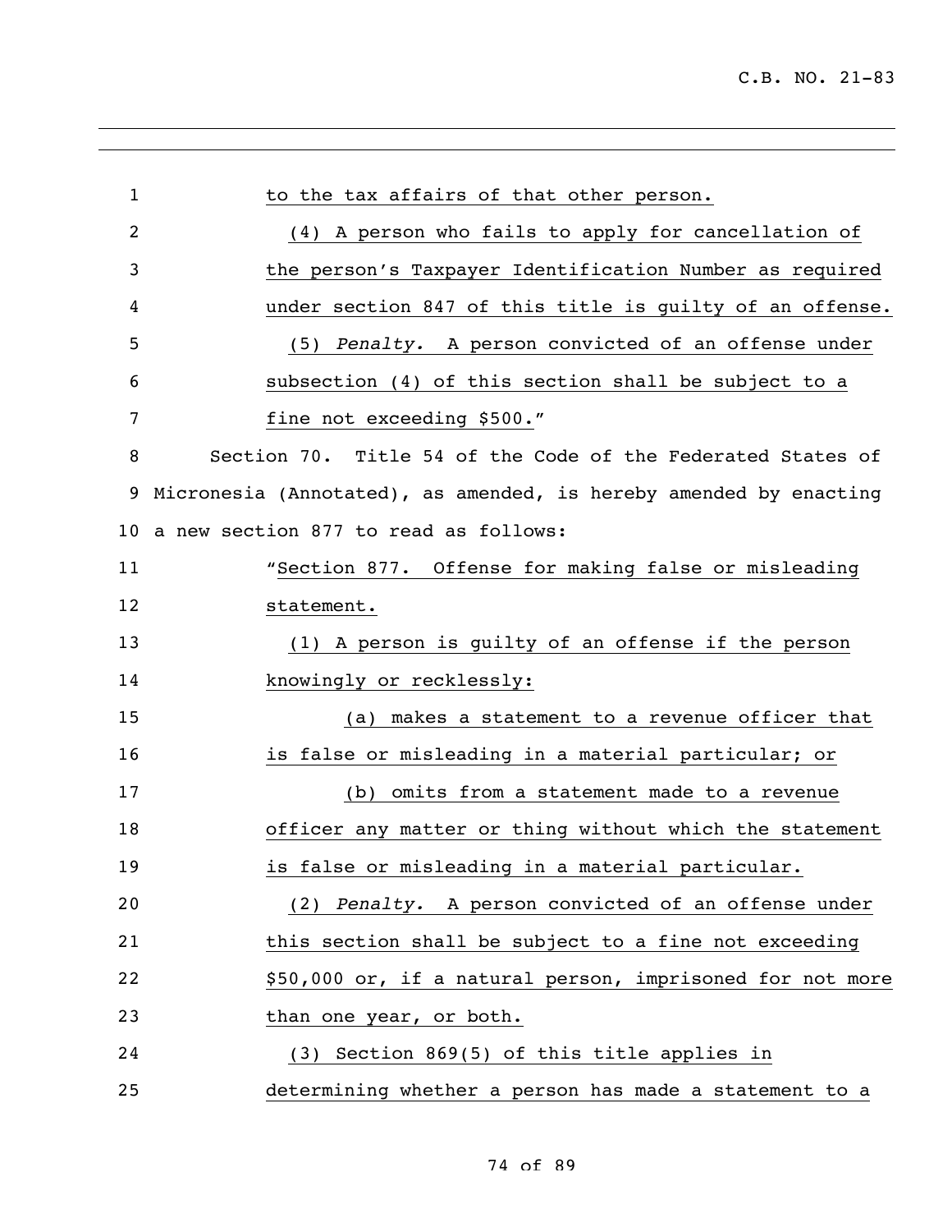to the tax affairs of that other person.

(4) A person who fails to apply for cancellation of the person's Taxpayer Identification Number as required under section 847 of this title is guilty of an offense.

(5) *Penalty.* A person convicted of an offense under subsection (4) of this section shall be subject to a fine not exceeding $500."

Section 70. Title 54 of the Code of the Federated States of Micronesia (Annotated), as amended, is hereby amended by enacting a new section 877 to read as follows:

"Section 877. Offense for making false or misleading statement.

(1) A person is guilty of an offense if the person knowingly or recklessly:

(a) makes a statement to a revenue officer that is false or misleading in a material particular; or

(b) omits from a statement made to a revenue officer any matter or thing without which the statement is false or misleading in a material particular.

(2) *Penalty.* A person convicted of an offense under this section shall be subject to a fine not exceeding $50,000 or, if a natural person, imprisoned for not more than one year, or both.

(3) Section 869(5) of this title applies in determining whether a person has made a statement to a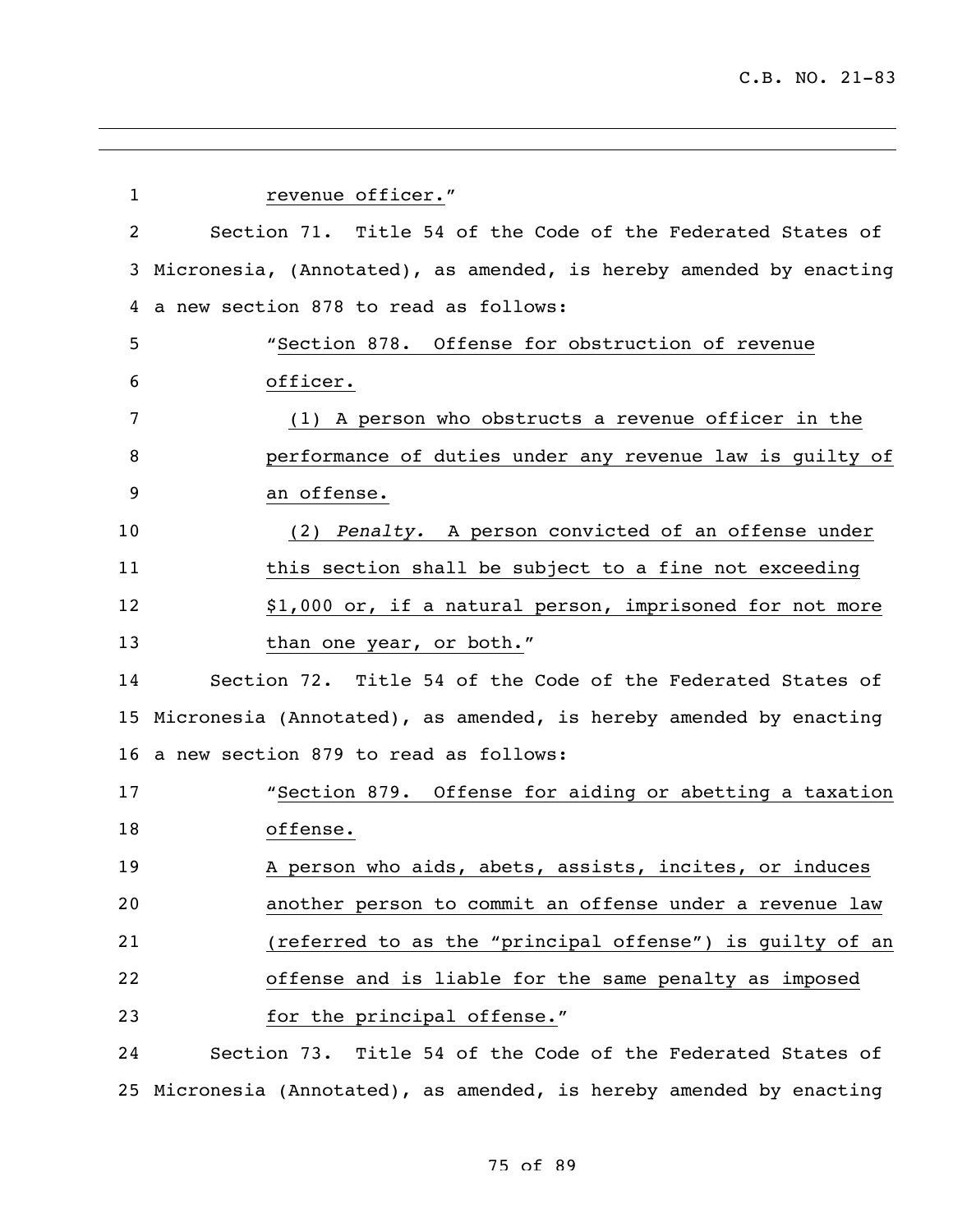revenue officer."

Section 71. Title 54 of the Code of the Federated States of Micronesia, (Annotated), as amended, is hereby amended by enacting a new section 878 to read as follows:

"Section 878. Offense for obstruction of revenue officer.

(1) A person who obstructs a revenue officer in the performance of duties under any revenue law is guilty of an offense.

(2) *Penalty.* A person convicted of an offense under this section shall be subject to a fine not exceeding $1,000 or, if a natural person, imprisoned for not more than one year, or both."

Section 72. Title 54 of the Code of the Federated States of Micronesia (Annotated), as amended, is hereby amended by enacting a new section 879 to read as follows:

"Section 879. Offense for aiding or abetting a taxation offense.

A person who aids, abets, assists, incites, or induces another person to commit an offense under a revenue law (referred to as the "principal offense") is guilty of an offense and is liable for the same penalty as imposed for the principal offense."

Section 73. Title 54 of the Code of the Federated States of Micronesia (Annotated), as amended, is hereby amended by enacting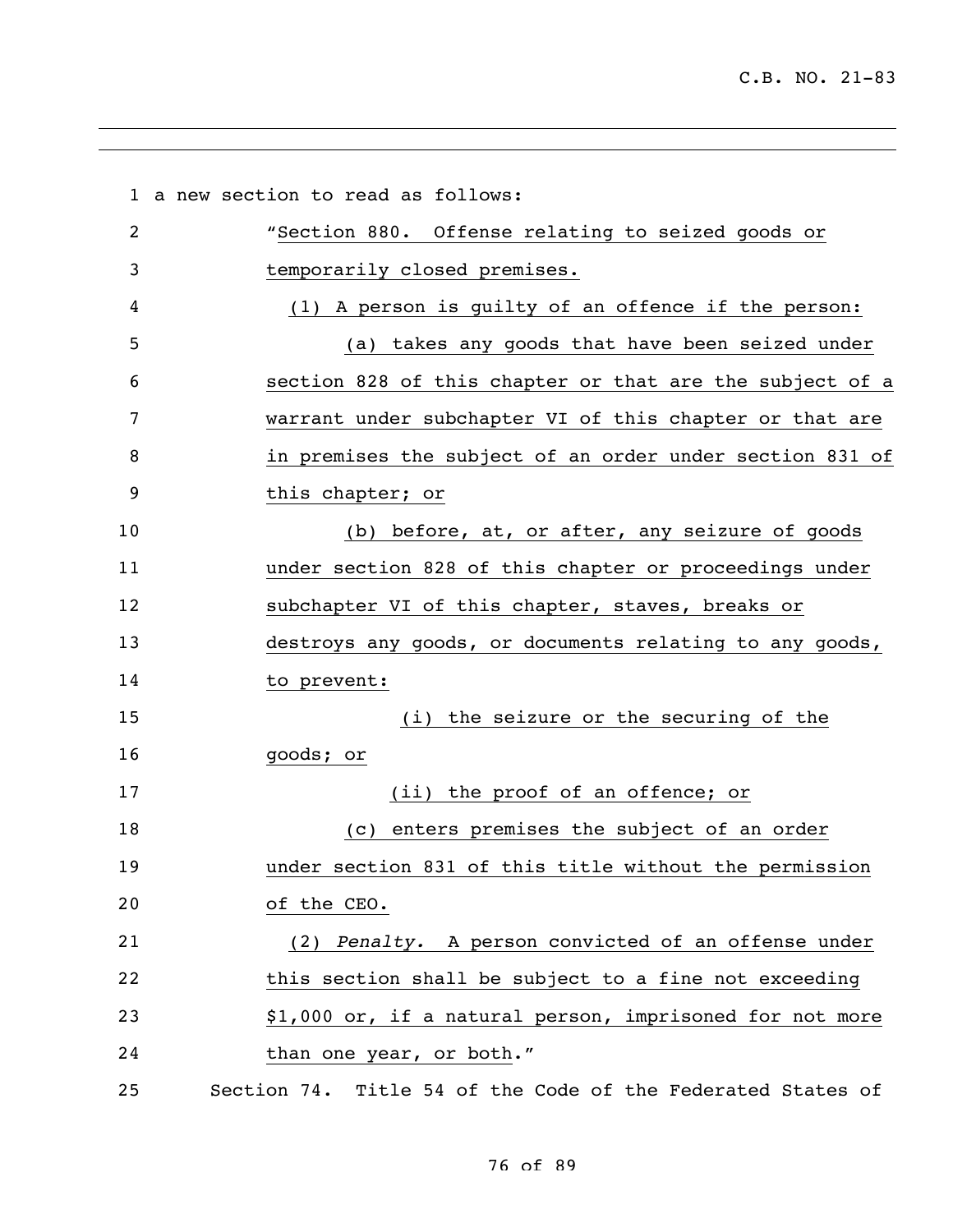a new section to read as follows:

"Section 880. Offense relating to seized goods or temporarily closed premises.

(1) A person is guilty of an offence if the person:

(a) takes any goods that have been seized under section 828 of this chapter or that are the subject of a warrant under subchapter VI of this chapter or that are in premises the subject of an order under section 831 of this chapter; or

(b) before, at, or after, any seizure of goods under section 828 of this chapter or proceedings under subchapter VI of this chapter, staves, breaks or destroys any goods, or documents relating to any goods, to prevent:

(i) the seizure or the securing of the goods; or

(ii) the proof of an offence; or

(c) enters premises the subject of an order under section 831 of this title without the permission of the CEO.

(2) *Penalty.* A person convicted of an offense under this section shall be subject to a fine not exceeding $1,000 or, if a natural person, imprisoned for not more than one year, or both."

Section 74. Title 54 of the Code of the Federated States of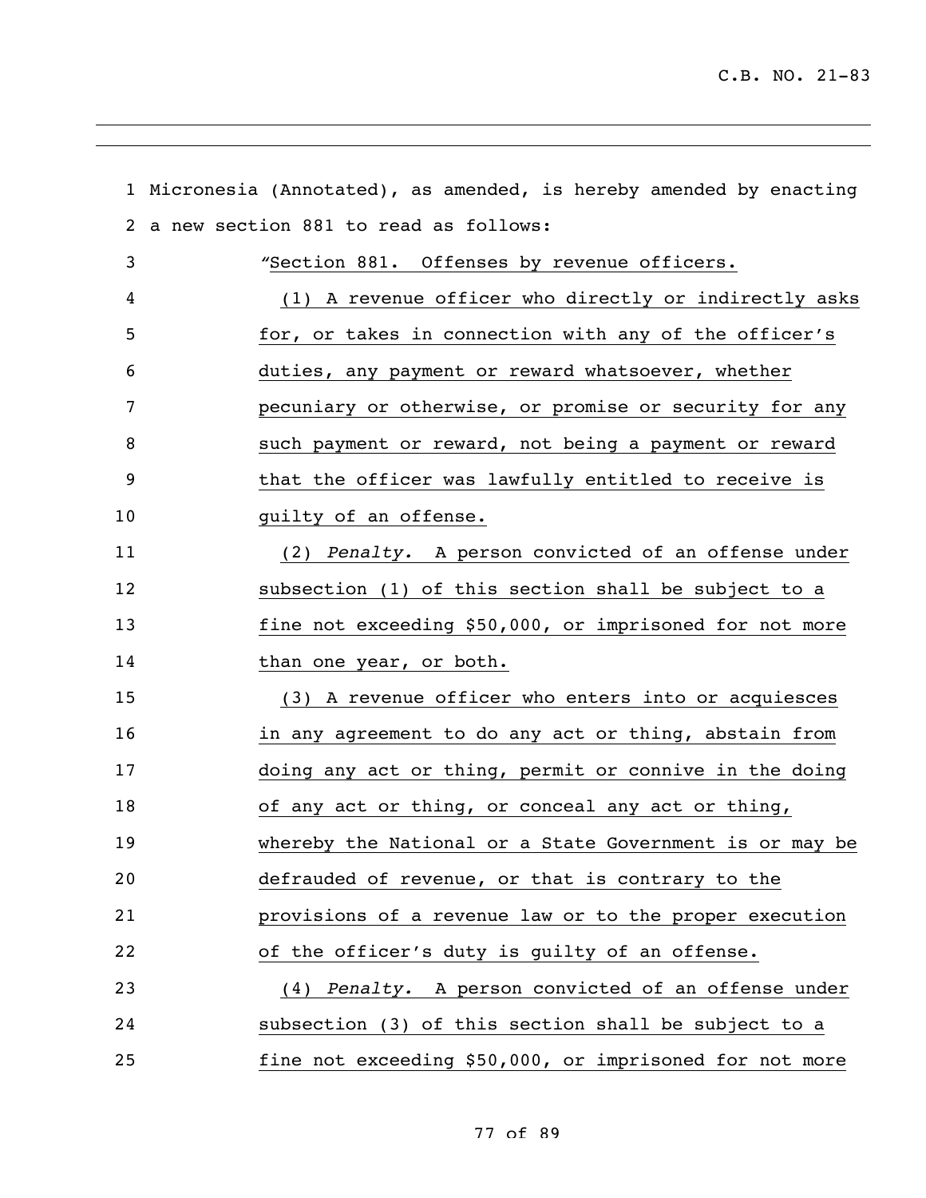Micronesia (Annotated), as amended, is hereby amended by enacting a new section 881 to read as follows:

"Section 881. Offenses by revenue officers.

(1) A revenue officer who directly or indirectly asks for, or takes in connection with any of the officer's duties, any payment or reward whatsoever, whether pecuniary or otherwise, or promise or security for any such payment or reward, not being a payment or reward that the officer was lawfully entitled to receive is guilty of an offense.

(2) *Penalty.* A person convicted of an offense under subsection (1) of this section shall be subject to a fine not exceeding $50,000, or imprisoned for not more than one year, or both.

(3) A revenue officer who enters into or acquiesces in any agreement to do any act or thing, abstain from doing any act or thing, permit or connive in the doing of any act or thing, or conceal any act or thing, whereby the National or a State Government is or may be defrauded of revenue, or that is contrary to the provisions of a revenue law or to the proper execution of the officer's duty is guilty of an offense.

(4) *Penalty.* A person convicted of an offense under subsection (3) of this section shall be subject to a fine not exceeding $50,000, or imprisoned for not more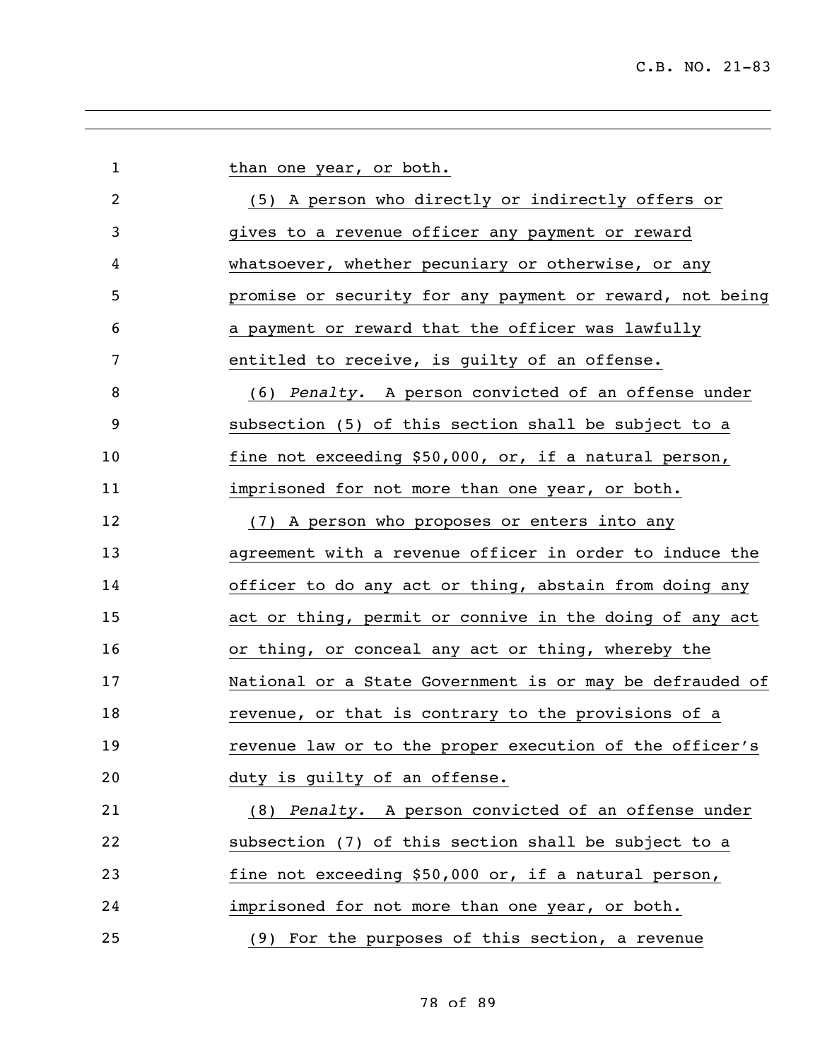than one year, or both.

(5) A person who directly or indirectly offers or gives to a revenue officer any payment or reward whatsoever, whether pecuniary or otherwise, or any promise or security for any payment or reward, not being a payment or reward that the officer was lawfully entitled to receive, is guilty of an offense.

(6) *Penalty.* A person convicted of an offense under subsection (5) of this section shall be subject to a fine not exceeding $50,000, or, if a natural person, imprisoned for not more than one year, or both.

(7) A person who proposes or enters into any agreement with a revenue officer in order to induce the officer to do any act or thing, abstain from doing any act or thing, permit or connive in the doing of any act or thing, or conceal any act or thing, whereby the National or a State Government is or may be defrauded of revenue, or that is contrary to the provisions of a revenue law or to the proper execution of the officer's duty is guilty of an offense.

(8) *Penalty.* A person convicted of an offense under subsection (7) of this section shall be subject to a fine not exceeding $50,000 or, if a natural person, imprisoned for not more than one year, or both.

(9) For the purposes of this section, a revenue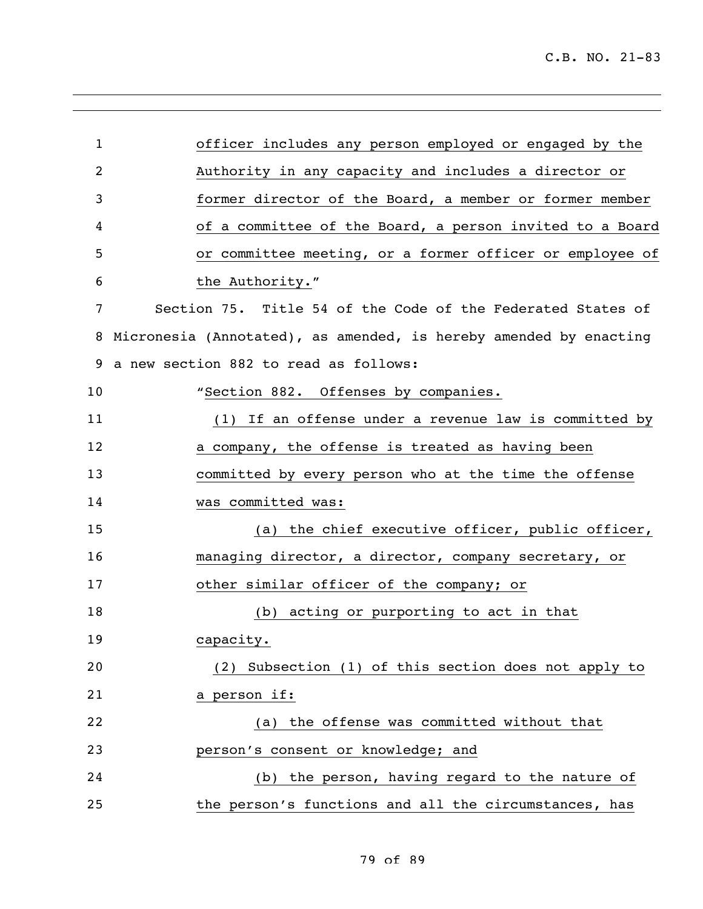officer includes any person employed or engaged by the Authority in any capacity and includes a director or former director of the Board, a member or former member of a committee of the Board, a person invited to a Board or committee meeting, or a former officer or employee of the Authority."

Section 75. Title 54 of the Code of the Federated States of Micronesia (Annotated), as amended, is hereby amended by enacting a new section 882 to read as follows:

"Section 882. Offenses by companies.

(1) If an offense under a revenue law is committed by a company, the offense is treated as having been committed by every person who at the time the offense was committed was:

(a) the chief executive officer, public officer, managing director, a director, company secretary, or other similar officer of the company; or

(b) acting or purporting to act in that capacity.

(2) Subsection (1) of this section does not apply to a person if:

(a) the offense was committed without that person's consent or knowledge; and

(b) the person, having regard to the nature of the person's functions and all the circumstances, has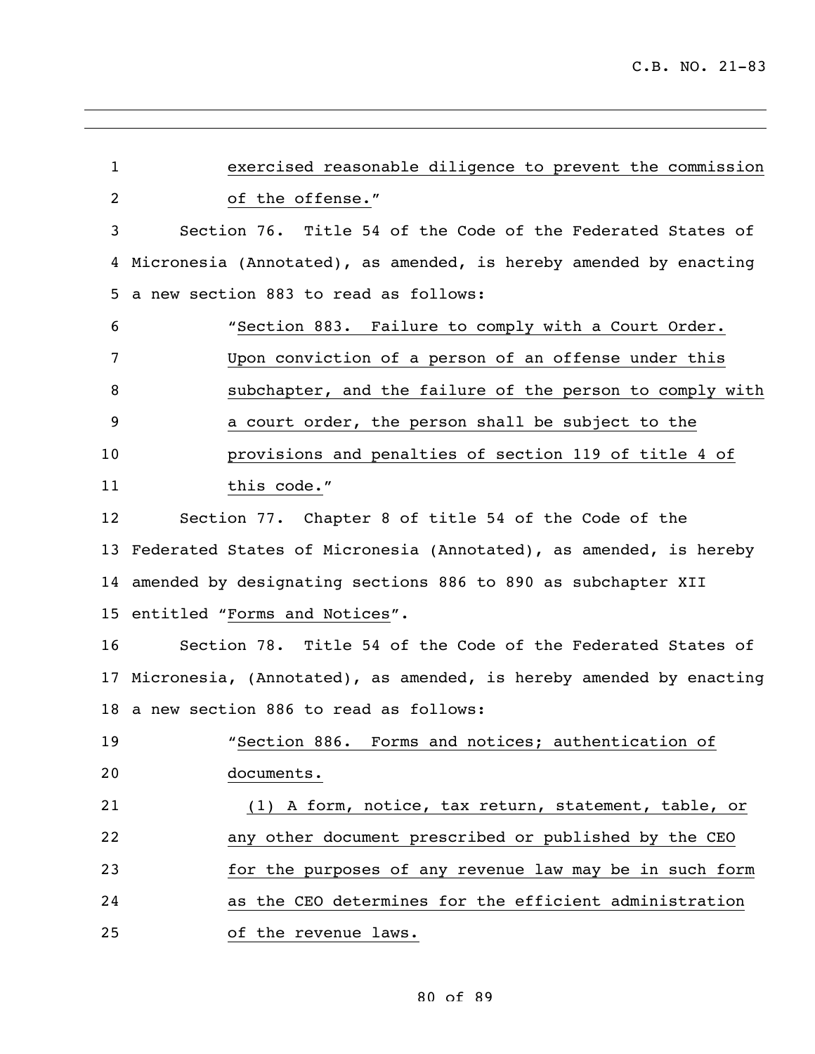exercised reasonable diligence to prevent the commission of the offense."

Section 76. Title 54 of the Code of the Federated States of Micronesia (Annotated), as amended, is hereby amended by enacting a new section 883 to read as follows:

"Section 883. Failure to comply with a Court Order. Upon conviction of a person of an offense under this subchapter, and the failure of the person to comply with a court order, the person shall be subject to the provisions and penalties of section 119 of title 4 of this code."

Section 77. Chapter 8 of title 54 of the Code of the Federated States of Micronesia (Annotated), as amended, is hereby amended by designating sections 886 to 890 as subchapter XII entitled "Forms and Notices".

Section 78. Title 54 of the Code of the Federated States of Micronesia, (Annotated), as amended, is hereby amended by enacting a new section 886 to read as follows:

"Section 886. Forms and notices; authentication of documents.

(1) A form, notice, tax return, statement, table, or any other document prescribed or published by the CEO for the purposes of any revenue law may be in such form as the CEO determines for the efficient administration of the revenue laws.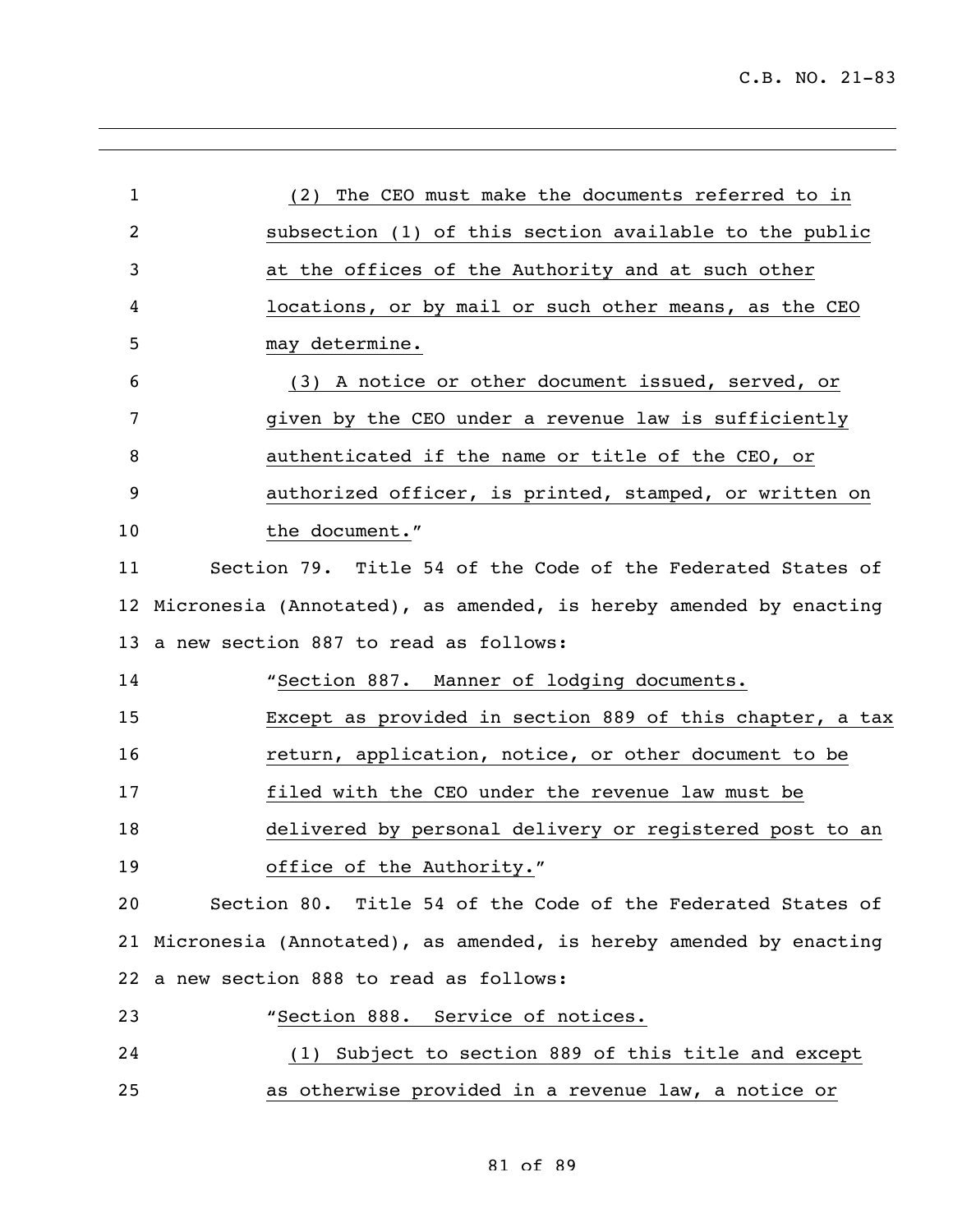(2) The CEO must make the documents referred to in subsection (1) of this section available to the public at the offices of the Authority and at such other locations, or by mail or such other means, as the CEO may determine.

(3) A notice or other document issued, served, or given by the CEO under a revenue law is sufficiently authenticated if the name or title of the CEO, or authorized officer, is printed, stamped, or written on the document."

Section 79. Title 54 of the Code of the Federated States of Micronesia (Annotated), as amended, is hereby amended by enacting a new section 887 to read as follows:

"Section 887. Manner of lodging documents.
Except as provided in section 889 of this chapter, a tax return, application, notice, or other document to be filed with the CEO under the revenue law must be delivered by personal delivery or registered post to an office of the Authority."

Section 80. Title 54 of the Code of the Federated States of Micronesia (Annotated), as amended, is hereby amended by enacting a new section 888 to read as follows:

"Section 888. Service of notices.

(1) Subject to section 889 of this title and except as otherwise provided in a revenue law, a notice or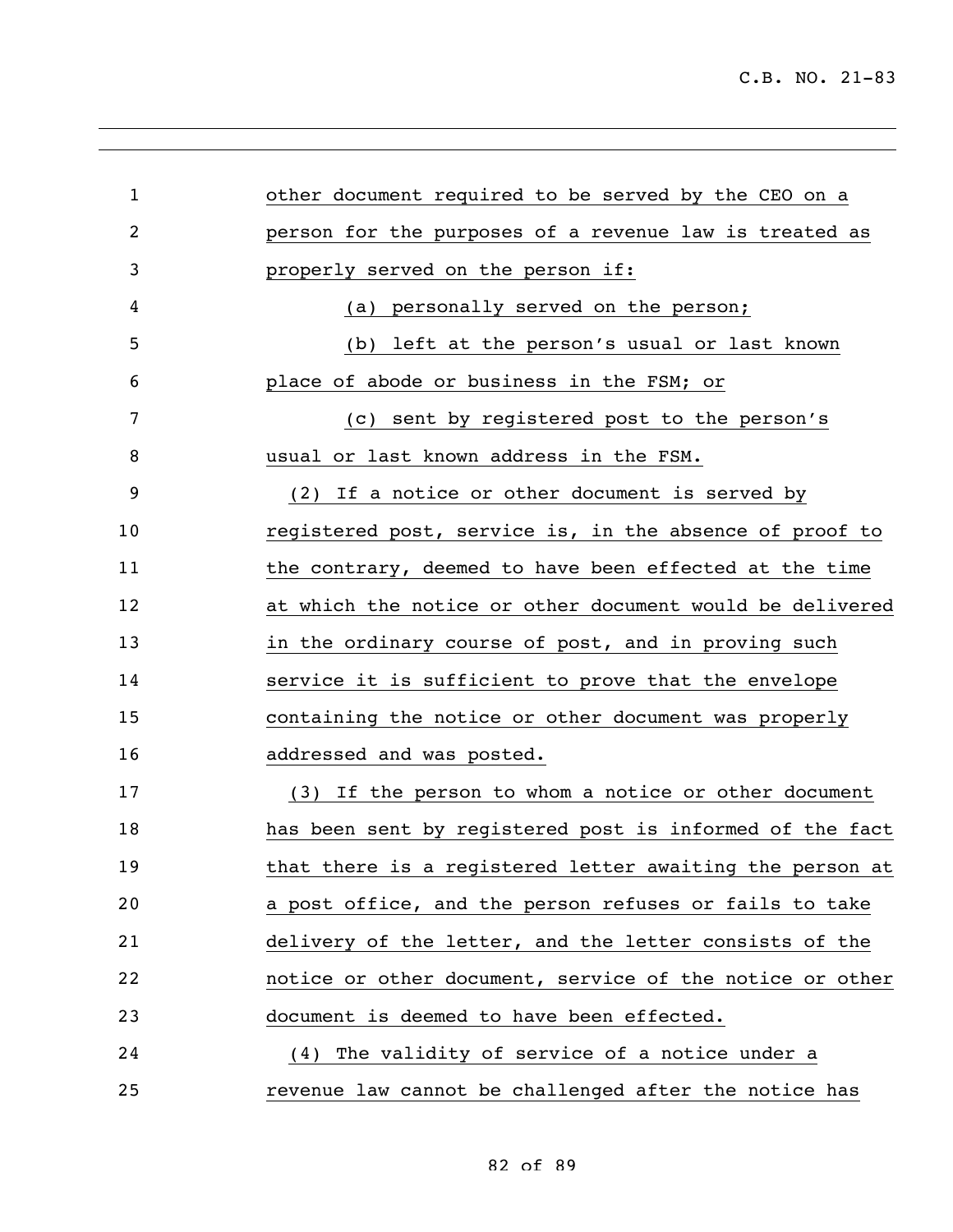other document required to be served by the CEO on a person for the purposes of a revenue law is treated as properly served on the person if:

(a) personally served on the person;

(b) left at the person's usual or last known place of abode or business in the FSM; or

(c) sent by registered post to the person's usual or last known address in the FSM.

(2) If a notice or other document is served by registered post, service is, in the absence of proof to the contrary, deemed to have been effected at the time at which the notice or other document would be delivered in the ordinary course of post, and in proving such service it is sufficient to prove that the envelope containing the notice or other document was properly addressed and was posted.

(3) If the person to whom a notice or other document has been sent by registered post is informed of the fact that there is a registered letter awaiting the person at a post office, and the person refuses or fails to take delivery of the letter, and the letter consists of the notice or other document, service of the notice or other document is deemed to have been effected.

(4) The validity of service of a notice under a revenue law cannot be challenged after the notice has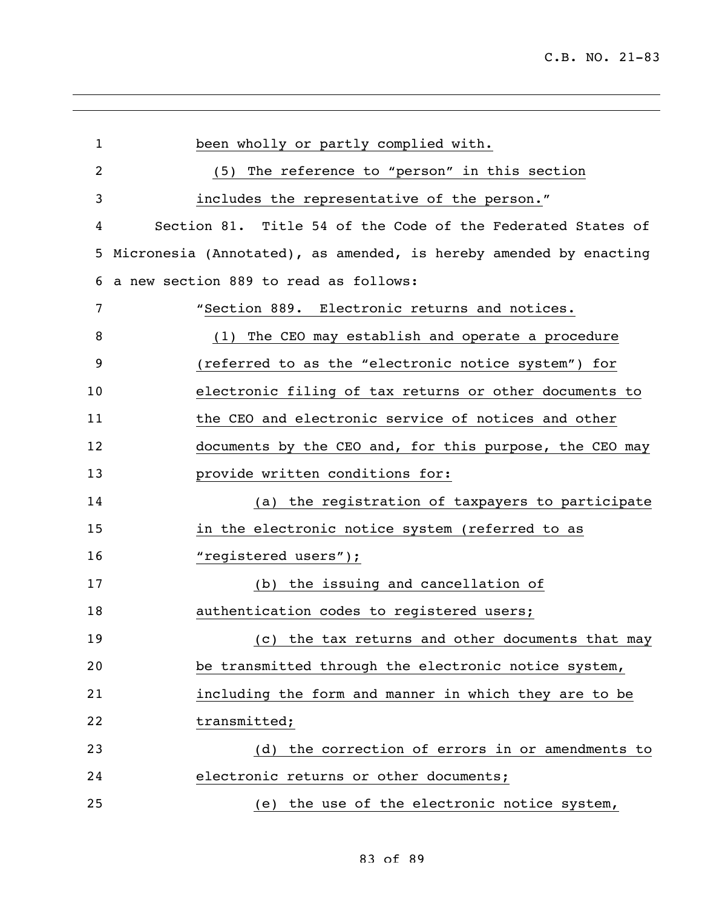been wholly or partly complied with.

(5) The reference to "person" in this section includes the representative of the person."

Section 81. Title 54 of the Code of the Federated States of Micronesia (Annotated), as amended, is hereby amended by enacting a new section 889 to read as follows:

"Section 889. Electronic returns and notices.

(1) The CEO may establish and operate a procedure (referred to as the "electronic notice system") for electronic filing of tax returns or other documents to the CEO and electronic service of notices and other documents by the CEO and, for this purpose, the CEO may provide written conditions for:

(a) the registration of taxpayers to participate in the electronic notice system (referred to as "registered users");

(b) the issuing and cancellation of authentication codes to registered users;

(c) the tax returns and other documents that may be transmitted through the electronic notice system, including the form and manner in which they are to be transmitted;

(d) the correction of errors in or amendments to electronic returns or other documents;

(e) the use of the electronic notice system,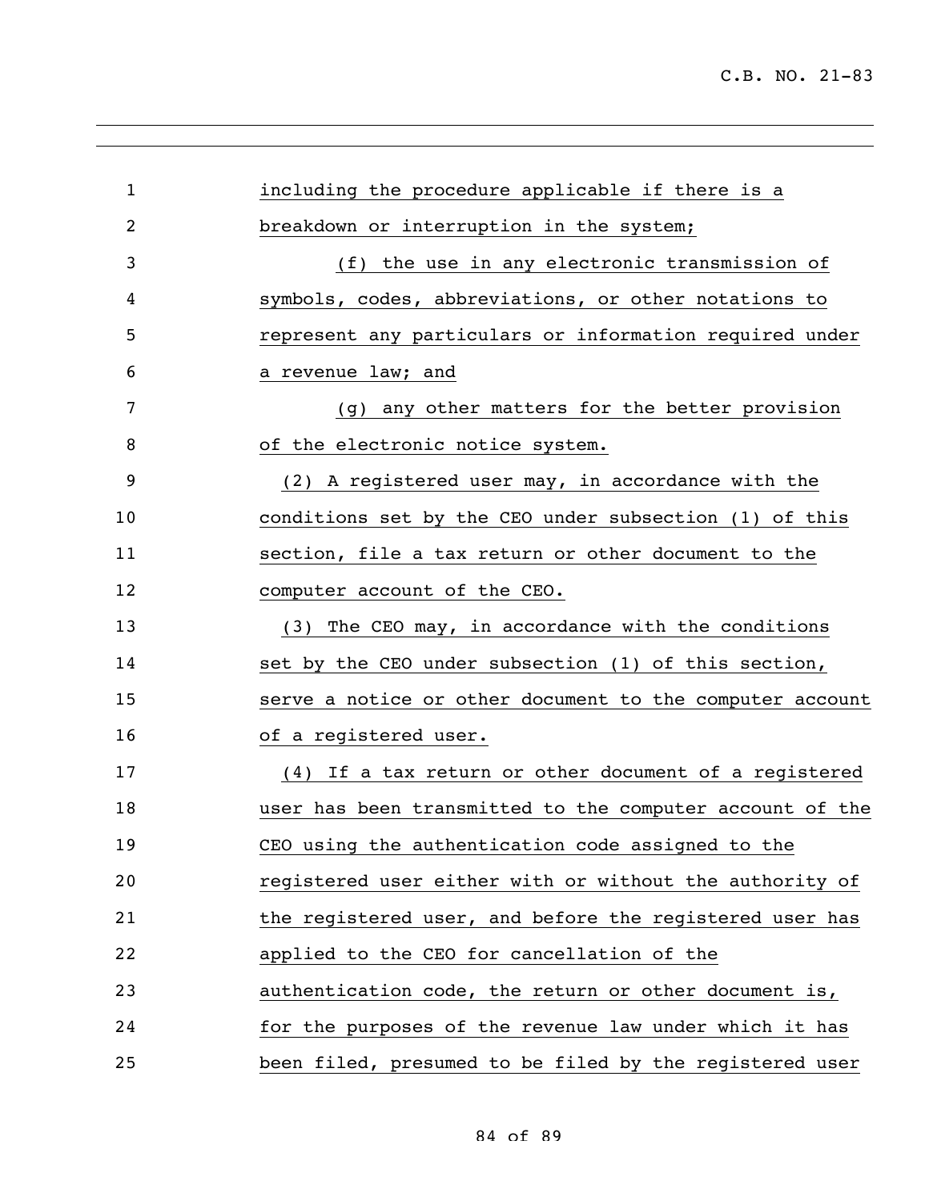including the procedure applicable if there is a breakdown or interruption in the system;

(f) the use in any electronic transmission of symbols, codes, abbreviations, or other notations to represent any particulars or information required under a revenue law; and

(g) any other matters for the better provision of the electronic notice system.

(2) A registered user may, in accordance with the conditions set by the CEO under subsection (1) of this section, file a tax return or other document to the computer account of the CEO.

(3) The CEO may, in accordance with the conditions set by the CEO under subsection (1) of this section, serve a notice or other document to the computer account of a registered user.

(4) If a tax return or other document of a registered user has been transmitted to the computer account of the CEO using the authentication code assigned to the registered user either with or without the authority of the registered user, and before the registered user has applied to the CEO for cancellation of the authentication code, the return or other document is, for the purposes of the revenue law under which it has been filed, presumed to be filed by the registered user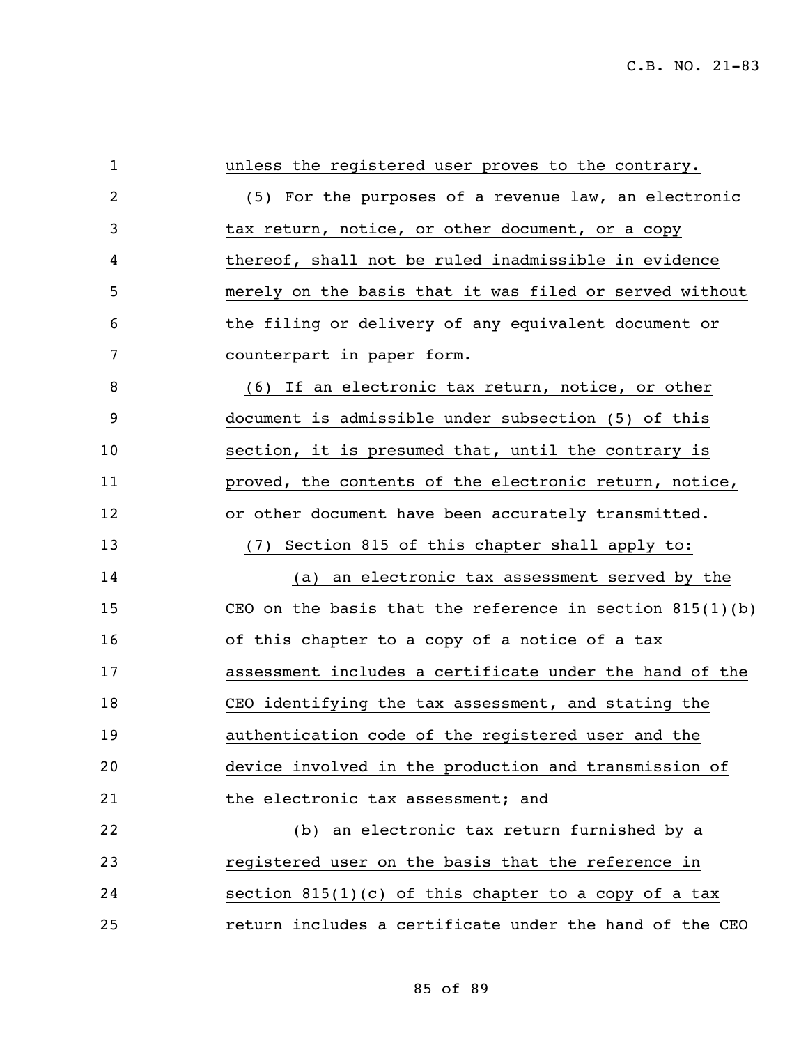unless the registered user proves to the contrary.

(5) For the purposes of a revenue law, an electronic tax return, notice, or other document, or a copy thereof, shall not be ruled inadmissible in evidence merely on the basis that it was filed or served without the filing or delivery of any equivalent document or counterpart in paper form.

(6) If an electronic tax return, notice, or other document is admissible under subsection (5) of this section, it is presumed that, until the contrary is proved, the contents of the electronic return, notice, or other document have been accurately transmitted.

(7) Section 815 of this chapter shall apply to:

(a) an electronic tax assessment served by the CEO on the basis that the reference in section 815(1)(b) of this chapter to a copy of a notice of a tax assessment includes a certificate under the hand of the CEO identifying the tax assessment, and stating the authentication code of the registered user and the device involved in the production and transmission of the electronic tax assessment; and

(b) an electronic tax return furnished by a registered user on the basis that the reference in section 815(1)(c) of this chapter to a copy of a tax return includes a certificate under the hand of the CEO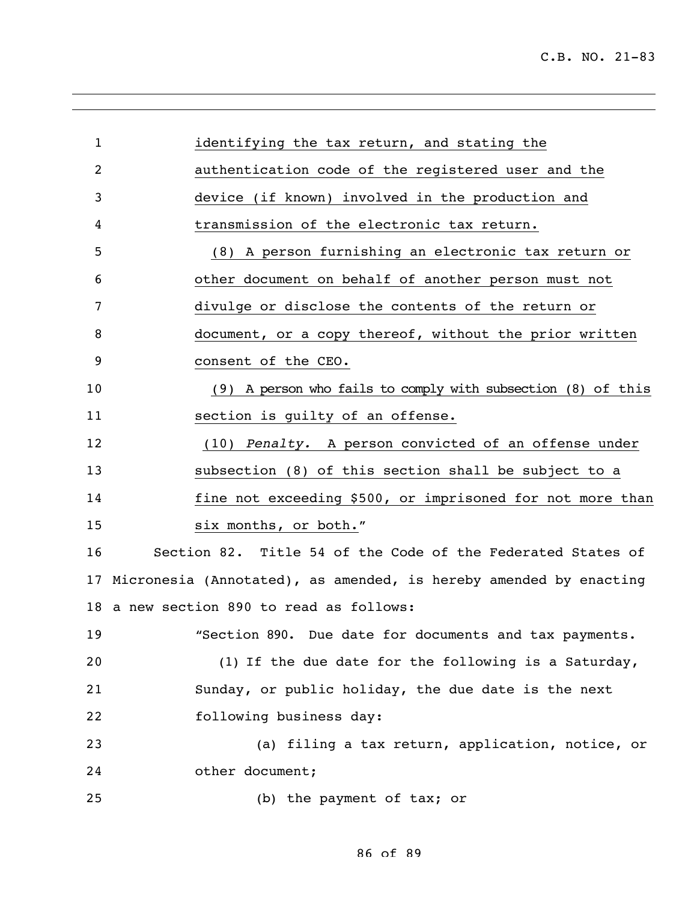identifying the tax return, and stating the authentication code of the registered user and the device (if known) involved in the production and transmission of the electronic tax return.

(8) A person furnishing an electronic tax return or other document on behalf of another person must not divulge or disclose the contents of the return or document, or a copy thereof, without the prior written consent of the CEO.

(9) A person who fails to comply with subsection (8) of this section is guilty of an offense.

(10) *Penalty.* A person convicted of an offense under subsection (8) of this section shall be subject to a fine not exceeding $500, or imprisoned for not more than six months, or both."

Section 82. Title 54 of the Code of the Federated States of Micronesia (Annotated), as amended, is hereby amended by enacting a new section 890 to read as follows:

"Section 890. Due date for documents and tax payments.

(1) If the due date for the following is a Saturday, Sunday, or public holiday, the due date is the next following business day:

(a) filing a tax return, application, notice, or other document;

(b) the payment of tax; or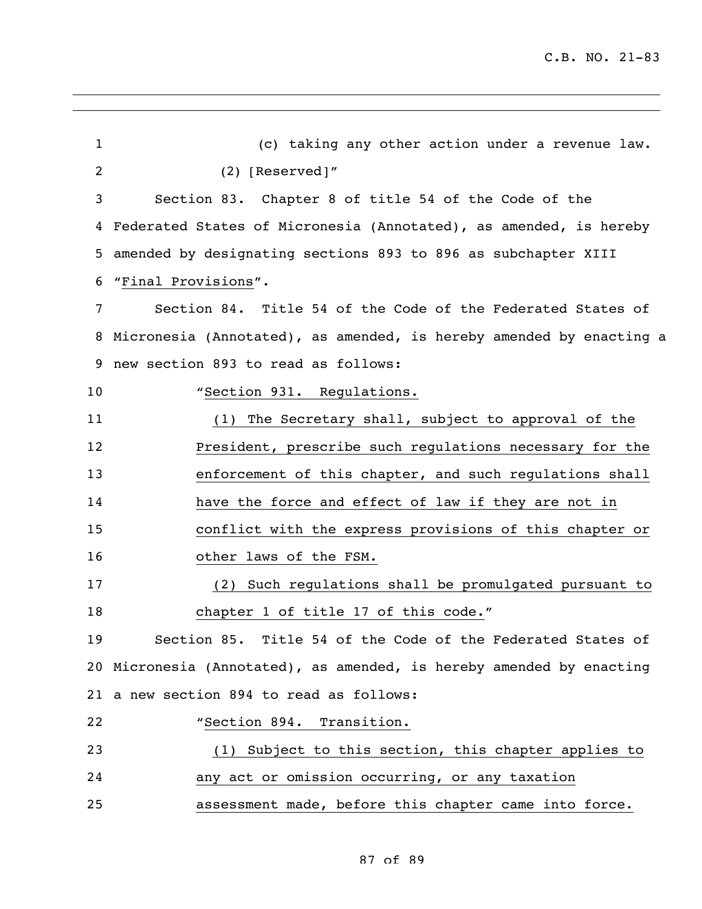(c) taking any other action under a revenue law.

(2) [Reserved]"

Section 83. Chapter 8 of title 54 of the Code of the Federated States of Micronesia (Annotated), as amended, is hereby amended by designating sections 893 to 896 as subchapter XIII "Final Provisions".

Section 84. Title 54 of the Code of the Federated States of Micronesia (Annotated), as amended, is hereby amended by enacting a new section 893 to read as follows:

"Section 931. Regulations.

(1) The Secretary shall, subject to approval of the President, prescribe such regulations necessary for the enforcement of this chapter, and such regulations shall have the force and effect of law if they are not in conflict with the express provisions of this chapter or other laws of the FSM.

(2) Such regulations shall be promulgated pursuant to chapter 1 of title 17 of this code."

Section 85. Title 54 of the Code of the Federated States of Micronesia (Annotated), as amended, is hereby amended by enacting a new section 894 to read as follows:

"Section 894. Transition.

(1) Subject to this section, this chapter applies to any act or omission occurring, or any taxation assessment made, before this chapter came into force.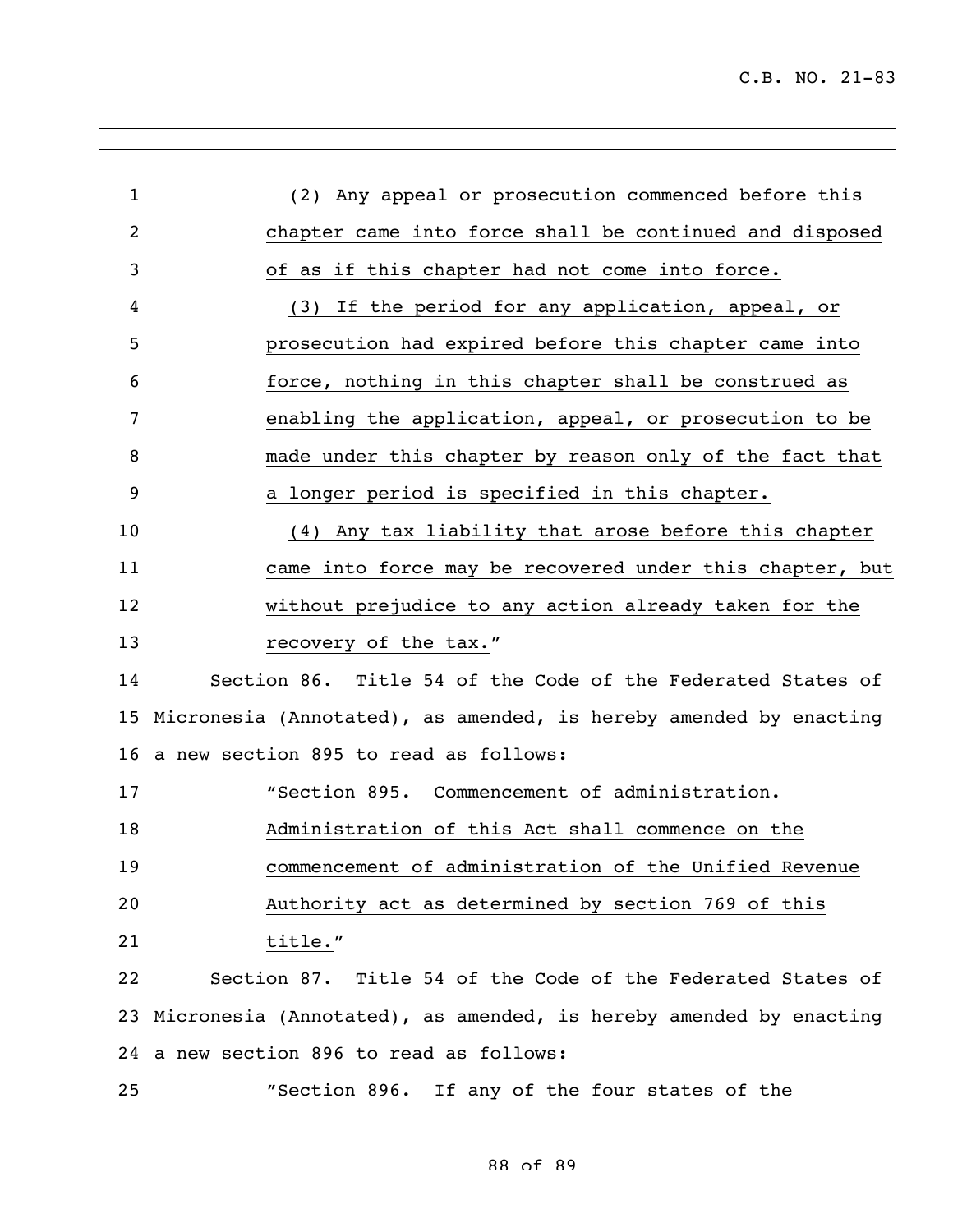(2) Any appeal or prosecution commenced before this chapter came into force shall be continued and disposed of as if this chapter had not come into force.

(3) If the period for any application, appeal, or prosecution had expired before this chapter came into force, nothing in this chapter shall be construed as enabling the application, appeal, or prosecution to be made under this chapter by reason only of the fact that a longer period is specified in this chapter.

(4) Any tax liability that arose before this chapter came into force may be recovered under this chapter, but without prejudice to any action already taken for the recovery of the tax."

Section 86. Title 54 of the Code of the Federated States of Micronesia (Annotated), as amended, is hereby amended by enacting a new section 895 to read as follows:

"Section 895. Commencement of administration. Administration of this Act shall commence on the commencement of administration of the Unified Revenue Authority act as determined by section 769 of this title."

Section 87. Title 54 of the Code of the Federated States of Micronesia (Annotated), as amended, is hereby amended by enacting a new section 896 to read as follows:

"Section 896. If any of the four states of the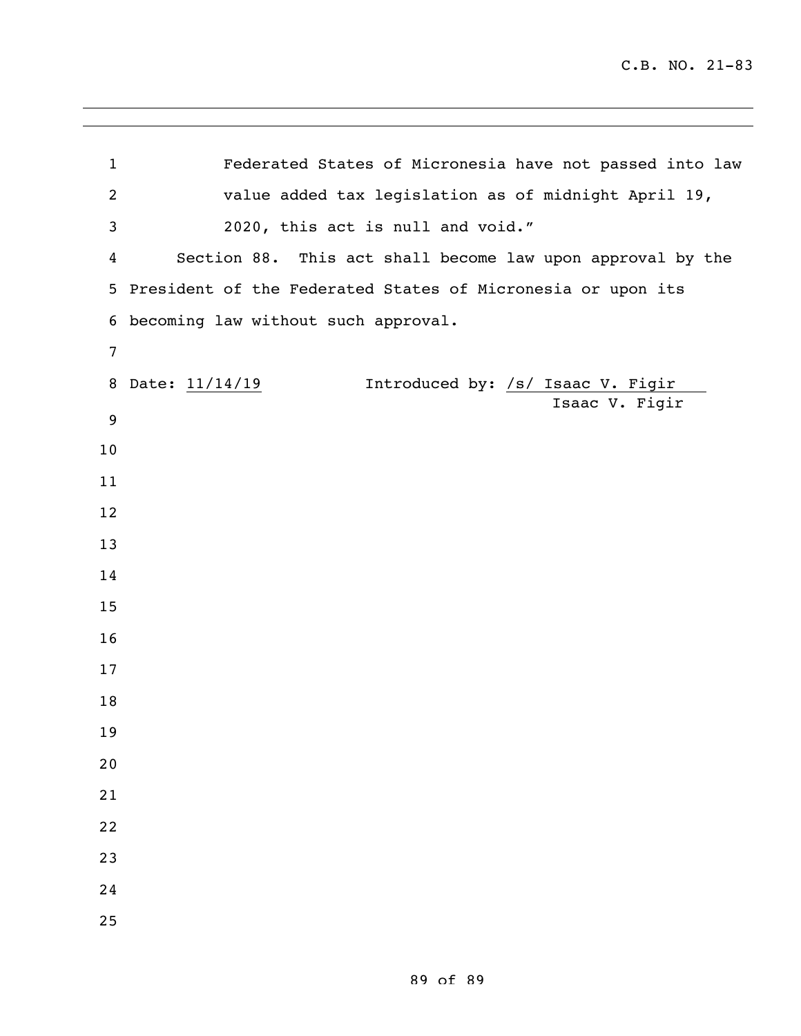Federated States of Micronesia have not passed into law value added tax legislation as of midnight April 19, 2020, this act is null and void."

Section 88. This act shall become law upon approval by the President of the Federated States of Micronesia or upon its becoming law without such approval.

Date: 11/14/19

Introduced by: /s/ Isaac V. Figir

Isaac V. Figir